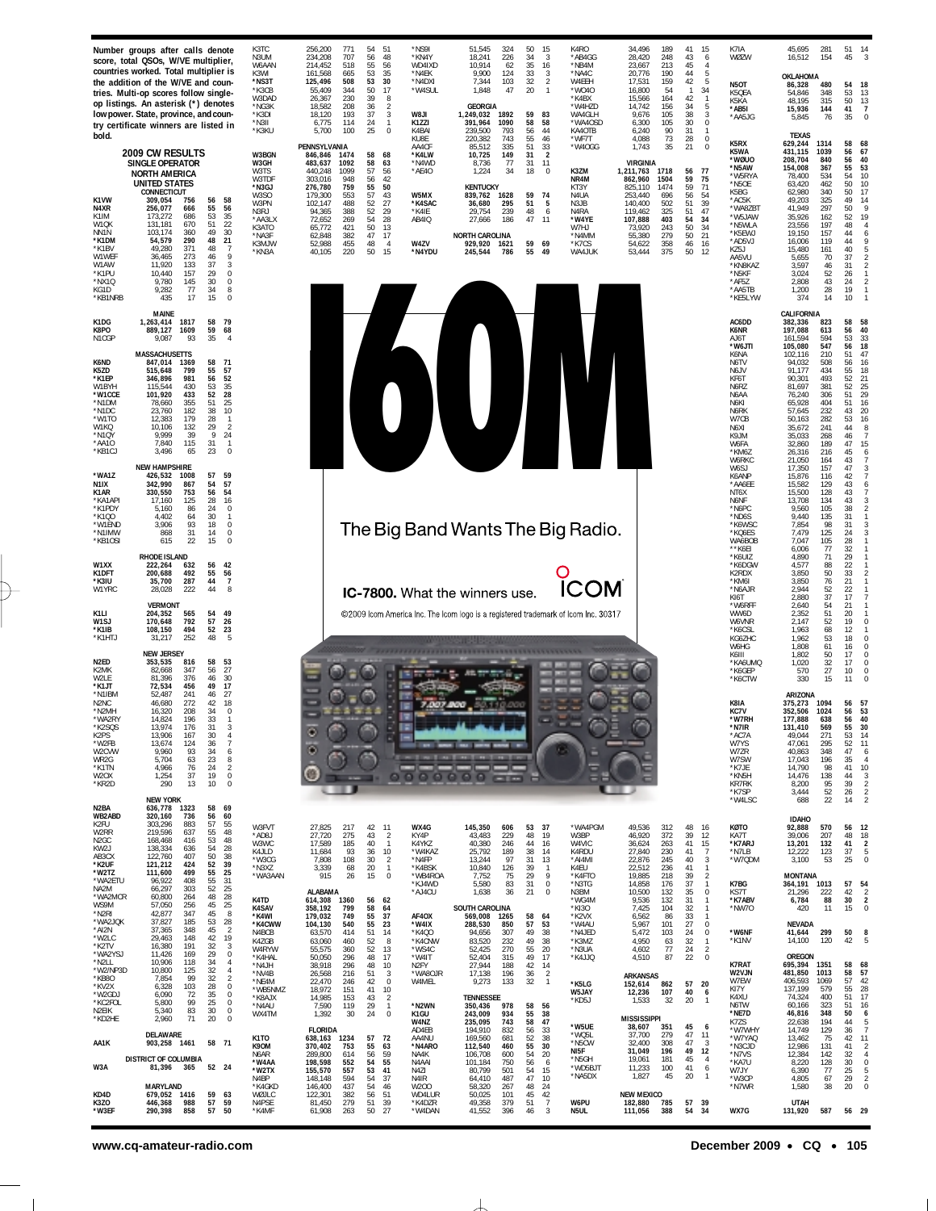Number groups after calls denote score, total QSOs, W/VE multiplier, countries worked. Total multiplier is the addition of the W/VE and countries. Multi-op scores follow single-op listings. An asterisk (*) denotes low power. State, province, and country certificate winners are listed in bold.

## 2009 CW RESULTS

### SINGLE OPERATOR

### NORTH AMERICA

### UNITED STATES

| CONNECTICUT | | | | |
|---|---|---|---|---|
| **K1VW** | **309,054** | **756** | **56** | **58** |
| N4XR | 256,077 | 666 | 55 | 56 |
| K1IM | 173,272 | 686 | 53 | 35 |
| W1QK | 131,181 | 670 | 51 | 22 |
| NN1N | 103,174 | 360 | 49 | 30 |
| ***K1DM** | **54,579** | **290** | **48** | **21** |
| *K1BV | 49,280 | 371 | 48 | 7 |
| W1WEF | 36,465 | 273 | 46 | 9 |
| W1AW | 11,920 | 133 | 37 | 3 |
| *K1PU | 10,440 | 157 | 29 | 0 |
| *NX1Q | 9,780 | 145 | 30 | 0 |
| KG1D | 9,282 | 77 | 34 | 8 |
| *KB1NRB | 435 | 17 | 15 | 0 |

| MAINE | | | | |
|---|---|---|---|---|
| **K1DG** | **1,263,414** | **1817** | **58** | **79** |
| K8PO | 889,127 | 1609 | 59 | 68 |
| N1CGP | 9,087 | 93 | 35 | 4 |

| MASSACHUSETTS | | | | |
|---|---|---|---|---|
| **K6ND** | **847,014** | **1369** | **58** | **71** |
| K5ZD | 515,648 | 799 | 55 | 57 |
| ***K1EP** | **346,896** | **981** | **56** | **52** |
| W1BYH | 115,544 | 430 | 53 | 35 |
| *W1CCE | 101,920 | 433 | 52 | 28 |
| *N1DM | 78,660 | 355 | 51 | 25 |
| *N1DC | 23,760 | 182 | 38 | 10 |
| *W1TO | 12,383 | 179 | 28 | 1 |
| W1KQ | 10,106 | 132 | 29 | 2 |
| *N1QY | 9,999 | 39 | 9 | 24 |
| *AA1O | 7,840 | 115 | 31 | 1 |
| *KB1CJ | 3,496 | 65 | 23 | 0 |

| NEW HAMPSHIRE | | | | |
|---|---|---|---|---|
| ***WA1Z** | **426,532** | **1008** | **57** | **59** |
| N1IX | 342,990 | 867 | 54 | 57 |
| K1AR | 330,550 | 753 | 56 | 54 |
| *KA1API | 17,160 | 125 | 28 | 16 |
| *K1PDY | 5,160 | 86 | 24 | 0 |
| *K1QO | 4,402 | 64 | 30 | 1 |
| *W1END | 3,906 | 93 | 18 | 0 |
| *N1IMW | 868 | 31 | 14 | 0 |
| *KB1OSI | 615 | 22 | 15 | 0 |

| RHODE ISLAND | | | | |
|---|---|---|---|---|
| **W1XX** | **222,264** | **632** | **56** | **42** |
| K1DFT | 200,688 | 492 | 55 | 56 |
| ***K3IU** | **35,700** | **287** | **44** | **7** |
| W1YRC | 28,028 | 222 | 44 | 8 |

| VERMONT | | | | |
|---|---|---|---|---|
| **K1LI** | **204,352** | **565** | **54** | **49** |
| W1SJ | 170,648 | 792 | 57 | 26 |
| ***K1IB** | **108,150** | **494** | **52** | **23** |
| *K1HTJ | 31,217 | 252 | 48 | 5 |

| NEW JERSEY | | | | |
|---|---|---|---|---|
| **N2ED** | **353,535** | **816** | **58** | **53** |
| K2MK | 82,668 | 347 | 56 | 27 |
| W2LE | 81,396 | 376 | 46 | 30 |
| ***K1JT** | **72,534** | **456** | **49** | **17** |
| *N1IBM | 52,487 | 241 | 46 | 27 |
| N2NC | 46,680 | 272 | 42 | 18 |
| *N2MH | 16,320 | 208 | 34 | 0 |
| *WA2RY | 14,824 | 196 | 33 | 1 |
| *K2SQS | 13,974 | 176 | 31 | 3 |
| K2PS | 13,906 | 167 | 30 | 4 |
| *W2FB | 13,674 | 124 | 36 | 7 |
| W2CVW | 9,960 | 93 | 34 | 6 |
| WR2G | 5,704 | 63 | 23 | 8 |
| *K1TN | 4,966 | 76 | 24 | 2 |
| W2OX | 1,254 | 37 | 19 | 0 |
| *KR2D | 290 | 13 | 10 | 0 |

| NEW YORK | | | | |
|---|---|---|---|---|
| **N2BA** | **636,778** | **1323** | **58** | **69** |
| WB2ABD | 320,160 | 736 | 56 | 60 |
| K2RU | 303,296 | 883 | 57 | 55 |
| W2RR | 219,596 | 637 | 55 | 48 |
| N2GC | 168,468 | 416 | 53 | 48 |
| KW2J | 138,334 | 636 | 54 | 28 |
| AB3CX | 122,760 | 407 | 50 | 38 |
| ***K2UF** | **121,212** | **424** | **52** | **39** |
| *W2TZ | 111,600 | 499 | 55 | 25 |
| *WA2ETU | 96,922 | 408 | 55 | 31 |
| NA2M | 66,297 | 303 | 52 | 25 |
| *WA2MCR | 60,800 | 264 | 48 | 28 |
| W1SM | 57,050 | 256 | 45 | 25 |
| *N2RI | 42,877 | 347 | 45 | 8 |
| *WA2JQK | 37,827 | 185 | 53 | 28 |
| *AI2N | 37,365 | 348 | 45 | 2 |
| *W2LC | 29,463 | 148 | 42 | 19 |
| *K2TV | 16,380 | 191 | 32 | 3 |
| *WA2YSJ | 11,426 | 169 | 29 | 0 |
| *N2LL | 10,906 | 118 | 34 | 4 |
| *W2/NP3D | 10,800 | 125 | 32 | 4 |
| *KB8O | 7,854 | 99 | 32 | 2 |
| *KV2X | 6,328 | 103 | 28 | 0 |
| *W2GDJ | 6,090 | 72 | 35 | 0 |
| *KC2FOL | 5,800 | 99 | 25 | 0 |
| N2EIK | 5,340 | 83 | 30 | 0 |
| *KD2HE | 2,960 | 71 | 20 | 0 |

| DELAWARE | | | | |
|---|---|---|---|---|
| **AA1K** | **903,258** | **1461** | **58** | **71** |

| DISTRICT OF COLUMBIA | | | | |
|---|---|---|---|---|
| **W3A** | **81,396** | **365** | **52** | **24** |

| MARYLAND | | | | |
|---|---|---|---|---|
| **KD4D** | **679,052** | **1416** | **59** | **63** |
| K3ZO | 446,368 | 988 | 57 | 59 |
| ***W3EF** | **290,398** | **858** | **57** | **50** |
| K3TC | 256,200 | 771 | 54 | 51 |
| N3UM | 234,208 | 707 | 56 | 48 |
| W6AAN | 214,452 | 518 | 55 | 56 |
| K3WI | 161,568 | 665 | 53 | 35 |
| *NS3T | 125,496 | 508 | 53 | 30 |
| *K3CB | 55,409 | 344 | 50 | 17 |
| W3DAD | 26,367 | 230 | 39 | 8 |
| *NG3K | 18,582 | 208 | 36 | 2 |
| *K3DI | 18,120 | 193 | 37 | 3 |
| *N3II | 6,775 | 114 | 24 | 1 |
| *K3KU | 5,700 | 100 | 25 | 0 |

| PENNSYLVANIA | | | | |
|---|---|---|---|---|
| **W3BGN** | **846,846** | **1474** | **58** | **68** |
| W3GH | 483,637 | 1092 | 58 | 63 |
| W3TS | 440,248 | 1099 | 57 | 56 |
| W3TDF | 303,016 | 948 | 56 | 42 |
| ***N3GJ** | **276,780** | **759** | **55** | **50** |
| W3SO | 179,300 | 553 | 57 | 43 |
| W3PN | 102,147 | 488 | 52 | 27 |
| N3RJ | 94,365 | 388 | 52 | 29 |
| *AA3LX | 72,652 | 269 | 54 | 28 |
| K3ATO | 65,772 | 421 | 50 | 13 |
| *NA3F | 62,848 | 382 | 47 | 17 |
| K3MJW | 52,988 | 455 | 48 | 4 |
| *KN3A | 40,105 | 220 | 50 | 15 |
| W3FVT | 27,825 | 217 | 42 | 11 |
| *AD8J | 27,720 | 275 | 43 | 2 |
| W3WC | 17,589 | 185 | 40 | 1 |
| K4JLD | 11,684 | 93 | 36 | 10 |
| *W3CG | 7,808 | 108 | 30 | 2 |
| *N3XZ | 3,339 | 68 | 20 | 1 |
| *WA3AAN | 915 | 26 | 15 | 0 |

| ALABAMA | | | | |
|---|---|---|---|---|
| **K4TD** | **614,308** | **1360** | **56** | **62** |
| K4SAV | 358,192 | 799 | 58 | 64 |
| ***K4WI** | **179,032** | **749** | **55** | **37** |
| *K4CWW | 104,130 | 540 | 55 | 23 |
| N4BCB | 63,570 | 414 | 51 | 14 |
| K4ZGB | 63,060 | 460 | 52 | 8 |
| W4RYW | 55,575 | 360 | 52 | 13 |
| *K4HAL | 50,050 | 296 | 48 | 17 |
| *N4JH | 38,918 | 296 | 48 | 10 |
| *NV4B | 26,568 | 216 | 51 | 3 |
| *NE4M | 22,470 | 246 | 42 | 0 |
| *WB5NMZ | 18,972 | 151 | 41 | 10 |
| *K8AJX | 14,985 | 153 | 43 | 2 |
| *N4AU | 7,590 | 119 | 29 | 1 |
| WX4TM | 1,392 | 30 | 24 | 0 |

| FLORIDA | | | | |
|---|---|---|---|---|
| **K1TO** | **638,163** | **1234** | **57** | **72** |
| K9OM | 370,402 | 753 | 55 | 63 |
| N6AR | 289,800 | 614 | 56 | 59 |
| ***W4AA** | **198,598** | **552** | **54** | **55** |
| *W2TX | 155,570 | 557 | 53 | 41 |
| N4BP | 148,148 | 594 | 54 | 37 |
| *K4GKD | 146,400 | 437 | 54 | 46 |
| WØJLC | 122,301 | 382 | 56 | 51 |
| N4PSE | 81,450 | 279 | 51 | 39 |
| *K4MF | 61,908 | 263 | 50 | 27 |
| WX4G | 145,350 | 606 | 53 | 37 |
| KY4P | 43,483 | 229 | 48 | 19 |
| K4YKZ | 40,380 | 246 | 44 | 16 |
| *W4KAZ | 25,792 | 189 | 38 | 14 |
| *N4FP | 13,244 | 97 | 31 | 13 |
| *K4BSK | 10,840 | 126 | 39 | 1 |
| *WB4ROA | 7,752 | 75 | 29 | 9 |
| *KJ4WD | 5,580 | 83 | 31 | 0 |
| *AJ4CU | 1,638 | 36 | 21 | 0 |
| *NS9I | 51,545 | 324 | 50 | 15 |
| *KN4Y | 18,241 | 226 | 34 | 3 |
| WD4IXD | 10,914 | 62 | 35 | 16 |
| *N4EK | 9,900 | 124 | 33 | 3 |
| *N4DXI | 7,344 | 103 | 32 | 2 |
| *W4SUL | 1,848 | 47 | 20 | 1 |

| GEORGIA | | | | |
|---|---|---|---|---|
| **W8JI** | **1,249,032** | **1892** | **59** | **83** |
| K1ZZI | 391,964 | 1090 | 58 | 58 |
| K4BAI | 239,500 | 793 | 56 | 44 |
| KU8E | 220,382 | 743 | 55 | 46 |
| AA4CF | 85,512 | 335 | 51 | 33 |
| ***K4LW** | **10,725** | **149** | **31** | **2** |
| *N4WD | 8,736 | 77 | 31 | 11 |
| *AE4O | 1,224 | 34 | 18 | 0 |

| KENTUCKY | | | | |
|---|---|---|---|---|
| **W5MX** | **839,762** | **1628** | **59** | **74** |
| ***K4SAC** | **36,680** | **295** | **51** | **5** |
| *K4IE | 29,754 | 239 | 48 | 6 |
| AB4IQ | 27,666 | 186 | 47 | 11 |

| NORTH CAROLINA | | | | |
|---|---|---|---|---|
| **W4ZV** | **929,920** | **1621** | **59** | **69** |
| ***N4YDU** | **245,544** | **786** | **55** | **49** |
| K4RO | 34,496 | 189 | 41 | 15 |
| *AB4GG | 28,420 | 248 | 43 | 6 |
| *NB4M | 23,667 | 213 | 45 | 4 |
| *NA4C | 20,776 | 190 | 44 | 5 |
| W4EEH | 17,531 | 159 | 42 | 5 |
| *WO4O | 16,800 | 54 | 1 | 34 |
| *K4BX | 15,566 | 164 | 42 | 1 |
| *W4HZD | 14,742 | 156 | 34 | 5 |
| WA4GLH | 9,676 | 105 | 38 | 3 |
| *WA4OSD | 6,300 | 105 | 30 | 0 |
| KA4OTB | 6,240 | 90 | 31 | 1 |
| *WF7T | 4,088 | 73 | 28 | 0 |
| *W4OGG | 1,743 | 35 | 21 | 0 |

| SOUTH CAROLINA | | | | |
|---|---|---|---|---|
| **AF4OX** | **569,008** | **1265** | **58** | **64** |
| ***W4IX** | **288,530** | **850** | **57** | **53** |
| *K4QO | 94,656 | 307 | 49 | 38 |
| *K4CNW | 83,520 | 232 | 49 | 38 |
| *WS4C | 52,425 | 270 | 55 | 20 |
| *W4IT | 52,404 | 315 | 49 | 17 |
| N2FY | 27,944 | 188 | 42 | 14 |
| *WA8OJR | 17,138 | 196 | 36 | 2 |
| W4MEL | 9,273 | 133 | 32 | 1 |

| TENNESSEE | | | | |
|---|---|---|---|---|
| ***N2WN** | **350,436** | **978** | **58** | **56** |
| **K1GU** | **243,009** | **934** | **55** | **38** |
| W4NZ | 235,095 | 743 | 58 | 47 |
| AD4EB | 194,910 | 832 | 56 | 33 |
| AA4NU | 169,560 | 681 | 52 | 38 |
| *N4ARO | 112,540 | 460 | 55 | 30 |
| NA4K | 106,708 | 600 | 54 | 20 |
| N4AAI | 101,184 | 750 | 56 | 6 |
| N4ZI | 80,799 | 501 | 54 | 15 |
| N4IR | 64,410 | 487 | 47 | 10 |
| W2OO | 58,320 | 267 | 48 | 24 |
| WD4LUR | 50,025 | 101 | 45 | 42 |
| *K4DZR | 49,358 | 379 | 51 | 7 |
| *W4DAN | 41,552 | 396 | 46 | 3 |

| VIRGINIA | | | | |
|---|---|---|---|---|
| **K3ZM** | **1,211,763** | **1718** | **56** | **77** |
| NR4M | 862,960 | 1504 | 59 | 75 |
| KT3Y | 825,110 | 1474 | 59 | 71 |
| N4UA | 253,440 | 696 | 56 | 54 |
| N3JB | 140,400 | 502 | 51 | 39 |
| N4RA | 119,462 | 325 | 51 | 47 |
| ***W4YE** | **107,888** | **403** | **54** | **34** |
| W7HJ | 73,920 | 243 | 50 | 34 |
| *N4MM | 55,380 | 279 | 50 | 21 |
| *K7CS | 54,622 | 358 | 46 | 16 |
| WA4JUK | 53,444 | 375 | 50 | 12 |
| *WA4PGM | 49,536 | 312 | 48 | 16 |
| W3BP | 46,920 | 372 | 39 | 12 |
| W4VIC | 36,624 | 263 | 41 | 15 |
| K4RDU | 27,840 | 230 | 41 | 7 |
| *AI4MI | 22,876 | 245 | 40 | 3 |
| K4EU | 22,512 | 236 | 41 | 1 |
| *K4FTO | 19,885 | 218 | 39 | 2 |
| *N3TG | 14,858 | 176 | 37 | 1 |
| N3BM | 10,500 | 132 | 35 | 0 |
| *WG4M | 9,536 | 132 | 31 | 1 |
| *KI3O | 7,425 | 104 | 32 | 1 |
| *K2VX | 6,562 | 86 | 33 | 1 |
| *W4AU | 5,967 | 101 | 27 | 0 |
| *N4JED | 5,472 | 103 | 24 | 0 |
| *K3MZ | 4,950 | 63 | 32 | 1 |
| *N3UA | 4,602 | 77 | 24 | 2 |
| *K4JJQ | 4,510 | 87 | 22 | 0 |

| ARKANSAS | | | | |
|---|---|---|---|---|
| ***K5LG** | **152,614** | **862** | **57** | **20** |
| W5JAY | 12,236 | 107 | 40 | 6 |
| *KD5J | 1,533 | 32 | 20 | 1 |

| MISSISSIPPI | | | | |
|---|---|---|---|---|
| ***W5UE** | **38,607** | **351** | **45** | **6** |
| *WQ5L | 37,700 | 279 | 47 | 11 |
| *N5CW | 32,400 | 308 | 47 | 3 |
| **NI5F** | **31,049** | **196** | **49** | **12** |
| *N5GH | 19,061 | 181 | 45 | 4 |
| *WD5BJT | 11,233 | 100 | 41 | 6 |
| *NA5DX | 1,827 | 45 | 20 | 1 |

| NEW MEXICO | | | | |
|---|---|---|---|---|
| **W6PU** | **182,880** | **785** | **57** | **39** |
| N5UL | 111,056 | 388 | 54 | 34 |
| K7IA | 45,695 | 281 | 51 | 14 |
| WØZW | 16,512 | 154 | 45 | 3 |

| OKLAHOMA | | | | |
|---|---|---|---|---|
| **N5OT** | **86,328** | **480** | **54** | **18** |
| K5QEA | 54,846 | 348 | 53 | 13 |
| K5KA | 48,195 | 315 | 50 | 13 |
| ***AB5I** | **15,936** | **144** | **41** | **7** |
| *AA5JG | 5,845 | 76 | 35 | 0 |

| TEXAS | | | | |
|---|---|---|---|---|
| **K5RX** | **629,244** | **1314** | **58** | **68** |
| K5WA | 431,115 | 1039 | 56 | 67 |
| ***WØUO** | **208,704** | **840** | **56** | **40** |
| *N5AW | 154,008 | 367 | 55 | 53 |
| *W5RYA | 78,400 | 534 | 54 | 10 |
| *N5OE | 63,420 | 462 | 50 | 10 |
| K5BG | 62,980 | 340 | 50 | 17 |
| *AC5K | 49,203 | 325 | 49 | 14 |
| *WA8ZBT | 41,949 | 297 | 50 | 9 |
| *W5JAW | 35,926 | 162 | 52 | 19 |
| *N5WLA | 23,556 | 197 | 48 | 4 |
| *K5EWJ | 19,150 | 157 | 44 | 6 |
| *AD5VJ | 16,006 | 119 | 44 | 9 |
| K2SJ | 15,480 | 161 | 40 | 5 |
| AA5VU | 5,655 | 70 | 37 | 2 |
| *KN8KAZ | 3,597 | 46 | 31 | 2 |
| *N5KF | 3,024 | 52 | 26 | 1 |
| *AF5Z | 2,808 | 43 | 24 | 2 |
| *AA5TB | 1,200 | 28 | 19 | 1 |
| *KE5LYW | 374 | 14 | 10 | 1 |

| CALIFORNIA | | | | |
|---|---|---|---|---|
| **AC6DD** | **382,336** | **823** | **58** | **58** |
| K6NR | 197,088 | 613 | 56 | 40 |
| AJ6T | 161,594 | 594 | 53 | 33 |
| ***W6JTI** | **105,080** | **547** | **56** | **18** |
| K6NA | 102,116 | 210 | 51 | 47 |
| N6TV | 94,032 | 508 | 56 | 16 |
| N6JV | 91,177 | 434 | 55 | 18 |
| KF6T | 90,301 | 493 | 52 | 21 |
| N6RZ | 81,697 | 381 | 52 | 25 |
| N6AA | 76,240 | 306 | 51 | 29 |
| N6KI | 65,928 | 404 | 51 | 16 |
| N6RK | 57,645 | 232 | 43 | 20 |
| W7CB | 50,163 | 282 | 53 | 16 |
| N6XI | 35,672 | 241 | 44 | 8 |
| K9JM | 35,033 | 268 | 46 | 7 |
| W6FA | 32,860 | 189 | 47 | 15 |
| *KM6Z | 26,316 | 216 | 45 | 6 |
| W6RKC | 21,050 | 164 | 43 | 7 |
| W6SJ | 17,350 | 157 | 47 | 3 |
| K6ANP | 15,876 | 116 | 42 | 7 |
| *AA6EE | 15,582 | 129 | 43 | 6 |
| NT6X | 15,500 | 128 | 43 | 7 |
| N6NF | 13,708 | 134 | 43 | 3 |
| *N6PC | 9,560 | 105 | 38 | 2 |
| *ND6S | 9,440 | 135 | 31 | 1 |
| *K6WSC | 7,854 | 98 | 31 | 3 |
| *KQ6ES | 7,479 | 125 | 24 | 3 |
| WA6BOB | 7,047 | 105 | 28 | 1 |
| **K6EI | 6,006 | 77 | 32 | 1 |
| *K6UIZ | 4,890 | 71 | 29 | 1 |
| *K6DGW | 4,577 | 88 | 22 | 1 |
| K2RDX | 3,850 | 50 | 33 | 2 |
| *KM6I | 3,850 | 76 | 21 | 1 |
| *N6AJR | 2,944 | 52 | 22 | 1 |
| KI6T | 2,880 | 37 | 17 | 7 |
| *W6RFF | 2,640 | 54 | 21 | 1 |
| WW6D | 2,352 | 51 | 20 | 1 |
| WA6VNR | 2,147 | 52 | 19 | 0 |
| *K6CSL | 1,963 | 68 | 12 | 1 |
| KG6ZHC | 1,962 | 53 | 18 | 0 |
| W6HG | 1,808 | 61 | 16 | 0 |
| K6III | 1,802 | 50 | 17 | 0 |
| *KA6UMQ | 1,020 | 32 | 17 | 0 |
| *K6GEP | 570 | 27 | 10 | 0 |
| *K6CTW | 330 | 15 | 11 | 0 |

| ARIZONA | | | | |
|---|---|---|---|---|
| **K8IA** | **375,273** | **1094** | **56** | **57** |
| KC7V | 352,506 | 1024 | 56 | 53 |
| ***W7RH** | **177,888** | **638** | **56** | **40** |
| *N7IR | 131,410 | 569 | 55 | 30 |
| *AC7A | 49,044 | 271 | 53 | 14 |
| W7YS | 47,061 | 295 | 52 | 11 |
| W7ZR | 40,863 | 348 | 47 | 6 |
| W7SW | 17,043 | 196 | 35 | 4 |
| *K7JE | 14,790 | 98 | 41 | 10 |
| *KN5H | 14,476 | 138 | 44 | 3 |
| KR7RK | 8,200 | 95 | 39 | 2 |
| *K7SP | 3,444 | 52 | 26 | 2 |
| *W4LSC | 688 | 22 | 14 | 2 |

| IDAHO | | | | |
|---|---|---|---|---|
| **KØTO** | **92,888** | **570** | **56** | **12** |
| KA7T | 39,006 | 207 | 48 | 18 |
| ***K7ARJ** | **13,201** | **132** | **41** | **2** |
| *N7LB | 12,222 | 123 | 37 | 5 |
| *W7QDM | 3,100 | 53 | 25 | 0 |

| MONTANA | | | | |
|---|---|---|---|---|
| **K7BG** | **364,191** | **1013** | **57** | **54** |
| KS7T | 21,296 | 222 | 42 | 2 |
| ***K7ABV** | **6,784** | **88** | **30** | **2** |
| *NW7O | 420 | 11 | 15 | 0 |

| NEVADA | | | | |
|---|---|---|---|---|
| ***W6NF** | **41,644** | **299** | **50** | **8** |
| *K1NV | 14,100 | 120 | 42 | 5 |

| OREGON | | | | |
|---|---|---|---|---|
| **K7RAT** | **695,394** | **1351** | **58** | **68** |
| W2VJN | 481,850 | 1013 | 58 | 57 |
| W7EW | 406,593 | 1069 | 57 | 42 |
| KI7Y | 137,199 | 579 | 55 | 28 |
| K4XU | 74,324 | 400 | 51 | 17 |
| N6TW | 60,166 | 323 | 51 | 16 |
| ***NE7D** | **46,816** | **348** | **50** | **6** |
| K7ZS | 22,638 | 194 | 44 | 5 |
| *W7WHY | 14,749 | 129 | 36 | 7 |
| *W7YAQ | 13,462 | 75 | 42 | 11 |
| *N3CJD | 12,986 | 131 | 41 | 2 |
| *N7VS | 12,384 | 142 | 32 | 4 |
| *KA7U | 8,220 | 128 | 30 | 0 |
| W7JY | 6,390 | 77 | 25 | 5 |
| *W3CP | 4,805 | 67 | 29 | 2 |
| *N7WR | 1,580 | 38 | 20 | 0 |

| UTAH | | | | |
|---|---|---|---|---|
| **WX7G** | **131,920** | **587** | **56** | **29** |

160M

The Big Band Wants The Big Radio.

IC-7800. What the winners use.

ICOM

©2009 Icom America Inc. The Icom logo is a registered trademark of Icom Inc. 30317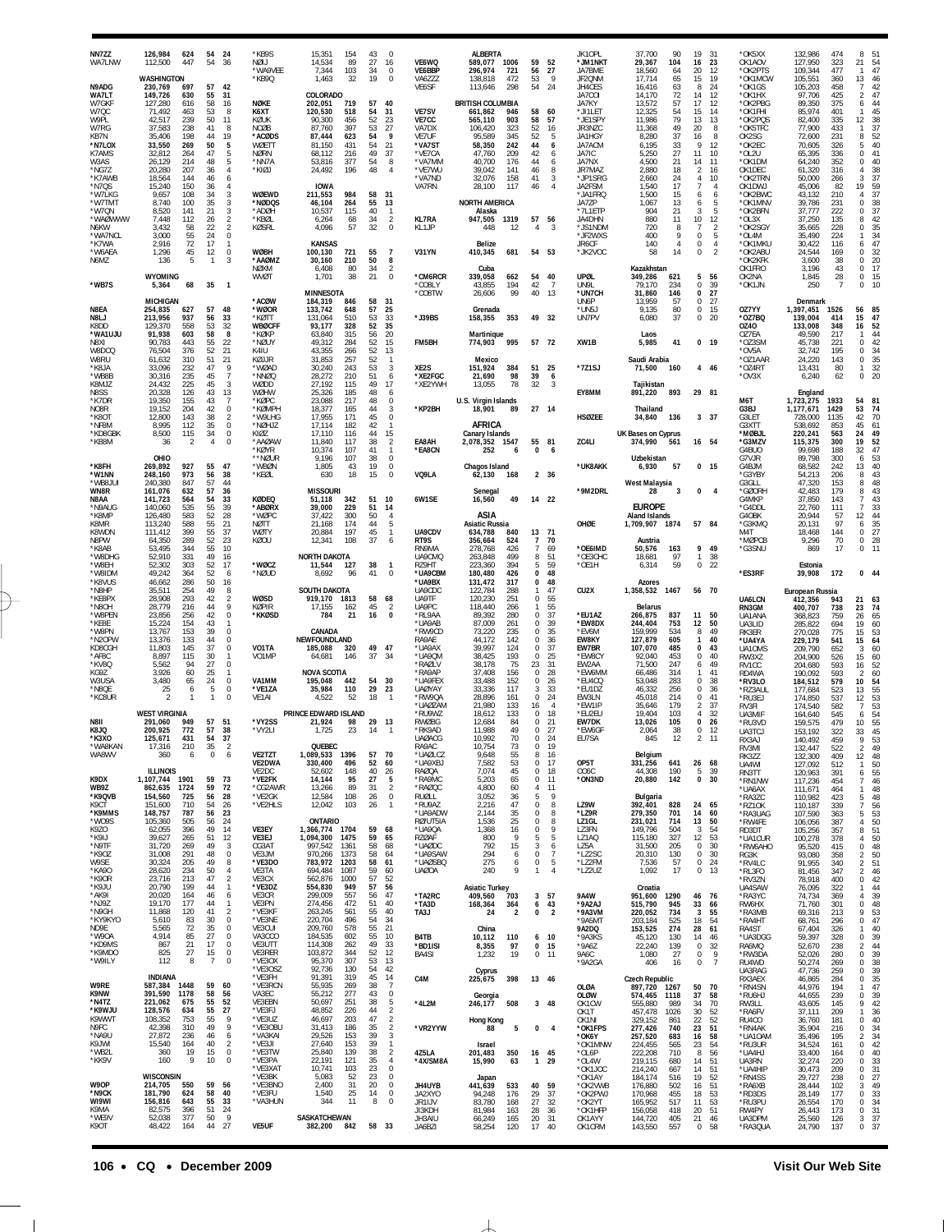NN7ZZ 126,984 624 54 24
WA7LNW 112,500 447 54 36

**WASHINGTON**

N9ADG 230,769 697 57 42
WA7LT 149,726 630 55 31
W7GKF 127,280 616 58 16
W7QC 71,492 463 53 8
W9PL 42,517 239 50 11
W7RG 37,583 238 41 8
KB7N 35,406 198 44 19
*N7LOX 33,550 269 50 5
K7AMS 32,812 264 47 5
W3AS 26,129 214 48 5
*NG7Z 20,280 207 36 4
*K7AWB 18,564 144 46 6
*N7QS 15,240 150 36 4
*W7LKG 9,657 108 34 3
*W7TMT 8,740 100 35 3
*W7QN 8,520 141 21 3
*WA0WWW 7,448 112 26 2
N6KW 3,432 58 22 2
*WA7NCL 3,000 55 24 0
*K7WA 2,916 72 17 1
*W6AEA 1,296 45 12 0
N6MZ 136 5 1 3

**WYOMING**

*WB7S 5,364 68 35 1

**MICHIGAN**

N8EA 254,835 627 57 48
N8LJ 213,956 937 56 33
K8DD 129,370 558 53 32
*WA1UJU 91,938 603 58 8
N8XI 90,783 443 55 22
W8DCQ 76,504 376 52 21
W8RU 61,632 310 51 21
*K8JA 33,096 232 47 9
*WB8B 30,316 235 45 7
K8MJZ 24,432 225 45 3
N8SS 20,328 126 43 13
*K7DR 19,350 155 43 7
NC8R 19,152 204 42 0
*K8OT 12,800 143 38 2
*NF8M 8,995 112 35 0
*KD8GBK 8,500 115 34 0
*KB8M 36 2 4 0

**OHIO**

*K8FH 269,892 927 55 47
*W1NN 248,160 973 56 38
*WB8JUI 240,380 847 57 44
WN8R 161,076 632 57 36
N8AA 141,723 564 54 33
*N8AUG 140,060 535 55 39
*K8MP 126,480 583 52 28
K8MR 113,240 588 55 21
K8WDN 111,412 399 55 37
N8PW 64,350 289 52 23
*K8AB 53,495 344 55 10
*W8DHG 52,910 331 49 16
*W8EH 52,302 303 52 17
*W8IDM 49,242 364 52 6
*K8VUS 46,662 286 50 16
*N8HP 35,511 254 49 8
*KE8PX 28,908 293 42 2
*N8OH 28,779 216 44 9
*W8PEN 23,856 256 42 0
*KE8E 15,224 154 43 1
*W8PN 13,767 153 39 0
*N2OPW 13,376 133 44 0
KD8CGH 11,803 145 37 0
*AF8C 8,897 115 30 1
*KV8Q 5,562 94 27 0
KG9Z 3,926 60 25 1
W3USA 3,480 65 24 0
*N8QE 25 6 5 0
*KC8UR 2 1 1 0

**WEST VIRGINIA**

N8II 291,060 949 57 51
K8JQ 200,925 772 57 38
*K3XO 125,671 431 54 37
*WA8KAN 17,316 210 35 2
WA8WV 360 6 6 6

**ILLINOIS**

K9DX 1,107,744 1901 59 73
WB9Z 862,635 1724 59 72
*K9QVB 154,560 725 56 28
K9CT 151,600 710 54 26
*K9MMS 148,757 787 56 23
*WO9S 105,360 505 56 24
K9ZO 62,055 396 49 14
*K9IU 39,627 265 51 12
*N9TF 31,720 269 49 3
*K9QZ 31,008 291 48 0
W9SE 30,324 205 49 8
*KA9O 28,620 234 50 4
*K9OR 23,716 213 47 2
*K9JU 20,790 199 44 1
*AK9I 20,020 164 46 6
*NJ9Z 19,170 177 44 1
*N9GH 11,868 120 41 2
*KY9KYO 5,610 83 30 0
ND9E 5,565 72 35 0
*W9OA 4,914 85 27 0
*KD9MS 867 21 17 0
*K9MDO 825 27 15 0
*W9ILY 112 8 7 0

**INDIANA**

W9RE 587,384 1448 59 60
K9NW 391,590 1178 58 56
*N4TZ 221,062 675 55 52
*K9WJU 128,576 634 55 27
K9WWT 108,352 753 55 9
N9FC 42,398 310 49 9
*NA9U 27,872 236 46 6
K9JWI 15,540 164 40 2
*WB2L 360 19 15 0
*KK9V 160 9 10 0

**WISCONSIN**

W9OP 214,705 550 59 56
*N9CK 181,790 624 58 40
WI9WI 156,816 643 55 33
K9MA 82,575 396 51 24
*WE9V 52,038 377 50 9
K9OT 48,424 164 44 27
*KB9S 15,351 154 43 0
N0IJ 14,534 89 27 16
*WA9VEE 7,344 103 34 0
*KB9Q 1,463 32 19 0

**COLORADO**

N0KE 202,051 719 57 40
K6XT 120,530 518 54 31
K0UK 90,300 456 52 23
NO0B 87,760 397 53 27
*AC0DS 87,444 623 54 9
W0ETT 81,150 431 54 21
N0RN 68,112 216 49 37
*NN7A 53,816 377 54 8
*KI0J 24,492 196 48 4

**IOWA**

W0EWD 211,553 984 58 31
*N0DQS 46,104 264 55 13
*AD0H 10,537 115 40 1
*KB0L 6,264 68 34 2
K0SRL 4,096 57 32 0

**KANSAS**

W0BH 100,130 721 55 7
*AA0MZ 30,160 210 50 8
N0XM 6,408 80 34 2
WV0T 1,701 38 21 0

**MINNESOTA**

*AC0W 184,319 846 58 31
*W0OR 133,742 648 57 25
*K0TT 131,064 510 53 33
WB0CFF 93,177 328 52 35
*K0KP 63,840 315 56 20
*N0UY 49,312 284 52 15
K4IU 43,355 266 52 13
K0UJR 31,853 257 52 1
*W0AD 30,240 243 53 3
*NN0Q 28,272 210 51 6
W0DD 27,192 115 49 17
W0HW 25,326 185 48 6
*K0PC 23,088 217 48 0
*K0MPH 18,377 165 44 3
*W9LHG 17,955 171 45 0
*N0HJZ 17,114 182 42 1
KI0Z 17,110 116 44 15
*AA0AW 11,840 117 38 2
*K0YR 10,374 107 41 1
**N0UR 9,196 107 38 0
*WB0N 1,805 43 19 0
*KE0L 630 18 15 0

**MISSOURI**

K0DEQ 51,118 342 51 10
*AB0RX 39,000 229 51 14
*W0PC 37,422 300 50 4
N0TT 21,168 174 44 5
W0TY 20,884 197 45 1
K0OU 12,341 108 37 6

**NORTH DAKOTA**

*W0CZ 11,544 127 38 1
*N0UD 8,692 96 41 0

**SOUTH DAKOTA**

W0SD 919,170 1813 58 68
K0PIR 17,155 162 45 2
*KK0SD 784 21 16 0

**CANADA**

**NEWFOUNDLAND**

VO1TA 185,088 320 49 47
VO1MP 64,681 146 37 34

**NOVA SCOTIA**

VA1MM 195,048 442 54 30
*VE1ZA 35,984 110 29 23
VE1AI 4,522 52 18 1

**PRINCE EDWARD ISLAND**

*VY2SS 21,924 98 29 13
*VY2LI 1,725 23 14 1

**QUEBEC**

VE2TZT 1,089,533 1396 57 70
VE2DWA 330,400 496 52 60
VE2DC 52,602 148 40 26
*VE2FK 14,144 95 27 5
*CG2AWR 13,266 89 31 2
*VE2GK 12,584 108 26 0
*VE2HLS 12,042 103 26 1

**ONTARIO**

VE3EY 1,366,774 1704 59 68
VE3EJ 1,094,300 1475 59 65
CG3AT 997,542 1361 58 68
VE3JM 970,266 1373 58 64
*VE3DO 783,972 1203 58 61
VE3TA 694,484 1087 59 60
VE3CX 562,876 1000 57 52
*VE3DZ 554,830 949 57 56
VE3CR 299,009 557 56 47
VE3NE 274,456 472 51 40
*VE3KF 263,245 561 55 40
*VE3NE 220,704 496 54 34
VE3CUI 209,760 578 55 21
VA3CCO 184,535 602 55 10
VE3UTT 114,308 262 49 33
VE3RER 103,872 344 52 12
*VE3OX 95,370 307 53 13
*VE3OSZ 92,736 130 54 42
*VE3FH 91,391 319 45 14
*VE3RCN 55,935 269 38 7
VA3EC 55,212 277 43 0
VE3EBN 50,697 251 38 5
*VE3FJ 48,852 226 44 2
*VE3UZ 46,697 203 47 2
*VE3OBU 31,413 186 35 2
*VA3KAI 29,526 153 39 3
*VE3JI 27,640 153 39 1
*VE3TW 25,840 139 38 2
*VE3PA 22,191 121 35 4
*VE3XAT 10,741 103 23 0
*VE3BK 5,083 52 23 0
*VE3BNO 2,400 31 20 0
*VE3FU 1,540 25 14 0
*VA3HUN 344 11 8 0

**SASKATCHEWAN**

VE5UF 382,200 842 58 33

**ALBERTA**

VE6WQ 589,077 1006 59 52
VE6BBP 296,974 721 56 27
VA6ZZZ 138,818 472 53 9
VE6SF 113,646 298 54 24

**BRITISH COLUMBIA**

VE7SV 661,862 946 58 60
VE7CC 565,110 903 58 57
VA7DX 106,420 323 52 16
VE7UF 95,589 345 52 5
*VA7ST 58,350 242 44 6
*VE7CA 47,760 209 42 6
*VA7MM 40,700 176 44 6
*VE7WU 39,042 141 46 8
*VA7ND 32,076 158 41 3
VA7RN 28,100 117 46 4

**NORTH AMERICA**

**Alaska**

KL7RA 947,505 1319 57 56
KL1JP 448 12 4 3

**Belize**

V31YN 410,345 681 54 53

**Cuba**

*CM6RCR 339,058 662 54 40
*CO8LY 43,855 194 42 7
*CO8TW 26,606 99 40 13

**Grenada**

*J39BS 158,355 353 49 32

**Martinique**

FM5BH 774,903 995 57 72

**Mexico**

XE2S 151,924 384 51 25
*XE2FGC 21,690 98 39 6
*XE2YWH 13,055 78 32 3

**U.S. Virgin Islands**

*KP2BH 18,901 89 27 14

**AFRICA**

**Canary Islands**

EA8AH 2,078,352 1547 55 81
*EA8CN 252 6 0 6

**Chagos Island**

VQ9LA 62,130 168 2 36

**Senegal**

6W1SE 16,560 49 14 22

**ASIA**

**Asiatic Russia**

UA9CDV 634,788 840 13 71
RT9S 356,664 524 7 70
RN9MA 278,768 426 7 69
UA9CMQ 263,848 499 8 51
RZ9HT 223,360 394 5 59
*UA9CBM 180,480 426 0 48
*UA9BX 131,472 317 0 48
UA9CDC 122,784 288 1 47
UA9TF 120,230 251 0 55
UA9PC 118,440 266 1 55
*RL9AA 89,392 280 0 37
*UA9AB 87,009 261 0 39
*RW9CD 73,220 235 0 35
RA9AE 44,172 142 0 36
*UA9AX 39,997 124 0 37
*UA9QM 38,425 193 0 25
*RA0LV 38,178 75 23 31
*RA9AP 37,408 156 0 28
*UA9FEX 33,488 152 0 26
UA0YAY 33,336 117 3 33
*RW9QA 28,896 161 0 24
*UA0ZAM 21,980 133 16 4
*RU9WZ 18,612 133 0 18
RW0BG 12,684 84 0 21
*RK9AD 11,988 49 0 27
UA0ACG 10,992 70 0 24
RA9AC 10,754 73 0 19
*UA0LCZ 9,648 55 8 16
*UA0XBJ 7,582 53 0 17
RA0QA 7,074 45 0 18
*RA9MC 5,203 65 0 11
*RA0QC 4,800 60 4 11
RU0LL 3,052 36 5 9
*RU0AZ 2,216 47 0 8
*UA9AAW 2,144 35 0 8
R0UT5IA 1,536 25 0 8
*UA9QA 1,368 16 0 9
RZ0AF 800 9 5 5
*UA0DC 792 15 3 6
*UA9SAW 294 6 0 7
*UA0SBQ 275 6 0 5
UA0QA 240 9 1 4

**Asiatic Turkey**

*TA2RC 409,560 703 3 57
*TA3D 168,364 364 6 43
TA3J 24 2 0 2

**China**

B4TB 10,112 110 6 10
*BD1ISI 8,355 97 0 15
BA4SI 1,232 19 0 11

**Cyprus**

C4M 225,675 398 13 46

**Georgia**

*4L2M 246,177 508 3 48

**Hong Kong**

*VR2YYW 88 5 0 4

**Israel**

4Z5LA 201,483 350 16 45
*4X/SM8A 15,990 63 1 29

**Japan**

JH4UYB 441,639 533 40 59
JA2XYO 94,248 176 29 37
JR1IJV 83,780 168 27 32
JI3KDH 81,984 163 28 36
JH3AIU 66,249 165 20 31
JA6BZI 58,254 120 17 40
JK1OPL 37,700 90 19 31
*JM1NKT 29,367 104 16 23
JA7BME 18,560 64 20 12
JF2QNM 17,714 65 15 19
JH4CES 16,416 63 8 24
JA7COI 14,170 72 14 12
JA7KY 13,572 57 17 12
*JI1LET 12,325 54 15 14
*JE1SPY 11,986 79 13 13
JR3NZC 11,368 49 20 8
JA1HGY 8,280 37 16 8
JA7ACM 6,195 33 9 12
JA7IC 5,250 27 11 10
JA7NX 4,500 21 14 11
JR7MAZ 2,880 18 2 16
*JP1SRG 2,660 24 4 10
JA2FSM 1,540 17 7 4
*JA1FRQ 1,500 15 6 6
JA7ZP 1,067 13 6 5
*7L1ETP 904 21 3 5
JA4DHN 880 11 10 12
*JS1NDM 720 8 7 2
*JF2WXS 400 9 0 5
JR6CF 140 4 0 4
*JK2VOC 58 14 0 2

**Kazakhstan**

UP0L 349,286 621 5 56
UN9L 79,170 234 0 39
*UN7CH 31,860 146 0 27
UN6P 13,959 57 0 27
*UN5J 9,135 80 0 15
UN7PV 6,080 37 0 20

**Laos**

XW1B 5,985 41 0 19

**Saudi Arabia**

*7Z1SJ 71,500 160 4 46

**Tajikistan**

EY8MM 891,220 893 29 81

**Thailand**

HS0ZEE 34,840 136 3 37

**UK Bases on Cyprus**

ZC4LI 374,990 561 16 54

**Uzbekistan**

*UK8AKK 6,930 57 0 15

**West Malaysia**

*9M2DRL 28 3 0 4

**EUROPE**

**Aland Islands**

OH0E 1,709,907 1874 57 84

**Austria**

*OE6IMD 50,576 163 9 49
*OE3CHC 18,681 97 1 38
*OE1H 6,314 59 0 22

**Azores**

CU2X 1,358,532 1467 56 70

**Belarus**

*EU1AZ 266,875 837 11 50
*EW8DX 244,404 753 12 50
*EV6M 159,999 534 8 49
EW8KY 127,879 605 1 40
EW7BR 107,070 485 0 43
*EW8CY 92,040 453 0 40
EW2AA 71,500 247 6 49
*EW6MM 66,486 314 1 41
*EU4CQ 53,048 283 0 38
*EU1DZ 46,332 256 0 36
EW3LN 45,018 214 0 41
*EW1IP 35,646 179 2 37
*EU2EU 19,404 103 4 32
EW7DK 13,026 105 0 26
*EW6GF 2,064 38 0 12
EU7SA 845 12 2 11

**Belgium**

OP5T 331,256 641 26 68
OO6C 44,308 190 5 39
*ON3ND 20,880 142 0 30

**Bulgaria**

LZ9W 392,401 828 24 65
*LZ9R 279,350 701 14 60
LZ1GL 231,021 714 13 50
LZ3FN 149,796 504 3 54
LZ1AQ 115,180 327 12 53
LZ5A 31,500 205 0 30
*LZ2SC 20,310 130 0 30
*LZ2FM 7,536 57 0 24
*LZ2UZ 1,092 17 0 13

**Croatia**

9A4W 951,600 1290 46 74
*9A2AJ 515,790 945 33 66
*9A3VM 220,052 734 3 55
*9A5MT 203,184 525 18 54
9A2DQ 153,525 274 28 61
*9A3KS 45,120 130 14 46
*9A6Z 22,240 139 0 32
9A6C 1,080 27 0 9
*9A2GA 406 16 0 7

**Czech Republic**

OL0A 897,720 1267 50 70
OL0W 574,465 1118 37 58
OK1OW 555,880 989 34 70
OK1T 457,478 1026 30 52
OK1NI 329,162 861 22 52
*OK1FPS 277,426 740 23 51
*OK6Y 257,520 683 16 58
*OK1MNW 224,455 565 23 54
*OL6P 222,208 710 8 56
*OK2YT 165,952 517 11 53
*OK1HFP 156,058 418 20 51
*OK1JOC 214,240 667 14 51
*OK1AYY 184,174 516 19 52
*OK2WB 176,880 502 17 51
*OK2PWJ 170,968 455 18 53
OK1AYY 144,720 405 21 46
OK1ORM 143,550 557 0 58
*OK5XX 132,986 474 8 51
OK1AOV 127,950 323 21 54
*OK2PTS 109,344 477 1 47
*OK1MCW 105,551 360 13 46
*OK1GS 105,203 458 7 42
*OK1HX 97,706 425 2 47
*OK2PBG 89,350 375 6 44
*OK1FHI 85,974 401 1 45
*OK2PQS 82,400 335 12 38
*OK5TFC 77,900 433 1 37
OK2SG 72,600 231 8 52
*OK2EC 70,605 326 5 40
*OL2U 65,395 336 0 41
*OK1DM 64,240 352 0 40
OK1DEC 61,320 316 4 38
*OK2TRN 50,000 266 3 37
OK1DWJ 45,006 82 19 59
*OK2BWC 43,132 210 4 37
*OK1MNV 39,786 231 0 38
*OK2BFN 37,777 222 0 37
*OL3X 37,250 135 8 42
*OK2SGY 35,665 228 0 35
*OL4M 35,490 224 1 34
*OK1MKU 30,422 116 6 47
*OK2ABU 24,544 169 0 32
*OK2KFK 3,600 38 0 20
OK1FRO 3,196 43 0 17
OK2NA 1,845 28 0 15
*OK1JN 250 7 0 10

**Denmark**

OZ7YY 1,397,451 1526 56 85
*OZ7BQ 139,004 414 15 47
OZ4O 133,008 348 16 52
OZ7EA 49,590 217 1 44
*OZ3SM 45,738 221 0 42
*OV5A 32,742 195 0 34
*OZ1AAR 24,220 143 0 35
*OZ4RT 13,431 80 1 32
*OV3X 6,240 62 0 20

**England**

M6T 1,723,275 1933 54 81
G3BJ 1,177,671 1429 53 74
G3LET 728,000 1135 42 70
G3XTT 538,692 853 45 61
*M0BJL 220,241 563 24 49
*G3MZV 115,375 300 19 52
G4BUO 99,698 188 32 47
G7VJR 89,798 300 6 53
G4BJM 68,582 242 13 40
*G3YBY 54,213 206 8 43
G3GLL 47,320 153 8 48
*G0ORH 42,483 179 8 43
G4MKP 37,850 143 7 43
*G4DDL 22,760 111 7 33
G4OBK 20,944 57 12 44
*G3KMQ 20,131 97 6 35
M4T 18,468 144 0 27
*M0PCB 9,296 70 0 28
*G3SNU 869 17 0 11

**Estonia**

*ES3RF 39,908 172 0 44

**European Russia**

UA6LCN 412,356 943 21 63
RN3GM 400,707 738 23 74
UA1ANA 368,823 759 26 65
UA3LID 285,822 694 19 60
RK3ER 270,028 775 15 53
*UA4YA 229,179 541 15 64
UA1OMS 209,790 652 3 60
RW3XZ 204,900 526 15 60
RV1CC 204,680 593 16 52
RD4WA 190,092 593 2 60
*RV3LO 184,512 579 10 54
*RZ3AUL 177,684 523 13 55
*RU3EJ 174,850 537 12 53
RV3FI 174,540 582 7 53
UA3MIF 164,640 545 6 54
*RU3VD 159,575 479 10 55
UA3TCJ 153,192 322 33 45
RX3AJ 140,492 459 9 53
RV3MI 132,447 522 2 49
RK3ZZ 132,300 409 12 48
UA4W 127,092 512 1 50
RN3TT 120,963 391 6 55
*RN1NW 117,236 454 7 46
*UA6AX 111,671 464 1 48
*RA3ZC 110,982 423 5 48
*RZ1OK 110,187 339 7 56
*RA3UAG 107,590 363 5 53
*RW4FE 106,056 387 4 50
RD3DT 105,256 357 8 51
*UA1CUR 100,278 378 4 50
*RW6AHO 95,520 415 0 48
RG3K 93,080 358 2 50
*RV4LC 91,955 340 2 51
*RL3FO 81,456 347 2 46
*RV3ZN 78,918 400 0 42
UA4SAW 76,095 322 1 44
*RA3YC 74,734 369 4 39
RW6HX 71,760 301 0 48
*RA3MB 69,316 213 9 53
*RA4HT 68,761 296 0 47
RA4ST 67,404 326 1 40
*UA3DGG 59,397 328 0 39
RA6MQ 52,670 238 2 44
*RW3DA 52,026 280 0 42
RU4WD 50,274 269 0 38
UA3RAG 47,739 259 0 39
RX3AEX 46,865 284 0 35
*RN4SN 44,976 194 1 47
*RU6HJ 44,655 239 0 39
RW3LL 43,605 145 9 42
*RA6FV 37,111 209 1 36
RU6CO 36,760 181 0 40
*RN4AK 35,904 216 0 34
*UA1OAM 35,496 195 2 34
*RU3UR 34,524 161 0 42
*UA4HJ 33,400 164 0 40
UA3RN 32,274 220 0 31
*UA4HIP 30,473 209 0 31
*RN4SS 29,727 238 0 27
*RA6XB 28,444 102 3 49
*RD3DS 28,149 177 0 33
*RU3PU 26,554 170 0 34
RW4PY 26,443 173 0 31
UA3DPM 25,560 126 3 37
*RA3QUA 24,790 137 0 37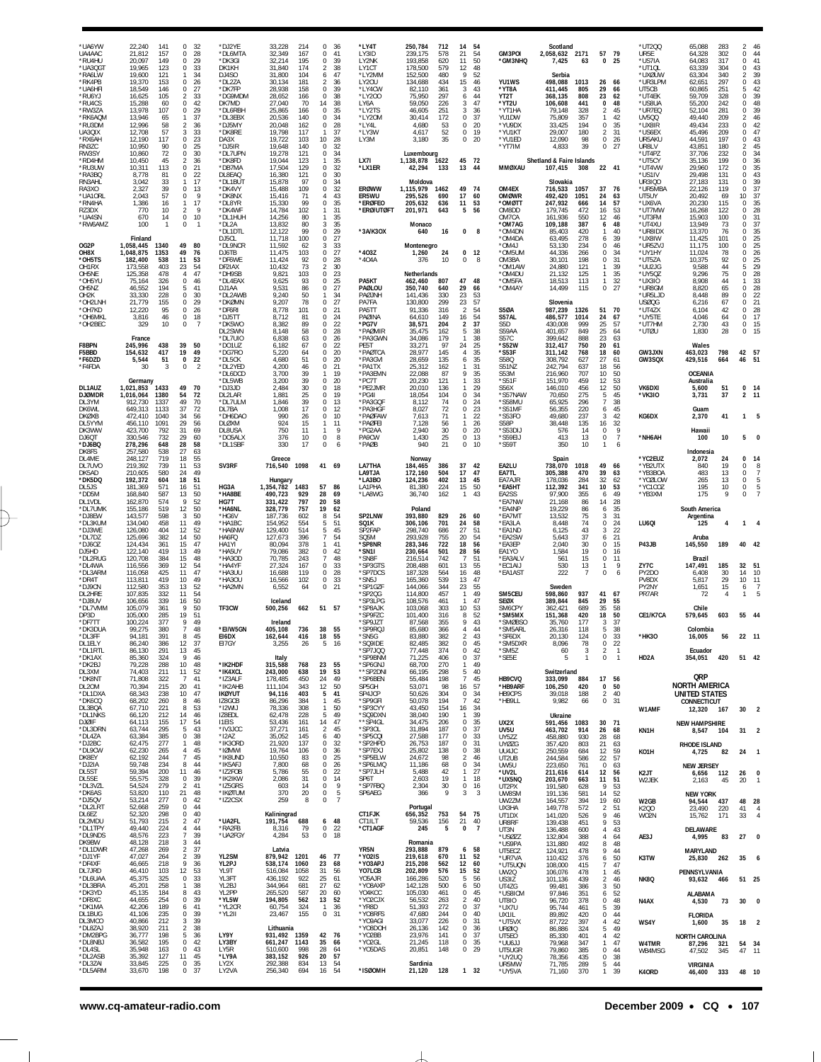*UA6YW 22,240 141 0 32
UA4AAC 21,812 157 0 28
*RU4HU 20,097 149 0 29
*UA3QGT 19,965 123 0 33
*RA6LW 19,600 121 1 34
*RK4PB 19,370 153 0 26
*UA6HFI 18,549 146 0 27
*RU6YJ 16,625 105 2 33
*RU4CS 15,288 60 0 42
*RW3ZA 13,978 107 0 29
*RK6AQM 13,946 65 1 37
*RU3DM 12,996 58 2 36
UA3QIX 12,708 57 3 33
*RX6AH 12,190 117 0 23
RN3ZC 10,950 90 0 25
RW3SY 10,860 72 0 30
*RD4HM 10,450 45 2 36
*RU3UW 10,311 113 0 21
*RA3BQ 8,778 81 0 22
RN3AHL 3,042 33 1 17
RA3XO 2,327 39 0 13
*UA1ORL 2,043 57 0 9
*RN4HA 1,386 16 1 17
RZ3DX 770 10 2 9
*UA4SN 670 14 0 10
*RW6AMZ 100 1 0 1

**Finland**
OG2P 1,058,445 1340 49 80
OH8X 1,048,875 1353 49 76
*OH5TS 182,400 538 11 53
OH1RX 173,558 403 23 54
OH6NE 125,358 478 4 47
*OH5YU 75,164 326 0 46
OH5NZ 46,552 194 5 41
OH2K 33,330 228 0 30
*OH2LNH 21,779 155 0 29
*OH7KD 12,220 95 0 26
*OH6MKL 3,816 46 0 18
*OH2BEC 329 10 0 7

**France**
F8BPN 245,996 438 39 50
F5BBD 154,632 417 19 49
*F6DZD 5,544 51 0 22
*F4FDA 30 3 0 2

**Germany**
DL1AUZ 1,021,853 1433 49 70
DJ0MDR 1,016,064 1380 54 72
DL3YM 912,730 1337 49 70
DK6WL 649,313 1133 37 72
DK0XB 472,410 1040 34 56
DL5YYM 456,110 1091 29 56
DK3WW 423,700 792 31 69
DJ6QT 330,546 732 29 60
*DJ6BQ 278,296 648 28 58
DK8FS 257,580 538 27 63
DL4ME 248,127 719 18 55
DL7UVO 219,392 739 11 53
DK5AD 210,605 580 24 49
*DK5DQ 192,372 604 18 51
DL5JS 181,369 571 16 51
*DD5M 168,840 587 13 50
DL1VDL 162,870 574 9 52
*DL7UMK 155,186 519 12 50
*DJ8EW 143,577 598 3 50
*DL3KUM 134,040 458 11 49
*DJ3WE 126,080 404 12 52
*DL7DZ 125,696 382 14 50
*DJ6QZ 124,434 361 15 47
DJ5HD 122,140 419 13 49
*DL2RUG 120,708 384 15 48
*DL4WA 116,556 369 12 54
*DL3ARM 116,058 425 11 47
*DR4T 113,811 419 10 49
*DJ9CN 112,580 353 13 52
DL2HRE 107,835 332 11 54
*DJ8UV 106,656 339 16 50
*DL7VMM 105,079 361 9 50
DP3D 105,000 285 19 51
*DF7TT 100,224 377 9 49
*DK3DUA 99,275 380 7 48
*DL3FF 94,181 391 8 45
DL1ELY 86,240 386 12 37
*DL1RTL 86,130 291 13 45
*DK1AX 85,360 324 9 46
*DK2BJ 79,228 288 10 48
DL3XM 74,403 211 11 52
*DK8NT 71,808 322 7 41
DL2OM 70,394 215 20 41
*DL1DXA 68,343 238 10 47
*DK6CQ 68,202 260 8 46
DL3BQA 67,710 221 8 53
*DL1NKS 66,120 212 14 46
DJ0IF 64,113 155 17 54
*DL3DRN 63,744 295 5 43
*DL4ZA 63,384 385 0 38
*DJ2BC 62,475 277 1 48
*DL9OW 62,230 265 4 45
DK8EY 62,192 244 7 45
*DJ2IA 59,748 234 8 44
DL5ST 59,394 200 11 46
DL5SE 55,575 328 0 39
*DL3VZL 54,524 279 2 41
*DK6AS 53,820 110 21 48
*DJ5QV 53,214 277 0 42
*DL2LRT 52,668 259 0 44
DL6EZ 52,320 298 0 40
DL2MDU 51,793 215 2 47
*DL1TPY 49,440 224 4 44
*DL9NDS 48,576 223 7 39
DK9BW 48,128 218 3 44
*DL1DWR 47,268 269 2 37
*DJ1YF 47,027 264 2 39
*DF4XF 46,665 218 9 36
DL7JRD 46,410 103 12 53
*DL6UAA 45,375 325 0 33
*DL3BRA 45,201 258 1 38
*DK3YD 45,135 184 8 43
*DF8XC 44,655 254 0 39
*DK1MA 42,206 189 6 41
DL1BUG 41,106 235 0 39
DL3MCO 40,866 212 3 39
*DL8ZAJ 38,920 211 2 38
*DM2BPG 36,777 198 5 36
*DL8NBJ 36,582 195 0 42
*DL4SL 35,948 163 0 43
*DL2ASB 35,392 127 11 45
*DL3ZAI 33,845 225 0 35
*DL5ARM 33,670 198 0 37

*DJ2YE 33,228 214 0 36
*DL6MTA 32,349 167 0 41
*DK3GI 32,214 195 0 39
DK1KH 31,840 174 2 38
DJ4SO 31,800 104 6 47
*DL2ZA 30,134 181 2 36
*DK7PP 28,938 158 0 39
*DG9MDM 28,652 166 0 38
DK7MD 27,040 70 14 38
*DL6RBH 25,865 166 0 35
*DL3EBX 20,536 140 0 34
*DJ5MY 20,048 162 0 28
*DK8RE 19,798 117 1 37
DA3X 19,722 103 10 28
*DJ5IR 19,648 140 0 32
*DL7UPN 19,278 121 0 34
*DK8FD 19,044 123 1 35
*DB7MA 17,504 129 0 32
DL8EAQ 16,380 121 0 30
*DL1BUT 15,878 97 0 34
*DK4VY 15,488 109 0 32
*DK8NX 15,416 71 4 43
*DL8YR 15,330 99 0 35
*DK4WF 14,784 102 1 31
*DL1HUH 14,256 80 1 35
*DL2A 13,832 80 3 35
*DL1DTL 12,122 99 0 29
DJ5CL 11,718 100 0 27
*DL9NCR 11,592 62 3 33
DJ6TB 11,475 103 0 27
*DF6WE 11,424 92 0 28
DF2IAX 10,432 73 2 30
*DH9SB 9,821 103 0 23
*DL4EAX 9,625 93 0 25
DJ1AA 9,531 86 0 27
*DL2AWB 9,240 50 1 34
*DK0MN 9,207 78 0 27
*DF6RI 8,778 101 0 21
*DJ5TT 8,712 81 0 24
*DK5WO 8,382 89 0 22
DL2SWN 8,148 58 0 28
*DL7UIO 6,838 63 0 26
*DO1UZ 6,182 67 0 22
*DG7RO 5,220 64 0 20
*DL5OK 4,680 51 0 20
*DL2YED 4,200 46 0 21
*DL6DCD 3,700 39 1 19
*DL5WB 3,200 39 0 20
*DJ3JD 2,484 30 0 18
DL2LAR 1,881 25 0 19
*DL7ULM 1,846 39 0 13
DL7BA 1,008 17 0 12
*DH6DAO 990 26 0 10
DL0XM 924 15 1 11
DL8USA 750 11 1 9
*DO5ALX 376 10 0 8
*DL1SBF 330 17 0 6

**Greece**
SV3RF 716,540 1098 41 69

**Hungary**
HG3A 1,354,782 1483 57 86
*HA8BE 490,723 929 28 69
HG7T 331,422 797 20 58
*HA6NL 328,779 757 19 62
*HG6V 187,736 602 8 54
*HA1BC 154,952 554 5 51
*HA6NW 129,400 514 5 45
HA6FQ 127,673 396 7 54
HA1YI 80,094 378 1 41
*HA5UY 79,086 382 0 42
*HA3OD 70,785 243 7 48
*HA4YF 27,324 167 0 33
*HA3UU 16,688 119 0 28
*HA3OU 16,566 102 0 33
*HA2MN 6,552 64 0 21

**Iceland**
TF3CW 500,256 662 51 57

**Ireland**
*EI/W5GN 405,108 736 38 55
EI6DX 162,644 416 18 55
EI7GY 3,255 26 5 16

**Italy**
*IK2HDF 315,588 768 23 55
*IK4XCL 243,000 638 19 53
*IZ3ALF 178,485 450 24 49
*IK2AHB 111,104 343 12 50
IK0YUT 94,116 403 5 41
IZ8GCB 86,296 384 1 45
*I2WIJ 78,336 308 1 50
IZ8EDL 62,478 228 5 49
I1EIS 53,436 161 14 47
*IV3JCC 37,271 161 2 45
*I2AZ 35,052 145 6 40
*IK3ORD 21,920 137 0 32
*I0MMI 19,764 106 0 36
*IK8UND 10,550 83 0 25
*IK5AFJ 7,800 68 0 26
*IZ2FOB 5,786 55 0 22
*IK2IKW 2,086 31 0 14
*IZ5GRS 603 14 0 9
*IK0TUM 370 20 0 5
*IZ2CSX 259 8 0 7

**Kaliningrad**
*UA2FL 191,754 688 6 48
*RA2FB 8,316 79 0 22
*UA2FGY 4,284 53 0 18

**Latvia**
YL2SM 879,942 1201 46 77
YL2PJ 538,174 1060 23 68
YL9T 516,084 1058 31 56
YL3FT 436,192 922 25 61
YL2BJ 344,964 681 27 62
YL2PP 265,520 587 20 60
*YL5W 194,805 562 13 52
*YL2CR 60,754 324 1 36
*YL2II 23,467 155 0 31

**Lithuania**
LY9Y 931,492 1359 42 76
LY3BY 661,247 1143 35 66
LY5R 510,600 998 28 64
*LY9A 383,152 926 20 57
LY2X 292,388 834 13 54
LY2VA 256,340 694 16 54

*LY4T 250,784 712 14 54
LY3ID 239,175 578 21 54
LY2NK 193,858 620 11 50
LY1CT 178,500 579 12 48
*LY2MM 152,500 480 9 52
LY2OU 134,688 434 15 46
*LY4CW 82,110 361 3 43
*LY2OO 75,950 297 6 44
LY6A 59,050 226 3 47
*LY2TS 46,605 251 3 36
*LY2OM 30,414 172 0 37
*LY4L 4,680 53 0 20
*LY3W 4,617 52 0 19
LY3M 3,180 35 0 20

**Luxembourg**
LX7I 1,138,878 1622 45 72
*LX1ER 42,294 133 13 44

**Moldova**
ER0WW 1,115,979 1462 49 74
ER5WU 295,526 690 17 60
*ER0FEO 205,632 636 11 53
*ER0/UT0FT 201,971 643 5 56

**Monaco**
*3A/K3OX 640 16 0 8

**Montenegro**
*4O3Z 1,260 24 0 12
*4O4A 376 10 0 8

**Netherlands**
PA5KT 462,460 807 47 48
PA0LOU 350,740 640 29 66
PA0JNH 141,436 330 23 53
PA7FA 130,800 299 23 57
PA5TT 91,336 316 2 54
PA0INA 64,610 149 16 54
*PG7V 38,571 204 2 37
*PA0MIR 35,475 162 5 38
*PA3GWN 34,086 179 1 38
PE5T 33,271 97 24 25
*PA0TCA 28,977 145 4 35
*PA3GVI 28,659 135 6 35
*PA1TX 25,312 162 1 31
*PA3BMN 22,088 87 9 35
*PC7T 20,230 121 1 33
*PE2JMR 20,010 136 1 29
*PG8I 18,054 104 0 34
*PA3GQF 8,112 74 0 24
*PA3HGF 8,027 72 0 23
*PA0FAW 7,613 71 1 22
*PA0FEI 7,128 56 1 26
*PG2AA 2,940 30 0 20
PA9CW 1,430 25 0 13
*PA0B 940 21 0 10

**Norway**
LA7THA 184,465 386 37 42
LA9TJA 172,160 504 17 47
*LA3BO 124,236 402 13 45
LA1PHA 81,380 224 15 50
*LA8WG 36,742 162 1 43

**Poland**
SP2LNW 393,880 829 26 60
SQ1K 306,106 701 24 58
SP2FAP 298,740 686 27 51
SQ6M 293,928 755 20 54
*SP8NR 283,346 722 18 56
*SN1I 230,664 501 28 56
*SN8F 216,514 742 7 51
*SP3GTS 208,488 601 13 55
*SP7DCS 187,328 564 16 48
*SN5J 165,360 539 13 47
*SP1GZF 144,066 344 23 55
*SP2OG 114,800 457 1 49
*SP3LPG 108,576 461 1 47
*SP8AJK 103,068 303 10 53
*SP9FZC 101,400 316 8 52
*SP9JZT 87,568 355 9 43
*SP9RQJ 85,680 366 4 44
*SN5G 83,880 382 2 43
*SQ9IDE 82,485 382 0 45
*SP7JQQ 77,448 374 0 42
*SP9BNM 71,225 406 0 37
*SP6GNJ 68,700 270 1 49
**SP2DNI 66,195 298 5 40
*SP6BEN 55,484 198 7 45
SP5GH 53,071 98 16 57
SP4JCP 50,626 304 0 34
*SP9GFI 50,078 194 7 42
*SP3CYY 43,450 154 16 34
*SQ9DXN 38,040 190 1 39
**SP4GL 34,475 206 0 35
*SP3OL 31,894 187 0 37
*SP5CQI 27,588 177 0 33
*SP2HPD 26,753 187 0 31
*SP7EXJ 25,802 138 0 36
*SP5ELW 24,672 98 2 46
*SP6LMQ 11,186 68 0 34
*SP7JLH 5,488 42 1 27
SP6T 2,603 19 1 18
*SP7FBQ 2,304 30 0 16
SP6AEG 366 9 3 3

**Portugal**
CT1FJK 656,352 753 54 75
CT1ILT 59,536 156 21 40
*CT1AGF 245 5 0 7

**Romania**
YR5N 293,888 879 6 58
*YO2IS 219,618 670 11 52
*YO3APJ 215,208 562 12 60
YO7LCB 202,809 576 15 52
YO5AJR 166,286 520 5 56
*YO8AXP 142,128 500 6 50
YO4KCC 105,030 461 0 45
*YO2CJX 56,532 263 2 40
*YR8D 51,393 272 0 37
*YO8RFS 47,680 244 0 40
*YO9AGI 33,077 226 0 31
*YO8DOH 26,136 142 0 36
*YO2BB 23,976 141 0 37
*YO2GL 21,245 118 0 35
*YO5DAS 20,851 148 0 29

**Sardinia**
*IS0MH 21,120 128 1 32

**Scotland**
GM3POI 2,058,632 2171 57 79
*GM3NHQ 7,425 63 0 25

**Serbia**
YU1WS 498,088 1013 26 66
*YT8A 411,445 805 29 66
YT2T 368,135 808 23 62
*YT2U 106,608 441 0 48
*YT1HA 79,148 328 2 45
YU1DW 75,809 357 1 42
*YU9DX 33,425 194 0 35
*YU1KT 29,007 180 2 31
*YU1ED 12,090 98 0 26
*YT7IM 4,833 39 0 27

**Shetland & Faire Islands**
MM0XAU 107,415 308 22 41

**Slovakia**
OM4EX 716,533 1057 37 76
OM0WR 492,420 1051 24 63
*OM0TT 247,932 666 14 57
OM8DD 179,745 472 16 53
OM7CA 161,936 550 12 46
*OM7AG 109,188 387 6 48
*OM4DN 85,403 420 1 40
*OM4DA 63,495 278 6 39
*OM4J 53,130 234 0 46
*OM5UM 44,336 266 0 34
OM3BA 30,101 198 0 31
*OM1AW 24,880 121 1 39
*OM4DU 21,132 125 1 35
*OM5FA 18,513 113 1 32
*OM4AY 14,499 115 0 27

**Slovenia**
S50A 987,239 1326 51 70
S57AL 486,577 1014 24 67
S5D 430,008 999 25 57
S59AA 401,657 849 25 64
S57C 399,642 888 23 63
*S52W 312,417 750 20 61
*S53F 311,142 768 18 60
S58Q 308,792 627 27 61
S51NZ 242,794 637 18 56
S53M 216,960 707 10 50
*S51F 151,970 459 12 53
S56X 146,010 456 12 50
*S57NAW 70,650 275 5 45
*S58MU 65,925 296 7 38
*S51MF 56,355 220 6 45
*S53FO 49,680 237 3 42
S58P 38,448 135 16 32
*S53DIJ 576 14 0 9
*S59BJ 413 13 0 7
*S59T 350 10 1 6

**Spain**
EA2LU 738,070 1018 49 66
EA7TL 305,388 470 39 63
EA7AJR 178,036 284 32 62
*EA5HT 112,392 341 10 53
EA2SS 97,900 355 6 49
*EA7NW 21,168 86 14 28
*EA4NP 19,229 86 6 35
*EA5DY 13,532 75 3 31
*EA3LA 8,448 74 0 24
*EA1ND 6,125 43 3 22
*EA2SW 5,643 37 6 21
*EA3EP 2,040 30 0 15
EA1YO 1,584 19 0 16
*EA3ALV 561 15 0 11
*EC1AIJ 530 13 1 9
*EA1AST 222 7 0 6

**Sweden**
SM5CEU 598,860 937 41 67
SE0X 389,844 845 29 55
SM6CPY 362,421 689 35 58
*SM5MX 151,368 420 18 50
*SM0BSO 35,760 177 3 37
*SM5ARL 26,316 118 5 38
*SF6DX 20,130 124 0 33
*SM5DXR 8,096 78 0 22
*SM5Z 60 3 2 1
*SE5E 5 1 0 1

**Switzerland**
HB9CVQ 333,099 884 17 56
*HB9ARF 106,250 420 0 50
HB9CPS 39,018 188 2 40
*HB9LL 9,982 66 0 31

**Ukraine**
UX2X 591,456 1083 30 71
UV5U 463,702 914 26 68
UY5ZZ 458,880 930 28 68
UY0ZG 357,420 803 21 63
UU4JC 250,559 684 12 59
UT2UB 244,584 586 22 57
UW5U 223,650 761 0 63
*UV2IL 211,616 614 12 56
*UX5NQ 203,670 663 11 51
UT2PX 191,580 628 9 53
UW8SM 191,136 581 14 52
UW2ZM 164,557 394 19 60
UX3HA 149,778 572 2 51
UT1DX 141,020 526 9 46
UR8RF 139,438 451 9 53
UT3N 136,488 600 4 43
*US0ZZ 132,804 388 4 64
*US9PA 131,880 492 8 48
UT5ECZ 124,921 478 9 44
*UR7VA 110,432 376 6 50
*UT5UQN 108,000 415 7 47
UW2Q 106,076 478 1 45
US3IZ 101,136 439 2 46
UT4ZG 99,481 386 3 50
*US8ICM 97,846 351 6 52
UT8IO 96,720 378 0 48
*UX7U 95,741 461 5 39
UX1IL 89,892 420 0 44
*UT5VX 87,722 397 4 42
UR0IQ 86,886 324 5 49
UT5EO 85,330 401 4 42
*UU6JJ 79,968 347 1 47
UT5UGR 79,860 385 0 44
*UY2UQ 78,356 435 0 38
UR5MW 71,785 289 5 44
*UY5VA 71,160 370 1 39

*UT2QQ 65,088 283 2 46
UR5E 64,328 302 0 44
*US7IA 64,083 317 0 41
*UT1QL 63,339 304 0 43
*UX0UW 63,304 340 2 39
*UR3LPM 62,691 297 0 43
UT5CB 60,865 251 5 42
*UT4EK 59,709 328 0 39
*US8UA 55,200 242 0 48
*UR7EQ 52,104 281 0 39
UV5QQ 49,440 209 2 46
*UX8IR 49,434 233 0 42
*US6EX 45,496 209 0 47
UR5AKU 44,591 197 0 43
UR8LV 43,851 180 2 45
*UT4PZ 37,706 232 0 34
*UT5CY 35,136 199 0 36
*UT4VW 29,960 172 0 35
*US1IV 29,498 131 0 43
UR3IQO 27,183 131 0 39
*UR5MBA 22,126 119 0 37
UT5UY 20,492 69 10 37
*UX6VA 20,230 115 0 35
*UT7MW 16,268 122 0 28
*UT3FM 15,903 100 0 31
*UT4XU 13,949 73 0 37
*UR8IDX 13,370 76 0 35
*UX8IW 11,425 101 0 25
*UR5ZVJ 11,175 100 0 25
*UY1HY 11,024 78 0 26
*UT5ZA 10,375 92 0 25
*UU2JG 9,588 44 5 29
*UY5QZ 9,296 75 0 28
*UX3IO 8,908 44 1 33
*UR8GM 8,820 65 0 28
*UR5LJD 8,448 89 0 22
US0QG 6,216 67 0 21
*UT4ZX 6,104 42 0 28
*UY5TE 4,046 64 0 17
*UT7HM 2,730 43 0 15
*UT0U 1,830 28 0 15

**Wales**
GW3JXN 463,023 798 42 57
GW3SQX 429,516 664 46 51

**OCEANIA**

**Australia**
VK6DXI 5,600 51 0 14
*VK3IO 3,731 37 2 11

**Guam**
KG6DX 2,370 41 1 5

**Hawaii**
*NH6AH 100 10 5 0

**Indonesia**
*YC2EUZ 2,072 24 0 14
*YB2UTX 840 19 0 8
*YB3BOA 483 13 0 7
*YC0LOW 265 13 0 5
*YC1COZ 195 10 0 5
*YB3XM 175 9 0 7

**South America**

**Argentina**
LU6QI 125 4 1 4

**Aruba**
P43JB 145,550 189 40 42

**Brazil**
ZY7C 147,491 185 32 51
PY2DO 6,408 30 14 10
PV8DX 5,817 29 10 11
PY2NY 1,651 15 6 7
PR7AR 72 4 1 5

**Chile**
CE1/K7CA 579,645 603 55 44

**Colombia**
*HK3O 16,005 56 22 11

**Ecuador**
HD2A 354,051 420 51 42

**QRP**

**NORTH AMERICA**

**UNITED STATES**

**CONNECTICUT**
W1AMF 12,320 167 30 2

**NEW HAMPSHIRE**
KN1H 8,547 104 31 2

**RHODE ISLAND**
KO1H 4,725 82 24 1

**NEW JERSEY**
K2JT 6,656 112 26 0
W2JEK 2,163 45 20 1

**NEW YORK**
W2GB 94,544 437 48 28
K2QO 23,490 220 41 4
WO2N 15,762 171 33 4

**DELAWARE**
AE3J 4,995 83 27 0

**MARYLAND**
K3TW 25,830 262 35 6

**PENNSYLVANIA**
NK8Q 93,632 466 51 25

**ALABAMA**
N4AX 4,530 73 30 0

**FLORIDA**
WS4Y 1,600 35 18 2

**NORTH CAROLINA**
W4TMR 87,296 321 54 34
WB4MSG 47,502 345 47 11

**VIRGINIA**
K4ORD 46,400 333 48 10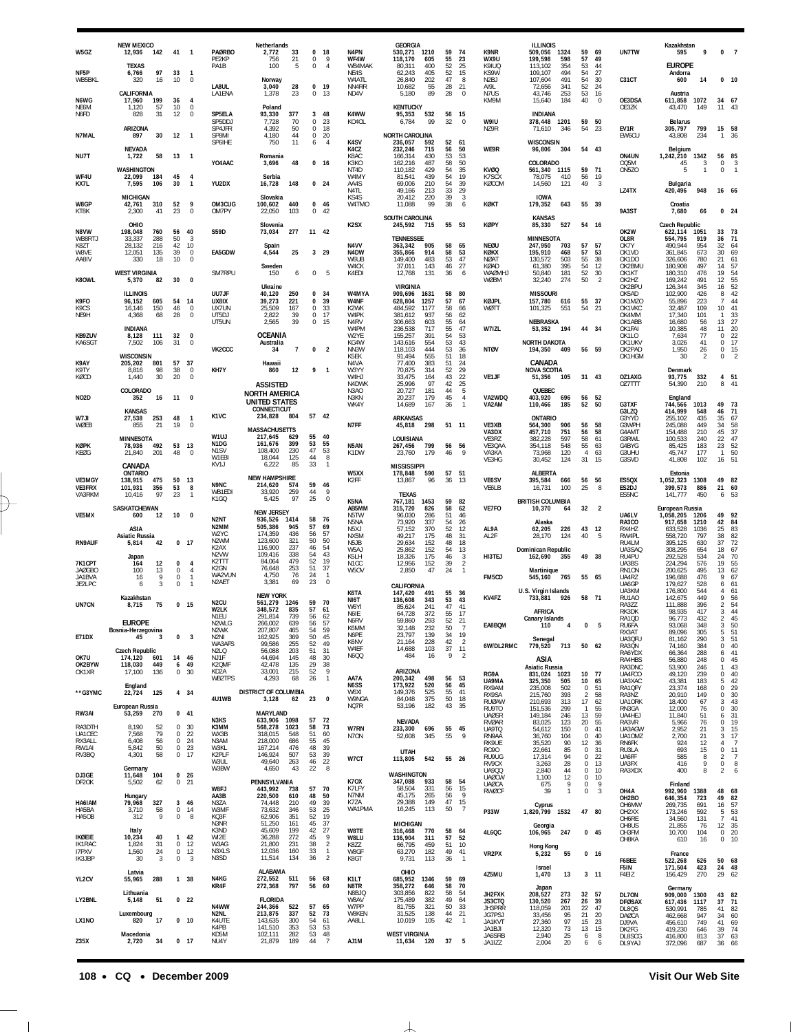| Call | Score | QSOs | Zones | Countries |
|---|---|---|---|---|
| **NEW MEXICO** | | | | |
| W5GZ | 12,936 | 142 | 41 | 1 |
| **TEXAS** | | | | |
| NF5P | 6,766 | 97 | 33 | 1 |
| WB5BKL | 320 | 16 | 10 | 0 |
| **CALIFORNIA** | | | | |
| N6WG | 17,960 | 199 | 36 | 4 |
| NE6M | 1,120 | 57 | 10 | 0 |
| N6FD | 828 | 31 | 12 | 0 |
| **ARIZONA** | | | | |
| N7MAL | 897 | 30 | 12 | 1 |
| **NEVADA** | | | | |
| NU7T | 1,722 | 58 | 13 | 1 |
| **WASHINGTON** | | | | |
| WF4U | 22,099 | 184 | 45 | 4 |
| KX7L | 7,595 | 106 | 30 | 1 |
| **MICHIGAN** | | | | |
| W8GP | 42,761 | 310 | 52 | 9 |
| KT8K | 2,300 | 41 | 23 | 0 |
| **OHIO** | | | | |
| N8VW | 198,048 | 760 | 56 | 40 |
| WB8RTJ | 33,337 | 288 | 50 | 3 |
| K8ZT | 28,132 | 216 | 42 | 10 |
| W8VE | 12,051 | 135 | 39 | 0 |
| AA8IV | 330 | 18 | 10 | 0 |
| **WEST VIRGINIA** | | | | |
| K8OWL | 5,370 | 82 | 30 | 0 |
| **ILLINOIS** | | | | |
| K9FO | 96,152 | 605 | 54 | 14 |
| K9CS | 16,146 | 150 | 46 | 0 |
| NE9H | 4,368 | 68 | 28 | 0 |
| **INDIANA** | | | | |
| KB9ZUV | 8,128 | 111 | 32 | 0 |
| KA6SGT | 7,502 | 106 | 31 | 0 |
| **WISCONSIN** | | | | |
| K9AY | 205,202 | 801 | 57 | 37 |
| K9TY | 8,816 | 98 | 38 | 0 |
| KØCD | 1,440 | 30 | 20 | 0 |
| **COLORADO** | | | | |
| NO2D | 352 | 16 | 11 | 0 |
| **KANSAS** | | | | |
| W7JI | 27,538 | 253 | 48 | 1 |
| WØEB | 855 | 21 | 19 | 0 |
| **MINNESOTA** | | | | |
| KØPK | 78,936 | 492 | 53 | 13 |
| KEØG | 21,840 | 201 | 48 | 0 |
| **CANADA** | | | | |
| **ONTARIO** | | | | |
| VE3MGY | 138,915 | 475 | 50 | 13 |
| VE3FRX | 101,931 | 356 | 53 | 8 |
| VA3RKM | 10,416 | 97 | 23 | 1 |
| **SASKATCHEWAN** | | | | |
| VE5MX | 600 | 12 | 10 | 0 |
| **ASIA** | | | | |
| *Asiatic Russia* | | | | |
| RN9AUF | 5,814 | 42 | 0 | 17 |
| *Japan* | | | | |
| 7K1CPT | 164 | 12 | 0 | 4 |
| JA0GBO | 100 | 13 | 0 | 4 |
| JA1BVA | 16 | 9 | 0 | 1 |
| JE2LPC | 6 | 3 | 0 | 1 |
| *Kazakhstan* | | | | |
| UN7CN | 8,715 | 75 | 0 | 15 |
| **EUROPE** | | | | |
| *Bosnia-Herzegovina* | | | | |
| E71DX | 45 | 3 | 0 | 3 |
| *Czech Republic* | | | | |
| OK7U | 174,120 | 601 | 14 | 46 |
| OK2BYW | 118,030 | 449 | 6 | 49 |
| OK1XR | 17,100 | 136 | 0 | 30 |
| *England* | | | | |
| **G3YMC | 22,724 | 125 | 4 | 34 |
| *European Russia* | | | | |
| RW3AI | 53,259 | 270 | 0 | 41 |
| RA3DTH | 8,190 | 52 | 0 | 30 |
| UA1CEC | 7,568 | 79 | 0 | 22 |
| RX3ALL | 6,408 | 56 | 0 | 24 |
| RW1AI | 5,842 | 50 | 0 | 23 |
| RV3BQ | 4,301 | 58 | 0 | 17 |
| *Germany* | | | | |
| DJ3GE | 11,648 | 104 | 0 | 26 |
| DF2OK | 5,502 | 62 | 0 | 21 |
| *Hungary* | | | | |
| HA6IAM | 79,968 | 327 | 3 | 46 |
| HA5BA | 3,710 | 58 | 0 | 14 |
| HA5OB | 312 | 9 | 0 | 8 |
| *Italy* | | | | |
| IKØEIE | 10,234 | 40 | 1 | 42 |
| IK1RAC | 1,824 | 31 | 0 | 12 |
| I7PXV | 1,560 | 24 | 0 | 12 |
| IK3JBP | 30 | 3 | 0 | 3 |
| *Latvia* | | | | |
| YL2CV | 55,965 | 288 | 1 | 38 |
| *Lithuania* | | | | |
| LY2BNL | 5,148 | 51 | 0 | 22 |
| *Luxembourg* | | | | |
| LX1NO | 820 | 17 | 0 | 10 |
| *Macedonia* | | | | |
| Z35X | 2,720 | 34 | 0 | 17 |
| *Netherlands* | | | | |
| PAØRBO | 2,772 | 33 | 0 | 18 |
| PE2KP | 756 | 21 | 0 | 9 |
| PA1B | 100 | 5 | 0 | 4 |
| *Norway* | | | | |
| LA8UL | 3,040 | 28 | 0 | 19 |
| LA1ENA | 1,378 | 23 | 0 | 13 |
| *Poland* | | | | |
| SP5ELA | 93,330 | 377 | 3 | 48 |
| SP5DDJ | 7,728 | 70 | 0 | 23 |
| SP4JFR | 4,392 | 50 | 0 | 18 |
| SP8MI | 4,180 | 44 | 0 | 20 |
| SP6IHE | 750 | 11 | 6 | 4 |
| *Romania* | | | | |
| YO4AAC | 3,696 | 48 | 0 | 16 |
| *Serbia* | | | | |
| YU2DX | 16,728 | 148 | 0 | 24 |
| *Slovakia* | | | | |
| OM3CUG | 100,602 | 440 | 0 | 46 |
| OM7PY | 22,050 | 103 | 0 | 42 |
| *Slovenia* | | | | |
| S59D | 73,034 | 277 | 11 | 42 |
| *Spain* | | | | |
| EA5GDW | 4,544 | 25 | 3 | 29 |
| *Sweden* | | | | |
| SM7RPU | 150 | 6 | 0 | 5 |
| *Ukraine* | | | | |
| UU7JF | 40,120 | 250 | 0 | 34 |
| UX8IX | 39,273 | 221 | 0 | 39 |
| UX7UN | 25,509 | 167 | 0 | 33 |
| UT5DJ | 2,822 | 39 | 0 | 17 |
| UT5UN | 2,565 | 39 | 0 | 15 |
| **OCEANIA** | | | | |
| *Australia* | | | | |
| VK2CCC | 34 | 7 | 0 | 2 |
| *Hawaii* | | | | |
| KH7Y | 860 | 12 | 9 | 1 |
| **ASSISTED** | | | | |
| **NORTH AMERICA** | | | | |
| **UNITED STATES** | | | | |
| **CONNECTICUT** | | | | |
| K1VC | 234,828 | 804 | 57 | 42 |
| **MASSACHUSETTS** | | | | |
| W1UJ | 217,645 | 629 | 55 | 40 |
| N1DG | 161,676 | 399 | 53 | 55 |
| N1SV | 108,400 | 230 | 47 | 53 |
| W1EBI | 18,044 | 125 | 44 | 8 |
| KV1J | 6,222 | 85 | 33 | 1 |
| **NEW HAMPSHIRE** | | | | |
| N9NC | 214,620 | 574 | 59 | 46 |
| WB1EDI | 33,920 | 259 | 44 | 9 |
| K1GQ | 5,425 | 97 | 25 | 0 |
| **NEW JERSEY** | | | | |
| N2NT | 936,526 | 1414 | 58 | 76 |
| N2MM | 505,386 | 945 | 57 | 69 |
| W2YC | 174,359 | 436 | 56 | 57 |
| N2WM | 123,600 | 321 | 50 | 50 |
| K2AX | 116,900 | 237 | 46 | 54 |
| N2VW | 109,416 | 338 | 54 | 43 |
| K2TTT | 84,064 | 479 | 52 | 19 |
| K2GN | 76,648 | 253 | 51 | 37 |
| WA2VUN | 4,750 | 76 | 24 | 1 |
| N2AET | 3,381 | 69 | 23 | 0 |
| **NEW YORK** | | | | |
| N2CU | 561,279 | 1246 | 59 | 70 |
| W2LK | 348,572 | 835 | 57 | 61 |
| N1EU | 291,814 | 739 | 56 | 62 |
| N2WLG | 266,002 | 639 | 56 | 57 |
| N2WK | 207,807 | 465 | 54 | 59 |
| N2NI | 162,925 | 369 | 50 | 45 |
| WA3AFS | 99,586 | 255 | 52 | 49 |
| N2LQ | 56,088 | 203 | 51 | 31 |
| NJ1F | 44,694 | 145 | 48 | 30 |
| K2QMF | 42,478 | 135 | 29 | 38 |
| KD2A | 33,001 | 215 | 52 | 9 |
| WB2TPS | 4,293 | 68 | 26 | 1 |
| **DISTRICT OF COLUMBIA** | | | | |
| 4U1WB | 3,128 | 62 | 23 | 0 |
| **MARYLAND** | | | | |
| N3KS | 633,906 | 1098 | 57 | 72 |
| K3MM | 568,278 | 1023 | 58 | 73 |
| WX3B | 318,015 | 548 | 51 | 60 |
| N3AM | 218,000 | 686 | 55 | 45 |
| W3KL | 167,214 | 476 | 48 | 39 |
| K2PLF | 146,924 | 507 | 53 | 39 |
| W3UL | 49,640 | 263 | 46 | 22 |
| W3BW | 4,650 | 43 | 22 | 8 |
| **PENNSYLVANIA** | | | | |
| W8FJ | 443,992 | 738 | 57 | 70 |
| AA3B | 220,500 | 610 | 48 | 50 |
| N3ZA | 74,448 | 210 | 49 | 39 |
| W3MF | 73,632 | 346 | 53 | 25 |
| KQ8F | 62,906 | 351 | 52 | 19 |
| N3NR | 51,250 | 161 | 45 | 37 |
| K3ND | 45,609 | 199 | 42 | 27 |
| WI2E | 36,288 | 272 | 45 | 9 |
| W3AG | 21,800 | 231 | 38 | 2 |
| N3XLS | 12,036 | 160 | 33 | 1 |
| N3SD | 11,514 | 134 | 36 | 2 |
| **ALABAMA** | | | | |
| N4KG | 272,552 | 511 | 56 | 68 |
| KR4F | 272,368 | 797 | 56 | 60 |
| **FLORIDA** | | | | |
| N4WW | 244,366 | 522 | 57 | 65 |
| N2NL | 213,875 | 337 | 52 | 73 |
| K4UTE | 143,635 | 300 | 54 | 61 |
| K4PB | 141,510 | 353 | 53 | 53 |
| KD5M | 102,111 | 282 | 53 | 48 |
| NU4Y | 21,879 | 189 | 44 | 7 |
| **GEORGIA** | | | | |
| N4PN | 530,271 | 1210 | 59 | 74 |
| WF4W | 118,170 | 605 | 55 | 23 |
| WB4MAK | 80,311 | 400 | 52 | 25 |
| NE4S | 62,243 | 405 | 52 | 15 |
| W4ATL | 26,840 | 202 | 47 | 8 |
| NN4RR | 10,682 | 55 | 28 | 21 |
| ND4V | 5,180 | 89 | 28 | 0 |
| **KENTUCKY** | | | | |
| K4WW | 95,353 | 532 | 56 | 15 |
| KO4OL | 6,784 | 99 | 32 | 0 |
| **NORTH CAROLINA** | | | | |
| K4SV | 236,057 | 592 | 52 | 61 |
| K4CZ | 232,246 | 715 | 56 | 50 |
| K8AC | 166,314 | 430 | 53 | 53 |
| K3KO | 162,216 | 487 | 58 | 50 |
| NT4D | 110,182 | 429 | 54 | 35 |
| W4MY | 81,541 | 439 | 54 | 19 |
| AA4S | 69,006 | 210 | 54 | 39 |
| N4TL | 49,166 | 213 | 33 | 29 |
| KS4S | 20,412 | 220 | 39 | 3 |
| W4TMO | 11,088 | 99 | 38 | 6 |
| **SOUTH CAROLINA** | | | | |
| K2SX | 245,592 | 715 | 55 | 53 |
| **TENNESSEE** | | | | |
| N4VV | 363,342 | 905 | 58 | 65 |
| N4DW | 355,866 | 914 | 58 | 53 |
| W6UB | 149,400 | 483 | 53 | 47 |
| W4CK | 37,011 | 143 | 46 | 27 |
| K4EDI | 12,768 | 131 | 36 | 6 |
| **VIRGINIA** | | | | |
| W4MYA | 909,696 | 1631 | 58 | 80 |
| W4NF | 628,804 | 1257 | 57 | 67 |
| K2WK | 484,592 | 1177 | 58 | 66 |
| W4PK | 381,612 | 937 | 56 | 62 |
| N4RV | 306,663 | 603 | 55 | 64 |
| W4PM | 236,538 | 717 | 55 | 47 |
| WZ7E | 155,257 | 391 | 54 | 53 |
| KG4W | 143,616 | 554 | 53 | 43 |
| NN3W | 118,103 | 444 | 53 | 36 |
| K5EK | 91,494 | 555 | 51 | 18 |
| N4VA | 77,400 | 383 | 51 | 24 |
| W3YY | 70,875 | 314 | 52 | 29 |
| W4HJ | 33,475 | 164 | 43 | 22 |
| N4DWK | 25,996 | 97 | 42 | 25 |
| N3AO | 20,727 | 181 | 44 | 5 |
| N3KN | 20,237 | 179 | 45 | 4 |
| WK4Y | 14,689 | 167 | 36 | 1 |
| **ARKANSAS** | | | | |
| N7FF | 45,818 | 298 | 51 | 11 |
| **LOUISIANA** | | | | |
| N5AN | 267,456 | 799 | 56 | 56 |
| K1DW | 23,760 | 179 | 46 | 9 |
| **MISSISSIPPI** | | | | |
| W5XX | 178,848 | 590 | 57 | 51 |
| K2FF | 13,867 | 96 | 36 | 13 |
| **TEXAS** | | | | |
| K5NA | 767,181 | 1453 | 59 | 82 |
| AB5MM | 315,720 | 826 | 58 | 62 |
| N5TW | 96,030 | 286 | 51 | 46 |
| N5NA | 73,920 | 337 | 54 | 26 |
| N5XJ | 57,152 | 370 | 52 | 12 |
| NX5M | 49,217 | 175 | 48 | 31 |
| N5JB | 29,634 | 152 | 48 | 18 |
| W5AJ | 25,862 | 152 | 54 | 13 |
| K5LH | 18,326 | 175 | 46 | 3 |
| N1CC | 12,956 | 152 | 39 | 2 |
| W5OV | 2,850 | 47 | 24 | 1 |
| **CALIFORNIA** | | | | |
| K6TA | 147,420 | 491 | 55 | 36 |
| NI6T | 136,608 | 343 | 53 | 43 |
| W6YI | 85,624 | 241 | 47 | 41 |
| N6IE | 64,728 | 372 | 55 | 17 |
| N6RV | 59,860 | 293 | 52 | 21 |
| K6MM | 32,148 | 232 | 50 | 7 |
| N6PE | 23,797 | 139 | 34 | 19 |
| K6NV | 21,164 | 228 | 42 | 2 |
| W4EF | 14,688 | 103 | 37 | 11 |
| N6QQ | 484 | 16 | 9 | 2 |
| **ARIZONA** | | | | |
| AA7A | 200,342 | 498 | 56 | 53 |
| N6SS | 173,922 | 520 | 56 | 45 |
| W6XI | 149,376 | 525 | 55 | 41 |
| W9NGA | 84,048 | 375 | 50 | 18 |
| NQ7R | 53,196 | 182 | 43 | 35 |
| **NEVADA** | | | | |
| W7RN | 233,300 | 696 | 55 | 45 |
| N7ON | 52,608 | 345 | 55 | 9 |
| **UTAH** | | | | |
| W7CT | 113,805 | 542 | 55 | 26 |
| **WASHINGTON** | | | | |
| K7OX | 347,088 | 933 | 58 | 54 |
| K7LFY | 58,504 | 331 | 56 | 15 |
| N7NM | 45,175 | 265 | 56 | 9 |
| K7ZA | 29,388 | 149 | 47 | 15 |
| WA1PMA | 16,245 | 113 | 50 | 7 |
| **MICHIGAN** | | | | |
| W8TE | 316,468 | 770 | 58 | 64 |
| W8LU | 136,904 | 311 | 57 | 52 |
| K8ZZ | 66,795 | 459 | 51 | 10 |
| W8GF | 63,270 | 182 | 49 | 41 |
| K8GT | 9,731 | 113 | 36 | 1 |
| **OHIO** | | | | |
| K1LT | 685,952 | 1346 | 59 | 69 |
| N8TR | 358,272 | 646 | 58 | 70 |
| N8BJQ | 303,856 | 822 | 58 | 54 |
| W8AV | 175,489 | 382 | 49 | 64 |
| W7PP | 81,755 | 321 | 50 | 33 |
| W8KEN | 31,525 | 138 | 44 | 21 |
| AA8LL | 10,019 | 105 | 42 | 1 |
| **WEST VIRGINIA** | | | | |
| AJ1M | 11,634 | 120 | 37 | 5 |
| **ILLINOIS** | | | | |
| K9NR | 509,056 | 1324 | 59 | 69 |
| WX9U | 199,598 | 598 | 57 | 49 |
| K9IUQ | 113,102 | 354 | 53 | 44 |
| KS9W | 109,107 | 494 | 54 | 27 |
| N2BJ | 107,604 | 491 | 54 | 30 |
| AI9L | 72,656 | 341 | 52 | 24 |
| N7US | 43,746 | 253 | 53 | 16 |
| KM9M | 15,640 | 184 | 40 | 0 |
| **INDIANA** | | | | |
| W9IU | 378,448 | 1201 | 59 | 50 |
| NZ9R | 71,610 | 346 | 54 | 23 |
| **WISCONSIN** | | | | |
| WE9R | 96,806 | 304 | 54 | 43 |
| **COLORADO** | | | | |
| KVØQ | 561,340 | 1115 | 59 | 71 |
| K7SCX | 78,075 | 410 | 56 | 19 |
| KØCOM | 14,560 | 121 | 49 | 3 |
| **IOWA** | | | | |
| KØKT | 179,352 | 643 | 55 | 39 |
| **KANSAS** | | | | |
| KØPY | 85,330 | 527 | 54 | 16 |
| **MINNESOTA** | | | | |
| NEØU | 247,950 | 703 | 57 | 57 |
| KØKX | 195,910 | 468 | 57 | 53 |
| NØAT | 130,572 | 503 | 55 | 38 |
| KØAD | 61,380 | 395 | 54 | 12 |
| WAØMHJ | 50,840 | 181 | 52 | 30 |
| WØBM | 32,240 | 274 | 50 | 2 |
| **MISSOURI** | | | | |
| KØJPL | 157,780 | 616 | 55 | 37 |
| WØTT | 101,325 | 551 | 54 | 21 |
| **NEBRASKA** | | | | |
| W7IZL | 53,352 | 194 | 44 | 34 |
| **NORTH DAKOTA** | | | | |
| NTØV | 194,350 | 409 | 56 | 59 |
| **CANADA** | | | | |
| **NOVA SCOTIA** | | | | |
| VE1JF | 51,356 | 105 | 31 | 43 |
| **QUEBEC** | | | | |
| VA2WDQ | 403,920 | 696 | 56 | 52 |
| VA2AM | 110,466 | 185 | 52 | 50 |
| **ONTARIO** | | | | |
| VE3XB | 564,300 | 906 | 56 | 58 |
| VA3DX | 457,710 | 751 | 56 | 58 |
| VE3RZ | 382,228 | 597 | 58 | 61 |
| VE3QAA | 354,118 | 548 | 55 | 63 |
| VA3KA | 73,968 | 120 | 4 | 63 |
| VE3HG | 30,452 | 124 | 31 | 15 |
| **ALBERTA** | | | | |
| VE6SV | 395,584 | 666 | 56 | 56 |
| VE6LB | 16,731 | 100 | 25 | 8 |
| **BRITISH COLUMBIA** | | | | |
| VE7FO | 10,370 | 64 | 32 | 2 |
| *Alaska* | | | | |
| AL9A | 62,205 | 226 | 43 | 12 |
| AL2F | 28,170 | 124 | 40 | 5 |
| *Dominican Republic* | | | | |
| HI3TEJ | 162,690 | 355 | 49 | 38 |
| *Martinique* | | | | |
| FM5CD | 545,160 | 765 | 55 | 65 |
| *U.S. Virgin Islands* | | | | |
| KV4FZ | 733,881 | 926 | 58 | 71 |
| **AFRICA** | | | | |
| *Canary Islands* | | | | |
| EA8BQM | 110 | 4 | 0 | 5 |
| *Senegal* | | | | |
| 6W/DL2RMC | 779,520 | 713 | 50 | 62 |
| **ASIA** | | | | |
| *Asiatic Russia* | | | | |
| RG9A | 831,024 | 1023 | 10 | 77 |
| UA9MA | 325,350 | 505 | 10 | 65 |
| RX9AM | 235,008 | 502 | 0 | 51 |
| RX9SA | 215,760 | 393 | 2 | 58 |
| RUØAW | 210,693 | 313 | 17 | 62 |
| RU9TO | 151,536 | 299 | 1 | 55 |
| UAØSR | 149,184 | 246 | 13 | 59 |
| RVØAR | 83,025 | 123 | 20 | 55 |
| UA9TQ | 54,612 | 150 | 0 | 41 |
| RN9AA | 36,760 | 104 | 0 | 40 |
| RK9UE | 35,520 | 90 | 12 | 36 |
| RC9O | 22,661 | 85 | 0 | 31 |
| RU9UG | 17,314 | 94 | 0 | 22 |
| RV9CX | 3,263 | 28 | 0 | 13 |
| UA9QQ | 2,840 | 44 | 0 | 10 |
| UAØCW | 1,100 | 12 | 0 | 10 |
| UAØCA | 675 | 9 | 0 | 9 |
| RWØCF | 39 | 1 | 0 | 3 |
| *Cyprus* | | | | |
| P33W | 1,820,799 | 1532 | 47 | 80 |
| *Georgia* | | | | |
| 4L6QC | 106,965 | 247 | 0 | 45 |
| *Hong Kong* | | | | |
| VR2PX | 5,232 | 55 | 0 | 16 |
| *Israel* | | | | |
| 4Z5MU | 1,470 | 13 | 3 | 11 |
| *Japan* | | | | |
| JH2FXK | 208,527 | 273 | 32 | 57 |
| JS3CTQ | 130,520 | 267 | 26 | 39 |
| JH3PRR | 118,059 | 201 | 22 | 47 |
| JG7PSJ | 33,456 | 95 | 21 | 20 |
| JA1KVT | 27,360 | 97 | 15 | 23 |
| JA1BJI | 12,320 | 73 | 13 | 15 |
| JA6SRB | 2,940 | 25 | 6 | 8 |
| JA1IZZ | 2,004 | 20 | 6 | 6 |
| *Kazakhstan* | | | | |
| UN7TW | 595 | 9 | 0 | 7 |
| **EUROPE** | | | | |
| *Andorra* | | | | |
| C31CT | 600 | 14 | 0 | 10 |
| *Austria* | | | | |
| OE3DSA | 611,858 | 1072 | 34 | 67 |
| OE3ZK | 43,470 | 149 | 11 | 43 |
| *Belarus* | | | | |
| EV1R | 305,797 | 799 | 15 | 58 |
| EW6CU | 43,808 | 234 | 1 | 36 |
| *Belgium* | | | | |
| ON4UN | 1,242,210 | 1342 | 56 | 85 |
| OQ5M | 45 | 3 | 0 | 3 |
| ON5ZO | 5 | 1 | 0 | 1 |
| *Bulgaria* | | | | |
| LZ4TX | 420,496 | 948 | 16 | 66 |
| *Croatia* | | | | |
| 9A3ST | 7,680 | 66 | 0 | 24 |
| *Czech Republic* | | | | |
| OK2W | 622,114 | 1051 | 33 | 73 |
| OL8R | 554,795 | 919 | 36 | 71 |
| OK7Y | 490,944 | 954 | 32 | 64 |
| OK1VD | 361,845 | 673 | 30 | 69 |
| OK1DO | 326,606 | 780 | 21 | 61 |
| OK2BMU | 180,908 | 497 | 14 | 57 |
| OK1KT | 180,310 | 476 | 19 | 54 |
| OK2HZ | 169,242 | 491 | 12 | 55 |
| OK2BPU | 126,344 | 345 | 16 | 52 |
| OK5AD | 102,900 | 426 | 8 | 42 |
| OK1MZO | 55,896 | 223 | 7 | 44 |
| OK1VKC | 32,487 | 109 | 10 | 41 |
| OK4MM | 17,340 | 101 | 1 | 33 |
| OK1ABB | 16,680 | 56 | 13 | 27 |
| OK1FAI | 10,385 | 48 | 11 | 20 |
| OK1LO | 7,634 | 77 | 0 | 22 |
| OK1UKV | 3,026 | 41 | 0 | 17 |
| OK2PAD | 1,950 | 26 | 0 | 15 |
| OK1HGM | 30 | 2 | 0 | 2 |
| *Denmark* | | | | |
| OZ1AXG | 93,775 | 332 | 4 | 51 |
| OZ7TTT | 54,390 | 210 | 8 | 41 |
| *England* | | | | |
| G3TXF | 744,566 | 1013 | 49 | 73 |
| G3LZQ | 414,999 | 548 | 46 | 71 |
| G3YYD | 255,102 | 435 | 35 | 67 |
| G3WPH | 245,088 | 449 | 34 | 58 |
| G4AMT | 154,488 | 210 | 45 | 37 |
| G3RWL | 100,533 | 240 | 22 | 47 |
| G4BYG | 85,425 | 183 | 23 | 52 |
| G3UHU | 45,747 | 177 | 1 | 50 |
| G3SVD | 41,808 | 102 | 16 | 51 |
| *Estonia* | | | | |
| ES5QX | 1,052,323 | 1308 | 49 | 82 |
| ES2DJ | 399,573 | 886 | 21 | 60 |
| ES5NC | 141,777 | 450 | 6 | 53 |
| *European Russia* | | | | |
| UA6LV | 1,058,205 | 1206 | 49 | 92 |
| RA3CO | 917,658 | 1210 | 42 | 84 |
| RX4HZ | 633,528 | 1036 | 25 | 83 |
| RW4PL | 558,720 | 797 | 38 | 82 |
| RU4LM | 395,125 | 630 | 37 | 72 |
| UA3SAQ | 308,295 | 654 | 18 | 67 |
| RU4PU | 292,528 | 534 | 24 | 70 |
| UA3BS | 224,294 | 576 | 19 | 55 |
| RN1ON | 200,625 | 495 | 13 | 62 |
| UA4RZ | 196,688 | 476 | 9 | 67 |
| UA6GP | 179,627 | 528 | 6 | 61 |
| UA3KM | 176,800 | 544 | 4 | 61 |
| RU1AO | 142,675 | 449 | 9 | 56 |
| RA3ZZ | 111,888 | 396 | 2 | 54 |
| RK3DK | 98,935 | 417 | 3 | 44 |
| RA1QD | 96,773 | 432 | 2 | 45 |
| RU6FA | 93,068 | 348 | 3 | 50 |
| RX3AT | 89,096 | 305 | 5 | 51 |
| UA3QFU | 81,162 | 290 | 3 | 51 |
| RA3QN | 74,160 | 384 | 0 | 40 |
| RA6YDX | 66,364 | 288 | 6 | 41 |
| RA4HBS | 56,880 | 248 | 0 | 45 |
| RA3DNC | 53,900 | 246 | 1 | 43 |
| UA4FCO | 49,120 | 239 | 0 | 40 |
| UA3XAC | 43,381 | 183 | 5 | 42 |
| RA1QFY | 23,374 | 168 | 0 | 29 |
| RA3NZ | 20,910 | 149 | 0 | 30 |
| UA1ORK | 18,400 | 67 | 3 | 43 |
| RN3GA | 12,000 | 76 | 0 | 30 |
| UA4HEJ | 11,840 | 51 | 6 | 31 |
| RA3VR | 5,966 | 76 | 0 | 19 |
| UA3AGW | 2,952 | 21 | 3 | 15 |
| UA1OMZ | 2,700 | 21 | 3 | 17 |
| RN6FK | 924 | 12 | 4 | 7 |
| RU3LA | 693 | 15 | 0 | 11 |
| UA6FF | 585 | 8 | 2 | 7 |
| UA3FX | 416 | 9 | 0 | 8 |
| RA3XDX | 400 | 8 | 2 | 6 |
| *Finland* | | | | |
| OH4A | 992,960 | 1388 | 48 | 68 |
| OH2BO | 646,354 | 723 | 49 | 82 |
| OH6MW | 269,735 | 691 | 16 | 57 |
| OH2XX | 173,246 | 592 | 5 | 53 |
| OH6RE | 34,560 | 131 | 7 | 41 |
| OH8US | 21,855 | 76 | 12 | 35 |
| OH3FM | 10,700 | 104 | 0 | 20 |
| OH8KA | 610 | 16 | 0 | 10 |
| *France* | | | | |
| F6BEE | 522,268 | 626 | 50 | 68 |
| F5IN | 171,504 | 423 | 24 | 48 |
| F4EIZ | 156,429 | 270 | 29 | 62 |
| *Germany* | | | | |
| DL7ON | 909,000 | 1300 | 43 | 82 |
| DFØSAX | 617,436 | 1117 | 37 | 71 |
| DL8QS | 530,991 | 785 | 41 | 82 |
| DAØCA | 462,668 | 947 | 34 | 60 |
| DJ9VA | 456,610 | 749 | 41 | 69 |
| DK2FG | 419,230 | 646 | 39 | 74 |
| DL8CCG | 416,800 | 813 | 37 | 63 |
| DL9YAJ | 372,096 | 687 | 36 | 66 |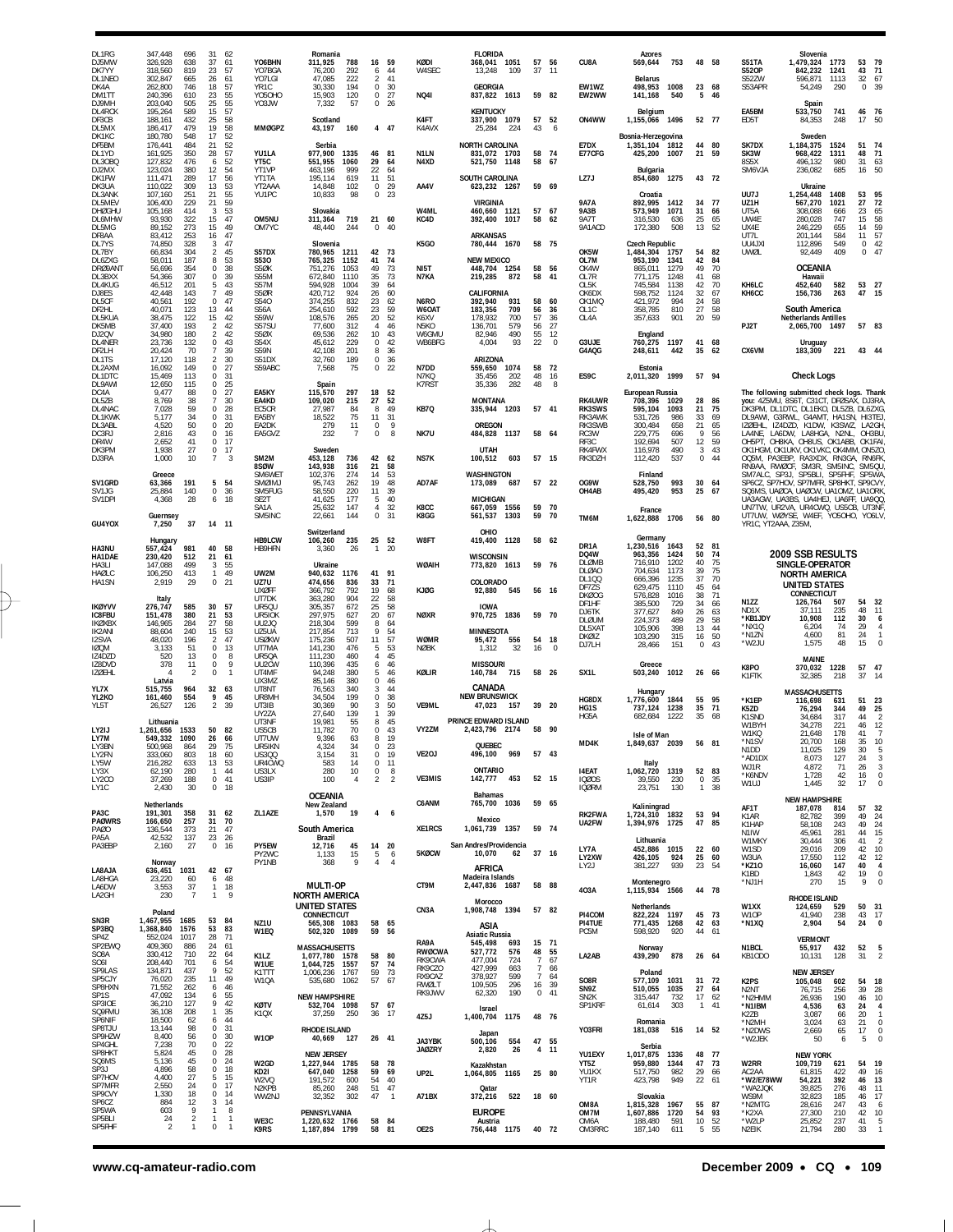DL1RG 347,448 696 31 62
DJ5MW 326,928 638 37 61
DK7YY 318,560 819 23 57
DL1NEO 302,847 665 26 61
DK4A 262,800 746 18 57
DM1TT 240,396 610 23 55
DJ9MH 203,040 505 25 55
DL4RCK 195,264 589 15 57
DF3CB 188,161 432 25 58
DL5MX 186,417 479 19 58
DK1KC 180,780 548 17 52
DF5BM 176,441 484 21 52
DL1YD 161,925 350 28 57
DL3OBQ 127,832 476 6 52
DJ2MX 123,024 380 12 54
DK1FW 111,471 289 17 56
DK3UA 110,022 309 13 53
DL3ANK 107,160 251 21 55
DL5MEV 106,400 229 21 59
DH0GHU 105,168 414 3 53
DL6MHW 93,930 322 15 47
DL5MG 89,152 273 15 49
DF8AA 83,412 253 16 47
DL7YS 74,850 328 3 47
DL7BY 66,834 304 2 45
DL6ZXG 58,011 187 8 53
DR0BANT 56,696 354 0 38
DL3BXX 54,366 307 0 39
DL4KUG 46,512 201 5 43
DJ8ES 42,448 143 7 49
DL5CF 40,561 192 0 47
DF2HL 40,071 123 13 44
DL5KUA 38,475 122 15 42
DK5MB 37,400 193 2 42
DJ2QV 34,980 180 2 42
DL4NER 23,736 132 0 43
DF2LH 20,424 70 7 39
DL1TS 17,120 118 2 30
DL2AXM 16,092 149 0 27
DL1DTC 15,469 113 0 31
DL9AWI 12,650 115 0 25
DC4A 9,477 88 0 27
DL5ZB 8,769 38 7 30
DL4NAC 7,028 59 0 28
DL1KWK 5,177 34 0 31
DL3ABL 4,520 50 0 20
DC3RJ 2,816 43 0 16
DR4W 2,652 41 0 17
DK3PM 1,938 27 0 17
DJ3RA 1,000 10 7 3

Greece
SV1GRD 63,366 191 5 54
SV1JG 25,884 140 0 36
SV1DPI 4,368 28 6 18

Guernsey
GU4YOX 7,250 37 14 11

Hungary
HA3NU 557,424 981 40 58
HA1DAE 230,420 512 21 61
HA3LI 147,088 499 3 55
HA0LC 106,250 413 1 49
HA1SN 2,919 29 0 21

Italy
IK0YVV 276,747 585 30 57
IC8FBU 151,478 380 21 53
IK0XBX 146,965 284 27 58
IK2ANI 88,604 240 15 53
I2SVA 48,020 196 2 47
IZ0QM 3,133 51 0 13
IZ4DZD 520 13 0 8
IZ8DVD 378 11 0 9
IZ0EHL 4 2 0 1

Latvia
YL7X 515,755 964 32 63
YL2KO 161,460 554 9 45
YL5T 26,527 126 2 39

Lithuania
LY2IJ 1,261,656 1533 50 82
LY7M 549,332 1090 26 66
LY3BN 500,968 864 29 75
LY2FN 333,060 803 18 60
LY5W 216,282 633 13 53
LY3X 62,190 280 1 44
LY2CO 37,269 188 0 41
LY1C 2,430 30 0 18

Netherlands
PA3C 191,301 358 31 62
PA0WRS 166,650 257 31 70
PA0O 136,544 373 21 47
PA5A 42,532 137 23 26
PA3EBP 2,160 27 0 16

Norway
LA8AJA 636,451 1031 42 67
LA8HGA 23,220 60 6 48
LA6DW 3,553 37 1 18
LA2GH 230 7 1 9

Poland
SN3R 1,467,955 1685 53 84
SP3BQ 1,368,840 1576 53 83
SP4Z 552,024 1017 28 71
SP2EWQ 409,360 886 24 61
SO8A 330,412 710 22 64
SO6I 208,440 701 6 54
SP9LAS 134,871 437 9 52
SP5CJY 76,020 235 11 49
SP8HXN 71,552 262 6 46
SP1S 47,092 134 6 55
SP3IOE 36,210 127 9 42
SQ6FMU 36,108 208 1 35
SP6NIF 18,500 62 6 44
SP8TJU 13,144 98 0 31
SP9HZW 8,400 56 0 30
SP4GHL 7,238 70 0 22
SP8HKT 5,824 45 0 28
SQ6MS 5,136 45 0 24
SP3J 4,896 58 0 18
SP7HOV 4,400 27 5 15
SP7MFR 2,550 24 0 17
SP9CVY 1,330 18 0 14
SP6CZ 884 12 3 14
SP5WA 603 9 1 8
SP5BLI 24 2 1 1
SP5FHF 2 1 0 1

Romania
YO6BHN 311,925 788 16 59
YO7BGA 76,200 292 6 44
YO7LGI 47,085 222 2 41
YR1C 30,330 194 0 30
YO5OHO 15,903 120 0 27
YO3JW 7,332 57 0 26

Scotland
MM0GPZ 43,197 160 4 47

Serbia
YU1LA 977,900 1335 46 81
YT5C 551,955 1060 29 64
YT1VP 463,196 999 22 64
YT1TA 195,114 619 11 51
YT2AAA 14,848 102 0 29
YU1PC 10,833 98 0 23

Slovakia
OM5NU 311,364 719 21 60
OM7YC 48,440 244 0 40

Slovenia
S57DX 780,965 1211 42 73
S53O 765,325 1152 41 74
S50K 751,276 1053 49 73
S55M 672,840 1110 35 73
S57M 594,928 1004 39 64
S50R 420,712 924 26 60
S54O 374,255 832 23 62
S56A 254,610 592 23 59
S59W 108,576 265 20 52
S57SU 77,400 312 4 46
S50X 69,536 262 10 43
S54X 45,612 229 0 42
S59N 42,108 201 8 36
S51DX 32,760 189 0 36
S59ABC 7,568 75 0 22

Spain
EA5KY 115,570 297 18 52
EA4KD 109,020 215 27 52
EC5CR 27,987 84 8 49
EA5BY 18,522 75 11 31
EA2DK 279 11 0 9
EA5GVZ 232 7 0 8

Sweden
SM2M 453,128 736 42 62
8S0W 143,938 316 21 58
SM6WET 102,376 274 14 53
SM0IMJ 95,743 262 19 48
SM5FUG 58,550 220 11 39
SE2T 41,625 177 5 40
SA1A 25,632 147 4 32
SM5INC 22,661 144 0 31

Switzerland
HB9LCW 106,260 235 25 52
HB9HFN 3,360 26 1 20

Ukraine
UW2M 940,632 1176 41 91
UZ7U 474,656 836 33 71
UX0FF 366,792 792 19 68
UT7DK 363,280 904 22 58
UR5QU 305,357 672 25 58
UR5IOK 297,975 627 20 67
UU2JQ 218,304 599 8 64
UZ5UA 217,854 713 9 54
US0KW 175,236 507 11 57
UT7MA 141,230 476 5 53
UR5QA 111,230 460 4 45
UU2CW 110,396 435 6 46
UT4MF 94,248 380 5 46
UX3MZ 85,146 380 0 46
UT8NT 76,563 340 3 44
UR8MH 34,504 199 0 38
UT3IB 30,369 90 3 50
UY2ZA 27,640 139 1 39
UT3NF 19,981 55 8 45
US5CB 11,782 70 0 43
UT7UW 9,396 63 8 19
UR5IKN 4,324 34 0 23
US3QQ 3,154 31 0 19
UR4CWQ 583 14 0 11
US3LX 280 10 0 8
US3IP 100 4 2 2

OCEANIA
New Zealand
ZL1AZE 1,570 19 4 6

South America
Brazil
PY5EW 12,716 45 14 20
PY2WC 1,133 15 5 6
PY1NB 368 9 4 4

MULTI-OP
NORTH AMERICA
UNITED STATES
CONNECTICUT
NZ1U 565,308 1083 58 65
W1EQ 502,320 1089 59 56

MASSACHUSETTS
K1LZ 1,077,780 1578 58 80
W1UE 1,044,725 1557 57 74
K1TTT 1,006,236 1767 59 73
W1QA 535,680 1062 57 67

NEW HAMPSHIRE
K0TV 532,704 1098 57 67
K1QX 37,259 250 36 17

RHODE ISLAND
W1OP 40,669 127 26 41

NEW JERSEY
W2GD 1,227,944 1785 58 78
KD2I 647,040 1258 59 69
W2VQ 191,572 600 54 40
N2KPB 85,260 248 51 47
WW2NJ 32,352 302 47 1

PENNSYLVANIA
WE3C 1,220,632 1766 58 84
K9RS 1,187,894 1799 58 81

FLORIDA
K0DI 368,041 1051 57 56
W4SEC 13,248 109 37 11

GEORGIA
NQ4I 837,822 1613 59 82

KENTUCKY
K4FT 337,900 1079 57 52
K4AVX 25,284 224 43 6

NORTH CAROLINA
N1LN 831,072 1703 58 74
N4XD 521,750 1148 58 67

SOUTH CAROLINA
AA4V 623,232 1267 59 69

VIRGINIA
W4ML 460,660 1121 57 67
KC4D 392,400 1017 58 62

ARKANSAS
K5GO 780,444 1670 58 75

NEW MEXICO
NI5T 448,704 1254 58 56
N7KA 219,285 872 58 41

CALIFORNIA
N6RO 392,940 931 58 60
W6OAT 183,356 709 56 36
K6XV 178,932 700 57 36
N5KO 136,701 579 56 27
W6GMU 82,946 490 55 12
WB6BFG 4,004 93 22 0

ARIZONA
N7DD 559,650 1074 58 72
N7KQ 35,456 202 48 16
K7RST 35,336 282 48 8

MONTANA
KB7Q 335,944 1203 57 41

OREGON
NK7U 484,828 1137 58 64

UTAH
NS7K 100,512 603 57 15

WASHINGTON
AD7AF 173,089 687 57 22

MICHIGAN
K8CC 667,059 1556 59 70
K8GG 561,537 1303 59 70

OHIO
W8FT 419,400 1128 58 62

WISCONSIN
W0AIH 773,820 1613 59 76

COLORADO
KJ0G 92,880 545 56 16

IOWA
N0XR 970,725 1836 59 70

MINNESOTA
W0MR 95,472 556 54 18
N0BK 1,312 32 16 0

MISSOURI
K0LIR 140,784 715 58 26

CANADA
NEW BRUNSWICK
VE9ML 47,023 157 39 20

PRINCE EDWARD ISLAND
VY2ZM 2,423,796 2174 58 90

QUEBEC
VE2OJ 496,100 969 57 43

ONTARIO
VE3MIS 142,777 453 52 15

Bahamas
C6ANM 765,700 1036 59 65

Mexico
XE1RCS 1,061,739 1357 59 74

San Andres/Providencia
5K0CW 10,070 62 37 16

AFRICA
Madeira Islands
CT9M 2,447,836 1687 58 88

Morocco
CN3A 1,908,748 1394 57 82

ASIA
Asiatic Russia
RA9A 545,498 693 15 71
RW0CWA 527,772 576 48 55
RK9OWA 477,004 724 7 67
RK9CZO 427,999 663 7 66
RX9CAZ 378,927 599 7 64
RW0LT 109,505 296 16 39
RK9JWV 62,320 190 0 41

Israel
4Z5J 1,400,704 1175 48 76

Japan
JA3YBK 500,106 554 47 55
JA0RY 2,820 26 4 11

Kazakhstan
UP2L 1,064,805 1165 25 80

Qatar
A71BX 372,216 522 18 60

EUROPE
Austria
OE2S 756,448 1175 40 72

Azores
CU8A 569,644 753 48 58

Belarus
EW1WZ 498,953 1008 23 68
EW2WW 141,168 540 5 46

Belgium
ON4WW 1,155,066 1496 52 77

Bosnia-Herzegovina
E7DX 1,351,104 1812 44 80
E77CFG 425,200 1007 21 59

Bulgaria
LZ7J 854,680 1275 43 72

Croatia
9A7A 892,995 1412 34 77
9A3B 573,949 1071 31 66
9A7T 316,530 636 25 65
9A1ACD 172,380 508 13 52

Czech Republic
OK5W 1,484,304 1757 54 82
OL7M 953,190 1341 42 84
OK4W 865,011 1279 49 70
OL7R 771,175 1248 41 68
OL5K 745,584 1138 42 70
OK6DX 598,752 1124 32 67
OK1MQ 421,972 994 24 58
OL1C 358,785 810 27 58
OL4A 357,633 901 20 59

England
G3UJE 760,275 1197 41 68
G4AQG 248,611 442 35 62

Estonia
ES9C 2,011,320 1999 57 94

European Russia
RK4UWR 708,396 1029 28 86
RK3SWS 595,104 1093 21 75
RK3AWK 531,726 986 33 69
RK3SWB 300,484 658 21 65
RC3W 229,775 696 9 56
RF3C 192,694 507 12 59
RK4FWX 116,978 490 3 43
RK3DZH 112,420 537 0 44

Finland
OG9W 528,750 993 30 64
OH4AB 495,420 953 25 67

France
TM6M 1,622,888 1706 56 80

Germany
DR1A 1,230,516 1643 52 81
DQ4W 963,356 1424 50 74
DL0MB 716,910 1202 40 75
DL0AO 704,634 1173 39 75
DL1QQ 666,396 1235 37 70
DF7ZS 629,475 1110 45 64
DK0OG 576,828 1016 38 71
DF1HF 385,500 729 34 66
DJ6TK 377,627 849 26 63
DL0UM 224,373 489 29 58
DL5XAT 105,906 398 13 44
DK0IZ 103,290 315 16 50
DJ7LH 28,466 151 0 43

Greece
SX1L 503,240 1012 26 66

Hungary
HG8DX 1,776,600 1844 55 95
HG1S 737,124 1238 35 71
HG5A 682,684 1222 35 68

Isle of Man
MD4K 1,849,637 2039 56 81

Italy
I4EAT 1,062,720 1319 52 83
IQ0OS 39,550 230 0 35
IQ0RM 23,751 130 1 38

Kaliningrad
RK2FWA 1,724,310 1832 53 94
UA2FW 1,394,976 1725 47 85

Lithuania
LY7A 452,886 1015 22 60
LY2XW 426,105 924 25 60
LY2J 381,227 939 23 54

Montenegro
4O3A 1,115,934 1566 44 78

Netherlands
PI4COM 822,224 1197 45 73
PI4TUE 771,435 1268 42 63
PC5M 598,920 920 44 61

Norway
LA2AB 439,290 878 26 64

Poland
SO8R 577,109 1031 31 72
SN9Z 510,055 1035 27 64
SN2K 315,447 732 17 62
SP1KRF 61,614 303 1 41

Romania
YO3FRI 181,038 516 14 52

Serbia
YU1EXY 1,017,875 1336 48 77
YT5Z 959,880 1344 47 73
YU1KX 517,750 982 29 66
YT1R 423,798 949 22 61

Slovakia
OM8A 1,815,328 1967 55 87
OM7M 1,607,886 1720 54 93
OM6A 188,480 591 10 52
OM3RRC 187,140 611 5 55

Slovenia
S51TA 1,479,324 1773 53 79
S52OP 842,232 1241 43 71
S52ZW 596,871 1113 32 67
S53APR 54,249 290 0 39

Spain
EA5BM 533,750 741 46 76
ED5T 84,353 248 17 50

Sweden
SK7DX 1,184,375 1524 51 74
SK3W 968,422 1311 48 71
8S5X 496,132 980 31 63
SM6VJA 236,082 685 16 50

Ukraine
UU7J 1,254,448 1408 53 95
UZ1H 567,270 1021 27 72
UT5A 308,088 666 23 65
UW4E 280,028 747 15 58
UX4E 246,229 655 14 59
UT7L 201,144 584 11 57
UU4JXI 112,896 549 0 42
UW0L 92,449 409 0 47

OCEANIA
Hawaii
KH6LC 452,640 582 53 27
KH6CC 156,736 263 47 15

South America
Netherlands Antilles
PJ2T 2,065,700 1497 57 83

Uruguay
CX6VM 183,309 221 43 44

## Check Logs

The following submitted check logs. Thank you: 4Z5MU, 8S6T, C31CT, DR0SAX, DJ3RA, DK3PM, DL1DTC, DL1EKO, DL5ZB, DL6ZXG, DL9AWI, G3RWL, G4AMT, HA1SN, HI3TEJ, IZ0EHL, IZ4DZD, K1DW, K3SWZ, LA2GH, LA4NE, LA6DW, LA8HGA, N2NL, OH3BU, OH5PT, OH8KA, OH8US, OK1ABB, OK1FAI, OK1HGM, OK1UKV, OK1VKC, OK4MM, ON5ZO, OQ5M, PA3EBP, RA3XDX, RN3GA, RN6FK, RN9AA, RW0CF, SM3R, SM5INC, SM5QU, SM7ALC, SP3J, SP5BLI, SP5FHF, SP5WA, SP6CZ, SP7HOV, SP7MFR, SP8HKT, SP9CVY, SQ6MS, UA0CA, UA0ZW, UA1OMZ, UA1ORK, UA3AGW, UA3BS, UA4HEJ, UA6FF, UA9QQ, UN7TW, UR2VA, UR4OWQ, US5CB, UT3NF, UT7UW, W0YSE, W4EF, YO5OHO, YO6LV, YR1C, YT2AAA, Z35M,

## 2009 SSB RESULTS
## SINGLE-OPERATOR
## NORTH AMERICA
## UNITED STATES

CONNECTICUT
N1ZZ 126,764 507 54 32
ND1X 37,111 235 48 11
*KB1JDY 10,908 112 30 6
*NX1Q 6,204 74 29 4
*N1ZN 4,600 81 24 1
*W2JU 1,575 48 15 0

MAINE
K8PO 370,032 1228 57 47
K1FTK 32,385 218 37 14

MASSACHUSETTS
*K1EP 116,698 631 51 23
K5ZD 76,294 344 49 25
K1SND 34,684 317 44 2
W1BYH 34,278 221 46 12
W1KQ 21,648 178 41 7
*N1SV 20,700 168 35 10
N1DD 11,025 129 30 5
*AD1DX 8,073 127 24 3
WJ1R 4,872 71 26 3
*K6NDV 1,728 42 16 0
W1UJ 1,445 32 17 0

NEW HAMPSHIRE
AF1T 187,078 814 57 32
K1AR 82,782 399 49 24
K1HAP 58,108 243 49 24
N1IW 45,961 281 44 15
W1MKY 30,444 306 41 2
W1SD 29,016 209 42 10
W3UA 17,550 112 42 12
*KZ1O 16,060 147 40 4
K1BD 1,843 42 19 0
*NJ1H 270 15 9 0

RHODE ISLAND
W1XX 124,659 529 50 31
W1OP 41,940 238 43 17
*N1XQ 2,904 54 24 0

VERMONT
N1BCL 55,917 432 52 5
KB1ODO 10,131 128 31 2

NEW JERSEY
K2PS 105,048 602 54 18
N2NT 76,715 256 39 28
*N2HMM 26,936 190 46 10
*N1IBM 4,536 63 24 4
K2ZB 3,087 66 20 1
*N2MH 3,024 63 21 0
*N2DWS 2,669 65 17 0
*W2JEK 50 6 5 0

NEW YORK
W2RR 109,719 621 54 19
AC2AA 61,815 422 49 16
*W2/E78WW 54,222 392 46 13
*WA2JQK 39,825 276 48 11
WS9M 32,823 185 46 17
*N2MTG 28,616 247 43 6
*K2XA 27,300 210 42 10
*W2LP 25,852 237 41 5
N2EIK 21,794 280 33 1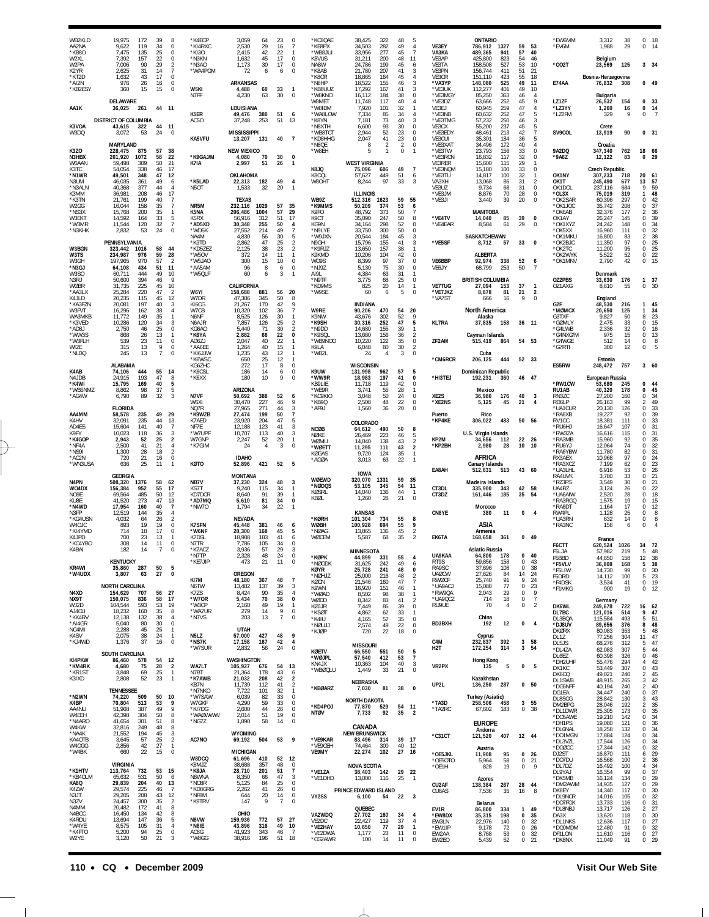WB2KLD 19,975 172 39 8
AA2NA 9,622 119 34 0
*KB8O 7,475 135 25 0
W2XL 7,392 157 22 0
W2PA 7,006 90 29 2
K2YR 2,625 31 14 7
*KT2D 1,632 43 17 0
*AI2N 976 26 16 0
*KB2ESY 360 15 15 0

**DELAWARE**
AA1K 36,025 261 44 11

**DISTRICT OF COLUMBIA**
K3VOA 43,615 322 44 11
W3DQ 3,072 53 24 0

**MARYLAND**
K3ZO 228,475 875 57 38
N3HBX 201,920 1072 58 22
W6AAN 59,498 309 50 21
K3TC 54,054 338 46 17
*N1WR 49,501 348 47 12
N3UM 46,035 361 49 6
*N3ALN 40,368 377 44 4
K3MM 36,981 208 46 17
*K3TN 21,761 199 40 7
W2GG 16,044 158 35 7
*NS3X 15,768 200 35 1
W3EKT 14,592 164 33 5
*W3MR 11,544 120 32 7
*N3KHK 2,832 53 24 0

**PENNSYLVANIA**
W3BGN 323,442 1016 58 44
W3TS 234,987 976 59 28
W3GH 197,965 970 57 2
*N3GJ 64,108 434 51 11
W3SO 60,711 444 49 10
N3RJ 50,600 394 46 9
W2BR 31,735 225 45 10
*AA3LX 25,284 220 47 2
K4JLD 20,235 115 45 12
*KA3FZN 20,081 197 40 3
W3FVT 16,296 162 38 4
WA3MKB 11,772 149 35 1
*K3VED 10,286 120 34 3
*AD8J 2,750 46 25 0
*WW3S 868 26 13 1
*W3FLH 539 23 11 0
WI2E 315 13 9 0
*NU3Q 245 13 7 0

**ALABAMA**
K4AB 74,106 444 55 14
N4JDB 24,915 193 47 8
*K4WI 15,795 169 40 5
*WB5NMZ 8,862 98 37 5
*AG4W 6,790 89 32 3

**FLORIDA**
AA4MM 58,578 235 49 29
K4HV 32,091 235 44 13
AD4ES 15,604 141 40 7
K9FY 10,023 118 36 3
*K4GOP 2,943 52 25 2
*NF4A 2,500 41 21 4
*NS9I 1,300 28 18 2
*AC2N 720 21 16 0
*WN3USA 636 25 11 1

**GEORGIA**
N4PN 508,320 1376 58 62
WO4DX 156,384 952 55 17
NO9E 69,564 485 50 12
KU8E 41,520 273 47 13
*N4WD 17,954 160 40 7
N3FP 12,519 144 35 4
*KG4USN 4,032 64 26 2
W4OJC 893 19 19 0
*KI4YMD 714 18 17 0
K4JPD 700 23 13 1
*KO4YBO 308 14 11 0
K4BAI 182 14 7 0

**KENTUCKY**
KR4WI 35,860 287 50 5
*W4UDX 3,807 63 27 0

**NORTH CAROLINA**
N4XD 154,629 707 56 27
NX9T 150,075 836 58 17
WJ2D 104,544 593 53 19
AJ4CU 18,232 160 35 8
*KK4RV 12,138 132 38 4
*AI4GR 5,040 80 30 0
NC4MI 2,288 45 25 1
K4SV 2,075 38 24 1
*KJ4WD 1,376 37 16 0

**SOUTH CAROLINA**
KI4PKW 86,460 578 54 12
*KM4RK 4,680 75 28 2
*KR1ST 3,848 69 25 1
K3IXD 2,808 52 23 1

**TENNESSEE**
*N2WN 74,220 509 50 10
K4BP 70,804 513 53 9
AA4NU 51,968 387 49 9
W4EEH 42,398 304 50 8
*N4ARO 41,654 301 51 8
W4KW 32,816 249 48 8
*NA4K 21,552 194 45 3
W4OTB 3,645 57 25 2
W4OGG 2,856 42 27 1
*W4BK 660 22 15 0

**VIRGINIA**
*K1HTV 113,764 732 53 15
*KB4OLM 65,632 531 50 6
KA8Q 29,839 204 40 13
K4ZW 29,574 225 46 7
N3JT 29,205 208 43 12
N3ZV 24,457 300 35 2
N4MM 20,482 172 41 8
N4BCC 16,450 134 42 8
K4RDU 13,694 147 36 5
*W4YE 8,575 105 31 4
*K4FTO 5,200 94 25 0
W2YE 3,120 50 21 3

*K4EOP 3,059 64 23 0
*KI4RXC 2,530 29 16 7
*KI3O 2,415 42 22 1
*N3KN 1,632 45 17 0
*N3AO 1,173 30 17 0
*WA4IPGM 72 6 6 0

**ARKANSAS**
W5KI 4,488 60 33 1
N7FF 4,230 63 30 0

**LOUISIANA**
K5ER 49,476 380 51 6
AC5O 37,248 253 51 13

**MISSISSIPPI**
KA5VFU 13,207 131 40 7

**NEW MEXICO**
*K9GAJ/M 4,080 70 30 0
K7IA 2,997 51 26 1

**OKLAHOMA**
*K5LAD 22,313 182 49 4
N5OT 1,533 32 20 1

**TEXAS**
NR5M 232,116 1029 57 35
K5NA 206,486 1004 57 29
K5RX 56,912 312 51 17
*AD5XD 30,348 255 50 4
*WD5K 27,552 214 49 7
NA4M 4,830 56 30 5
*K3TD 2,862 47 25 2
*KD5ZEZ 2,125 38 23 2
*W5OV 372 14 11 1
*W5JAO 300 15 10 0
*AA5AM 96 8 6 0
*W5QLF 60 6 3 1

**CALIFORNIA**
W6YI 158,688 881 56 20
W7DR 47,386 345 50 8
KI6CG 21,267 170 42 9
W7CB 10,320 102 36 7
N6NF 8,525 126 30 1
N6AJR 7,857 126 25 2
KG6AO 5,440 71 30 2
*K6YA 2,882 66 22 0
AD6ZJ 2,047 40 22 1
*AA6EE 1,264 40 15 1
*KI6JJW 1,235 43 12 1
*K6WSC 650 25 12 1
KG6ZHC 272 17 8 0
*K6CSL 186 14 6 0
*K6XX 180 10 9 0

**ARIZONA**
N7VF 50,692 388 52 6
W6XI 30,470 227 46 9
NQ7R 27,965 271 44 3
*K9WZB 27,474 199 50 7
K7AED 23,920 204 47 5
NF7E 12,188 123 41 3
*W7UPF 10,707 113 40 3
W7GNP 2,247 52 20 1
*K7GIM 24 4 3 0

**IDAHO**
K0TO 52,896 421 52 5

**MONTANA**
NB7V 37,230 324 48 3
KS7T 9,240 115 34 1
KD7DCR 8,640 91 39 1
*AD7MQ 5,610 81 34 0
*NW7O 1,794 34 22 1

**NEVADA**
K7SFN 45,448 381 46 6
*W6NF 20,300 168 45 5
K7DSL 18,988 183 41 6
N7TR 7,786 105 34 0
*K7ACZ 3,936 57 29 3
*N7TP 2,328 48 24 0
*KE7JIP 473 21 11 0

**OREGON**
KI7M 48,180 367 48 7
N6TW 13,482 137 39 3
K7ZS 8,424 90 35 4
*W7OR 5,434 70 38 0
*W3CP 2,160 49 19 1
*WA7UR 279 14 9 0
*N7VS 203 13 7 0

**UTAH**
N5LZ 57,000 427 48 9
*NS7K 17,158 167 42 4
*W7SUR 2,832 56 24 0

**WASHINGTON**
WA7LT 105,927 676 54 13
N7BT 21,364 178 43 6
*K7AWB 21,032 208 42 2
KB7N 11,739 112 41 2
*N7NKO 7,722 101 32 1
*W7SAW 6,039 82 33 0
W7GKF 4,290 59 33 0
*KI7DG 2,600 44 26 0
*WA0MWW 2,014 51 19 0
*NG7Z 1,890 58 14 0

**WYOMING**
AC7NO 69,192 504 53 9

**MICHIGAN**
W8DCQ 61,696 410 52 12
K8MJZ 38,688 357 48 0
*K8JA 28,710 201 51 7
N8WNA 8,350 66 47 3
*NO8R 5,125 84 25 0
*KD8GRG 2,262 41 26 0
*NF8M 644 20 14 0
*K9TRV 147 9 7 0

**OHIO**
N8VW 159,936 772 57 27
*N8IE 43,896 316 49 10
AC8G 41,923 343 46 7
*W8GG 38,916 196 51 18

*KC8QAE 38,425 322 48 5
*KE8PX 34,503 282 49 4
*WB8JUI 33,956 277 45 7
K8VUS 31,211 200 48 11
NA8W 24,786 199 45 6
*K8AB 21,780 207 41 3
*K8CR 18,865 164 45 4
*N8HP 18,522 155 46 3
*KB8UUZ 17,292 167 41 3
*W8KNO 16,112 184 38 0
W8MET 11,748 117 40 4
*W8IDM 7,920 101 32 1
*WA8LOW 7,334 85 34 4
*K8YN 7,181 73 40 3
*N8XTH 6,600 93 30 0
*WB8TCT 2,944 52 23 0
*KD8HHG 2,047 41 23 0
*N8QE 8 2 2 0
*W8EH 5 1 0 1

**WEST VIRGINIA**
K8JQ 75,096 606 49 7
K8OQL 57,627 449 51 6
W8OHT 8,244 97 33 3

**ILLINOIS**
WB9Z 512,316 1623 59 55
*K9MMS 50,209 374 53 6
K9FO 48,792 373 50 7
K9CT 35,090 247 50 8
KG9N 34,164 298 52 0
*N9LYE 33,750 300 50 0
*W9JXN 20,544 184 45 3
N9GH 15,796 155 41 3
*K9RJZ 13,650 157 38 1
K9KMD 10,206 104 42 0
WO9S 8,399 97 37 0
*NJ9Z 5,130 75 30 0
AI9L 4,384 63 31 1
*N9TF 3,775 68 25 0
*KD9MS 825 20 14 1
*W9SE 60 6 5 0

**INDIANA**
W9RE 90,206 470 54 20
K9NW 43,676 302 52 9
*K9SH 30,316 252 47 5
*N9DD 14,680 155 39 1
*K9SQL 13,680 156 36 2
*WB9NOO 10,220 122 35 0
K9LA 6,048 80 30 2
*WB2L 24 4 3 0

**WISCONSIN**
K9UW 131,998 962 57 5
*WW9R 18,983 197 41 0
KB9LIE 11,718 119 42 0
*WE9R 3,741 55 28 1
*KC9KIO 3,048 50 24 0
*KB9Q 2,508 48 22 0
*AF9J 1,560 36 20 0

**COLORADO**
NC0B 64,612 490 50 8
N0KE 26,469 223 46 5
W0MU 14,040 138 43 2
*W0ETT 11,295 111 43 2
K0GAS 9,720 124 35 1
*AG0A 3,013 63 22 1

**IOWA**
W0EWD 320,070 1331 59 35
*N0DQS 53,105 345 54 11
K0SRL 14,040 136 44 1
KB0L 1,260 28 21 0

**KANSAS**
*K0RH 101,304 734 55 8
W0BH 100,928 694 55 9
*N0AG 13,865 136 45 2
W0CEM 5,587 68 35 2

**MINNESOTA**
*K0PK 44,899 331 55 4
*N0ODK 31,625 242 49 6
K0YR 25,728 241 48 0
*N0HJZ 25,000 216 48 2
K0CN 21,546 160 47 7
K9WN 16,920 151 46 1
*W0AD 8,502 98 38 1
W0DD 8,342 83 41 2
K0IJR 7,449 86 39 0
*KS0T 4,862 62 33 1
*K4IU 4,165 57 35 0
*N0UJJ 2,574 49 22 0
*KJ0P 720 22 18 0

**MISSOURI**
K0ETV 66,550 551 50 5
*W0JPL 57,540 412 53 7
KN4JX 10,363 104 40 3
*WB0QLU 1,449 33 21 0

**NEBRASKA**
*KB0ARZ 7,030 81 38 0

**NORTH DAKOTA**
*KD4POJ 77,870 529 54 11
NT0V 7,733 92 35 2

**CANADA**
**NEW BRUNSWICK**
*VE9KAR 83,496 314 39 17
*VE9CEH 74,464 300 40 12
VE9MY 22,274 102 27 16

**NOVA SCOTIA**
*VE1ZA 38,403 142 29 22
*VE1DHD 13,000 116 25 1

**PRINCE EDWARD ISLAND**
VY2SS 6,100 54 22 3

**QUEBEC**
VA2WDQ 27,702 160 34 4
VE2DC 22,427 119 37 4
*VE2HAY 10,650 77 29 1
*VE2DWA 1,177 23 11 0
*VE2GAWR 100 14 11 0

**ONTARIO**
VE3EY 786,912 1327 59 53
VA3KA 489,365 941 57 40
VE3AP 425,800 823 54 46
VE3TA 158,508 527 53 10
VE3PN 156,744 411 51 21
VE3CR 151,110 423 55 18
*VA3YP 148,080 525 49 11
*VE3UK 112,277 401 49 10
*VE3MGY 85,250 363 46 4
*VE3DZ 63,666 252 45 9
VE3EJ 60,945 259 47 4
*VE3NB 60,632 252 47 5
*VE3TMG 57,232 250 46 3
VE3CX 55,200 237 45 5
*VE3EDY 48,461 213 42 7
VE3OIJ 35,301 184 36 5
*VE3XAT 34,496 172 40 4
*VE3TW 23,793 156 33 0
*VE3RCN 16,832 117 32 0
VE3RER 15,600 115 29 1
*VE3NQM 15,180 100 33 0
*VE3TU 14,817 100 32 1
VA3XH 13,068 86 31 2
VE3UZ 9,734 68 31 0
*VE3JM 8,876 70 28 0
*VE3JI 3,440 39 20 0

**MANITOBA**
*VE4TV 14,040 85 39 0
*VE4EAR 8,584 61 29 0

**SASKATCHEWAN**
*VE5SF 8,712 57 33 0

**ALBERTA**
VE6BBP 92,974 338 52 6
VE6JY 68,799 253 50 7

**BRITISH COLUMBIA**
VE7TUG 27,094 153 37 1
*VE7JKZ 8,878 81 21 2
*VA7ST 666 16 9 0

**North America**
**Alaska**
KL7RA 37,835 158 36 11

**Cayman Islands**
ZF2AM 515,419 864 54 53

**Cuba**
*CM6RCR 206,125 444 52 33

**Dominican Republic**
*HI3TEJ 192,231 360 46 47

**Mexico**
XE2S 36,980 176 40 3
*XE2NS 5,125 45 21 4

**Puerto Rico**
*KP4KE 306,022 483 50 56

**U.S. Virgin Islands**
KP2M 34,656 112 22 26
*KP2BH 2,980 28 10 10

**AFRICA**
**Canary Islands**
EA8AH 512,631 513 43 60

**Madeira Islands**
CT3DL 335,900 343 42 58
CT3DZ 161,446 185 35 54

**Morocco**
CN8YE 380 11 0 4

**ASIA**
**Armenia**
EK6TA 168,658 361 0 49

**Asiatic Russia**
UA9KAA 64,800 178 0 40
RT9S 59,856 158 0 43
RA9SC 37,696 108 0 38
UA0CW 27,626 84 14 24
RW0CF 25,740 91 9 24
*UA9ACJ 15,088 77 0 23
*RW9QA 2,043 29 0 9
*UA9QCZ 714 18 0 7
RU9UE 70 4 0 2

**China**
BD3BXH 192 12 0 4

**Cyprus**
C4M 232,837 392 3 58
H2T 172,254 314 3 54

**Hong Kong**
VR2PX 135 5 0 5

**Kazakhstan**
UP2L 136,250 287 0 50

**Turkey (Asiatic)**
*TA3D 258,506 458 3 55
*TA2RC 67,602 183 0 38

**EUROPE**
**Andorra**
*C31CT 121,520 407 12 44

**Austria**
*OE5JKL 11,908 95 0 26
*OE5OTO 5,964 58 0 21
*OE1H 828 19 0 9

**Azores**
CU2AF 138,384 267 28 44
CU8AS 7,536 35 16 8

**Belarus**
EV1R 86,800 334 1 49
*EW8DX 35,315 198 0 35
EW3LN 22,976 140 0 32
*EW1IP 9,178 72 0 26
EW2AA 8,768 53 0 32
EW2EO 5,439 52 0 21

*EW6MM 3,312 38 0 18
*EV6M 1,988 29 0 14

**Belgium**
*OO2T 23,569 125 3 34

**Bosnia-Herzegovina**
E74AA 76,832 308 0 49

**Bulgaria**
LZ1ZF 26,532 154 0 33
*LZ3YY 1,260 16 0 14
*LZ2FM 329 9 0 7

**Crete**
SV9COL 13,919 90 0 31

**Croatia**
9A2DQ 347,340 762 18 66
*9A6Z 12,122 83 0 29

**Czech Republic**
OK1NY 307,233 718 20 61
OK1T 245,490 677 13 57
OK1DOL 237,116 684 9 59
*OL3X 75,019 319 1 48
*OK2SAR 60,396 297 0 42
*OK1JOC 35,742 208 0 37
*OK6AB 32,376 177 2 36
OK1AY 26,247 145 0 39
*OK1XYZ 24,242 148 0 34
*OK5XX 16,960 111 0 32
*OK1MKU 16,800 83 2 38
*OK2BJC 11,350 97 0 25
*OK2TC 11,200 95 0 25
*OK2WYK 5,522 52 0 22
*OK1MNV 2,790 42 0 15

**Denmark**
OZ2PBS 33,630 176 1 37
OZ1AXG 8,610 55 0 30

**England**
G2F 48,530 216 1 45
*M0MCX 20,650 125 1 34
G3TXF 9,827 50 8 23
*G0MLY 2,475 33 0 15
*G4LWB 2,336 32 0 16
*G4NXG/M 975 15 0 13
*G4WGE 512 14 0 8
*G7RTI 300 12 0 5

**Estonia**
ES5RW 248,472 757 3 60

**European Russia**
*RW1CW 53,680 245 0 44
RU1AB 40,320 178 0 45
RN3ZC 27,200 160 0 34
RD6LP 26,163 99 2 49
*UA1CUR 20,130 126 0 33
*RA6XB 19,227 92 0 39
RV1CC 18,381 111 0 33
*RU6HJ 16,647 107 0 31
*RW3ZA 16,616 115 0 31
*RA3MB 15,960 92 0 35
*RU6YJ 12,064 74 0 32
*RA6YBW 11,780 82 0 31
RX3AEX 10,968 97 0 24
*RA3XCZ 7,199 62 0 23
*UA3LHL 6,916 53 0 26
RA4UVK 3,780 33 0 21
*RZ3PS 3,549 30 0 21
UA4RZ 3,124 26 0 22
*UA6AVW 2,520 28 0 18
*RA3RGQ 1,575 19 0 15
*RA6DT 1,164 17 0 12
RW4PL 1,128 25 0 8
*UA3RN 632 14 0 8
*RA3NC 156 6 0 4

**France**
F6CTT 620,524 1026 34 72
F5LJA 57,982 219 5 48
F5BBD 44,650 158 12 38
*F5VLV 36,808 168 5 38
*F5LIW 14,730 99 0 30
F5DRD 14,112 100 5 23
*F4DSK 3,534 41 0 19
*F1MKG 900 19 0 12

**Germany**
DK6WL 249,678 722 16 62
DL7BC 121,016 514 9 47
DL3BQA 115,584 493 5 51
*DJ8UV 89,656 376 8 48
DK0RX 80,083 353 5 48
DL1Z 77,256 304 11 47
DL5JS 68,276 312 5 47
*DL4ZA 62,083 307 5 44
DL6EZ 60,398 326 0 46
*DH2UHF 55,476 294 4 42
DK1KC 53,449 307 0 43
DK6CQ 49,021 240 2 45
DL1SWB 48,915 265 3 42
*DG8NFF 40,194 240 2 40
DG1EA 34,447 240 0 37
DL8SCG 28,842 130 3 43
DM2BPG 28,046 192 2 35
*DL1DWR 25,305 173 0 35
*DO5AWE 19,210 142 0 34
*DH1PS 19,080 121 0 36
*DL6NAL 18,258 132 0 34
*DO1MGN 17,884 124 0 34
*DL3VZL 17,544 126 0 34
*DG0CC 17,344 142 0 32
DJ2ST 16,870 111 6 29
*DO7DU 16,568 100 2 36
*DL7DZ 16,492 100 4 34
DL9YAJ 16,354 99 0 37
*DK5MB 16,124 134 0 29
*DM2AWM 14,935 127 0 29
DK8EY 14,340 117 0 30
*DL9NCR 14,016 105 0 32
*DO7FOX 13,733 116 0 31
*DL8NBJ 13,717 126 2 27
DA3X 13,620 118 0 30
*DL1NKS 12,636 117 0 27
*DO8MDM 12,480 91 0 32
DF1LON 11,610 116 0 27
*DK8NX 11,049 91 0 29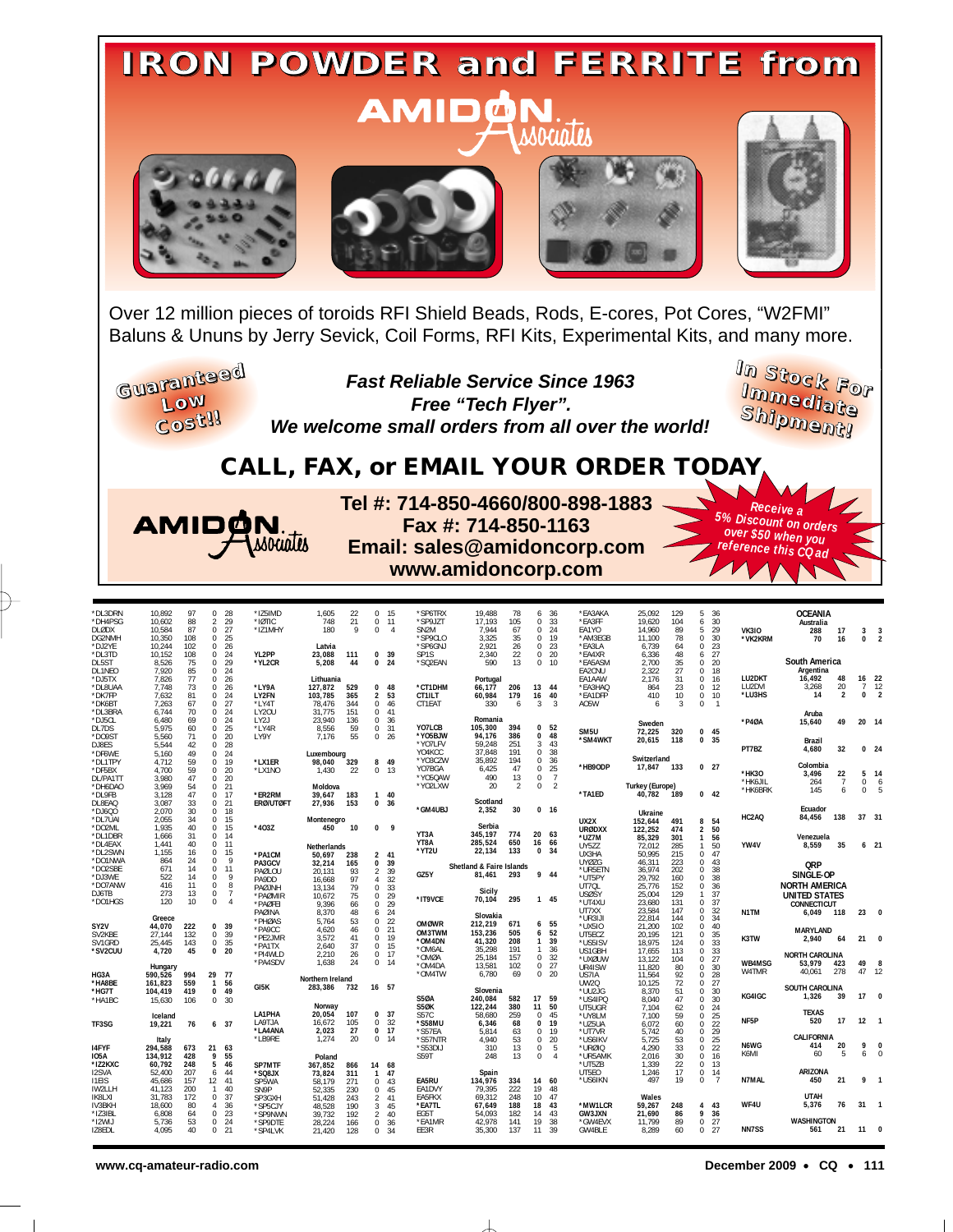# IRON POWDER and FERRITE from AMIDON Associates

Over 12 million pieces of toroids RFI Shield Beads, Rods, E-cores, Pot Cores, "W2FMI" Baluns & Ununs by Jerry Sevick, Coil Forms, RFI Kits, Experimental Kits, and many more.

Guaranteed Low Cost!!

***Fast Reliable Service Since 1963***
***Free "Tech Flyer".***
***We welcome small orders from all over the world!***

In Stock For Immediate Shipment!

## CALL, FAX, or EMAIL YOUR ORDER TODAY

AMIDON Associates

**Tel #: 714-850-4660/800-898-1883**
**Fax #: 714-850-1163**
**Email: sales@amidoncorp.com**
**www.amidoncorp.com**

Receive a 5% Discount on orders over $50 when you reference this CQ ad

| Call | Score | QSOs | Z | C |
|---|---|---|---|---|
| *DL3DRN | 10,892 | 97 | 0 | 28 |
| *DH4PSG | 10,602 | 88 | 2 | 29 |
| DL2DX | 10,584 | 87 | 0 | 27 |
| DG2NMH | 10,350 | 108 | 0 | 25 |
| *DJ2YE | 10,244 | 102 | 0 | 26 |
| *DL3TD | 10,152 | 108 | 0 | 24 |
| DL5ST | 8,526 | 75 | 0 | 29 |
| DL1NEO | 7,920 | 85 | 0 | 24 |
| *DJ5TX | 7,826 | 77 | 0 | 26 |
| *DL8UAA | 7,748 | 73 | 0 | 26 |
| *DK7FP | 7,632 | 81 | 0 | 24 |
| *DK6BT | 7,263 | 67 | 0 | 27 |
| *DL3BRA | 6,744 | 70 | 0 | 24 |
| *DJ5CL | 6,480 | 69 | 0 | 24 |
| DL7DS | 5,975 | 60 | 0 | 25 |
| *DO9ST | 5,560 | 71 | 0 | 20 |
| DJ8ES | 5,544 | 42 | 0 | 28 |
| *DF6WE | 5,160 | 49 | 0 | 24 |
| *DL1TPY | 4,712 | 59 | 0 | 19 |
| *DF5BX | 4,700 | 59 | 0 | 20 |
| DL/PA1TT | 3,980 | 47 | 0 | 20 |
| *DH6DAO | 3,969 | 54 | 0 | 21 |
| *DL9FB | 3,128 | 47 | 0 | 17 |
| DL8EAQ | 3,087 | 33 | 0 | 21 |
| *DJ6QO | 2,070 | 30 | 0 | 18 |
| *DL7UAI | 2,055 | 34 | 0 | 15 |
| *DO2ML | 1,935 | 40 | 0 | 15 |
| *DL1DBR | 1,666 | 31 | 0 | 14 |
| *DL4EAX | 1,441 | 40 | 0 | 11 |
| *DL2SWN | 1,155 | 16 | 0 | 15 |
| *DO1NWA | 864 | 24 | 0 | 9 |
| *DO2SBE | 671 | 14 | 0 | 11 |
| *DJ3WE | 522 | 14 | 0 | 9 |
| *DO7ANW | 416 | 11 | 0 | 8 |
| DJ6TB | 273 | 13 | 0 | 7 |
| *DO1HGS | 120 | 10 | 0 | 4 |
| **Greece** | | | | |
| SY2V | 44,070 | 222 | 0 | 39 |
| SV2KBE | 27,144 | 132 | 0 | 39 |
| SV1GRD | 25,445 | 143 | 0 | 35 |
| *SV2CUU | 4,720 | 45 | 0 | 20 |
| **Hungary** | | | | |
| HG3A | 590,526 | 994 | 29 | 77 |
| *HA8BE | 161,823 | 559 | 1 | 56 |
| *HG7T | 104,419 | 419 | 0 | 49 |
| *HA1BC | 15,630 | 106 | 0 | 30 |
| **Iceland** | | | | |
| TF3SG | 19,221 | 76 | 6 | 37 |
| **Italy** | | | | |
| I4FYF | 294,588 | 673 | 21 | 63 |
| IO5A | 134,912 | 428 | 9 | 55 |
| *IZ2KXC | 60,792 | 248 | 5 | 46 |
| I2SVA | 52,400 | 207 | 6 | 44 |
| I1EIS | 45,686 | 157 | 12 | 41 |
| IW2LLH | 41,123 | 200 | 1 | 40 |
| IK8LXI | 31,783 | 172 | 0 | 37 |
| IV3BKH | 18,600 | 80 | 4 | 36 |
| *IZ3IBL | 6,808 | 64 | 0 | 23 |
| *I2WIJ | 5,736 | 53 | 0 | 24 |
| IZ8EDL | 4,095 | 40 | 0 | 21 |
| *IZ5IMD | 1,605 | 22 | 0 | 15 |
| *IØTIC | 748 | 21 | 0 | 11 |
| *IZ1MHY | 180 | 9 | 0 | 4 |
| **Latvia** | | | | |
| YL2PP | 23,088 | 111 | 0 | 39 |
| *YL2CR | 5,208 | 44 | 0 | 24 |
| **Lithuania** | | | | |
| *LY9A | 127,872 | 529 | 0 | 48 |
| LY2FN | 103,785 | 365 | 2 | 53 |
| *LY4T | 78,476 | 344 | 0 | 46 |
| LY2OU | 31,775 | 151 | 0 | 41 |
| LY2J | 23,940 | 136 | 0 | 36 |
| *LY4R | 8,556 | 59 | 0 | 31 |
| LY9Y | 7,176 | 55 | 0 | 26 |
| **Luxembourg** | | | | |
| *LX1ER | 98,040 | 329 | 8 | 49 |
| *LX1NO | 1,430 | 22 | 0 | 13 |
| **Moldova** | | | | |
| *ER2RM | 39,647 | 183 | 1 | 40 |
| ERØ/UTØFT | 27,936 | 153 | 0 | 36 |
| **Montenegro** | | | | |
| *4O3Z | 450 | 10 | 0 | 9 |
| **Netherlands** | | | | |
| *PA1CM | 50,697 | 238 | 2 | 41 |
| PA3GCV | 32,214 | 165 | 0 | 39 |
| PAØLOU | 20,131 | 93 | 2 | 39 |
| PA9DD | 16,668 | 97 | 4 | 32 |
| PAØJNH | 13,134 | 79 | 0 | 33 |
| *PAØMIR | 10,672 | 75 | 0 | 29 |
| *PAØFEI | 9,396 | 66 | 0 | 29 |
| PAØINA | 8,370 | 48 | 6 | 24 |
| *PHØAS | 5,764 | 53 | 0 | 22 |
| *PA9CC | 4,620 | 46 | 0 | 21 |
| *PE2JMR | 3,572 | 41 | 0 | 19 |
| *PA1TX | 2,640 | 37 | 0 | 15 |
| *PI4WLD | 2,210 | 26 | 0 | 17 |
| *PA4SDV | 1,638 | 24 | 0 | 14 |
| **Northern Ireland** | | | | |
| GI5K | 283,386 | 732 | 16 | 57 |
| **Norway** | | | | |
| LA1PHA | 20,054 | 107 | 0 | 37 |
| LA9TJA | 16,672 | 105 | 0 | 32 |
| *LA4ANA | 2,023 | 27 | 0 | 17 |
| *LB9RE | 1,274 | 20 | 0 | 14 |
| **Poland** | | | | |
| SP7MTF | 367,852 | 866 | 14 | 68 |
| *SQ8JX | 73,824 | 311 | 1 | 47 |
| SP5WA | 58,179 | 271 | 0 | 43 |
| SN9P | 52,335 | 230 | 0 | 45 |
| SP3GXH | 51,428 | 243 | 2 | 41 |
| *SP5CJY | 48,528 | 190 | 3 | 45 |
| *SP9NWN | 39,732 | 192 | 2 | 40 |
| *SP9DTE | 28,224 | 166 | 0 | 36 |
| *SP4LVK | 21,420 | 128 | 0 | 34 |
| *SP6TRX | 19,488 | 78 | 6 | 36 |
| *SP9JZT | 17,193 | 105 | 0 | 33 |
| SN2M | 7,944 | 67 | 0 | 24 |
| *SP9CLO | 3,325 | 35 | 0 | 19 |
| *SP6GNJ | 2,921 | 26 | 0 | 23 |
| SP1S | 2,340 | 22 | 0 | 20 |
| *SQ2EAN | 590 | 13 | 0 | 10 |
| **Portugal** | | | | |
| *CT1DHM | 66,177 | 206 | 13 | 44 |
| CT1ILT | 60,984 | 179 | 16 | 40 |
| CT1EAT | 330 | 6 | 3 | 3 |
| **Romania** | | | | |
| YO7LCB | 105,300 | 394 | 0 | 52 |
| *YO5BJW | 94,176 | 386 | 0 | 48 |
| *YO7LFV | 59,248 | 251 | 3 | 43 |
| YO4KCC | 37,848 | 191 | 0 | 38 |
| *YO3CZW | 35,892 | 194 | 0 | 36 |
| YO7BGA | 6,425 | 47 | 0 | 25 |
| *YO5QAW | 490 | 13 | 0 | 7 |
| *YO2LXW | 20 | 2 | 0 | 2 |
| **Scotland** | | | | |
| *GM4UBJ | 2,352 | 30 | 0 | 16 |
| **Serbia** | | | | |
| YT3A | 345,197 | 774 | 20 | 63 |
| YT8A | 285,524 | 650 | 16 | 66 |
| *YT2U | 22,134 | 133 | 0 | 34 |
| **Shetland & Faire Islands** | | | | |
| GZ5Y | 81,461 | 293 | 9 | 44 |
| **Sicily** | | | | |
| *IT9VCE | 70,104 | 295 | 1 | 45 |
| **Slovakia** | | | | |
| OMØWR | 212,219 | 671 | 6 | 55 |
| OM3TWM | 153,236 | 505 | 6 | 52 |
| *OM4DN | 41,320 | 208 | 1 | 39 |
| *OM6AL | 35,298 | 191 | 1 | 36 |
| *OMØA | 25,184 | 157 | 0 | 32 |
| *OM4DA | 13,581 | 102 | 0 | 27 |
| *OM4TW | 6,780 | 69 | 0 | 20 |
| **Slovenia** | | | | |
| S5ØA | 240,084 | 582 | 17 | 59 |
| S5ØK | 122,244 | 380 | 11 | 50 |
| S57C | 58,680 | 259 | 0 | 45 |
| *S58MU | 6,346 | 68 | 0 | 19 |
| *S57EA | 5,814 | 63 | 0 | 19 |
| *S57NTR | 4,940 | 53 | 0 | 20 |
| *S53DIJ | 310 | 13 | 0 | 5 |
| S59T | 248 | 13 | 0 | 4 |
| **Spain** | | | | |
| EA5RU | 134,976 | 334 | 14 | 60 |
| EA1DVY | 79,395 | 222 | 19 | 48 |
| EA5FKX | 69,312 | 248 | 10 | 47 |
| *EA7TL | 67,649 | 188 | 18 | 43 |
| EG5T | 54,093 | 182 | 14 | 43 |
| *EA1MR | 42,978 | 141 | 19 | 38 |
| EE3R | 35,300 | 137 | 11 | 39 |
| *EA3AKA | 25,092 | 129 | 5 | 36 |
| *EA3FF | 19,620 | 104 | 6 | 30 |
| EA1YO | 14,960 | 89 | 5 | 29 |
| *AM3EGB | 11,100 | 78 | 0 | 30 |
| *EA3LA | 6,739 | 64 | 0 | 23 |
| *EA4XR | 6,336 | 48 | 6 | 27 |
| *EA5ASM | 2,700 | 35 | 0 | 20 |
| EA2CNU | 2,322 | 27 | 0 | 18 |
| EA1AAW | 2,176 | 31 | 0 | 16 |
| *EA3HAQ | 864 | 23 | 0 | 12 |
| *EA1DFP | 410 | 10 | 0 | 10 |
| AO5W | 6 | 3 | 0 | 1 |
| **Sweden** | | | | |
| SM5U | 72,225 | 320 | 0 | 45 |
| *SM4WKT | 20,615 | 118 | 0 | 35 |
| **Switzerland** | | | | |
| *HB9ODP | 17,847 | 133 | 0 | 27 |
| **Turkey (Europe)** | | | | |
| *TA1ED | 40,782 | 189 | 0 | 42 |
| **Ukraine** | | | | |
| UX2X | 152,644 | 491 | 8 | 54 |
| URØDXX | 122,252 | 474 | 2 | 50 |
| *UZ7M | 85,329 | 301 | 1 | 56 |
| UY5ZZ | 72,012 | 285 | 1 | 50 |
| UX3HA | 50,995 | 215 | 0 | 47 |
| UYØZG | 46,311 | 223 | 0 | 43 |
| *UR5ETN | 36,974 | 202 | 0 | 38 |
| *UT5PY | 29,792 | 160 | 0 | 38 |
| UT7QL | 25,776 | 152 | 0 | 36 |
| USØSY | 25,004 | 129 | 1 | 37 |
| *UT4XU | 23,680 | 131 | 0 | 37 |
| UT7XX | 23,584 | 147 | 0 | 32 |
| *UR3IJI | 22,814 | 144 | 0 | 34 |
| *UX5IO | 21,200 | 102 | 0 | 40 |
| UT5ECZ | 20,195 | 121 | 0 | 35 |
| *US5ISV | 18,975 | 124 | 0 | 33 |
| US1GBH | 17,655 | 113 | 0 | 33 |
| *UXØUW | 13,122 | 104 | 0 | 27 |
| UR4ISW | 11,820 | 80 | 0 | 30 |
| US7IA | 11,564 | 92 | 0 | 28 |
| UW2Q | 10,125 | 72 | 0 | 27 |
| *UU2JG | 8,370 | 51 | 0 | 30 |
| *US4IPQ | 8,040 | 47 | 0 | 30 |
| UT5UGR | 7,104 | 62 | 0 | 24 |
| *UY8LM | 7,100 | 59 | 0 | 25 |
| *UZ5UA | 6,072 | 60 | 0 | 22 |
| *UT7VR | 5,742 | 40 | 0 | 29 |
| *US6IKV | 5,725 | 53 | 0 | 25 |
| *URØIQ | 4,290 | 33 | 0 | 22 |
| *UR5AMK | 2,016 | 30 | 0 | 16 |
| *UT5ZB | 1,339 | 22 | 0 | 13 |
| UT5EO | 1,246 | 17 | 0 | 14 |
| *US6IKN | 497 | 19 | 0 | 7 |
| **Wales** | | | | |
| *MW1LCR | 59,267 | 248 | 4 | 43 |
| GW3JXN | 21,690 | 86 | 9 | 36 |
| *GW4EVX | 11,799 | 89 | 0 | 27 |
| GW4BLE | 8,289 | 60 | 0 | 27 |
| **OCEANIA** | | | | |
| **Australia** | | | | |
| VK3IO | 288 | 17 | 3 | 3 |
| *VK2KRM | 70 | 16 | 0 | 2 |
| **South America** | | | | |
| **Argentina** | | | | |
| LU2DKT | 16,492 | 48 | 16 | 22 |
| LU2DM | 3,268 | 20 | 7 | 12 |
| *LU3HS | 14 | 2 | 0 | 2 |
| **Aruba** | | | | |
| *P4ØA | 15,640 | 49 | 20 | 14 |
| **Brazil** | | | | |
| PT7BZ | 4,680 | 32 | 0 | 24 |
| **Colombia** | | | | |
| *HK3O | 3,496 | 22 | 5 | 14 |
| *HK6JIL | 264 | 7 | 0 | 6 |
| *HK6BRK | 145 | 6 | 0 | 5 |
| **Ecuador** | | | | |
| HC2AQ | 84,456 | 138 | 37 | 31 |
| **Venezuela** | | | | |
| YW4V | 8,559 | 35 | 6 | 21 |
| **QRP SINGLE-OP NORTH AMERICA UNITED STATES** | | | | |
| **CONNECTICUT** | | | | |
| N1TM | 6,049 | 118 | 23 | 0 |
| **MARYLAND** | | | | |
| K3TW | 2,940 | 64 | 21 | 0 |
| **NORTH CAROLINA** | | | | |
| WB4MSG | 53,979 | 423 | 49 | 8 |
| W4TMR | 40,061 | 278 | 47 | 12 |
| **SOUTH CAROLINA** | | | | |
| KG4IGC | 1,326 | 39 | 17 | 0 |
| **TEXAS** | | | | |
| NF5P | 520 | 17 | 12 | 1 |
| **CALIFORNIA** | | | | |
| N6WG | 414 | 20 | 9 | 0 |
| K6MI | 60 | 5 | 6 | 0 |
| **ARIZONA** | | | | |
| N7MAL | 450 | 21 | 9 | 1 |
| **UTAH** | | | | |
| WF4U | 5,376 | 76 | 31 | 1 |
| **WASHINGTON** | | | | |
| NN7SS | 561 | 21 | 11 | 0 |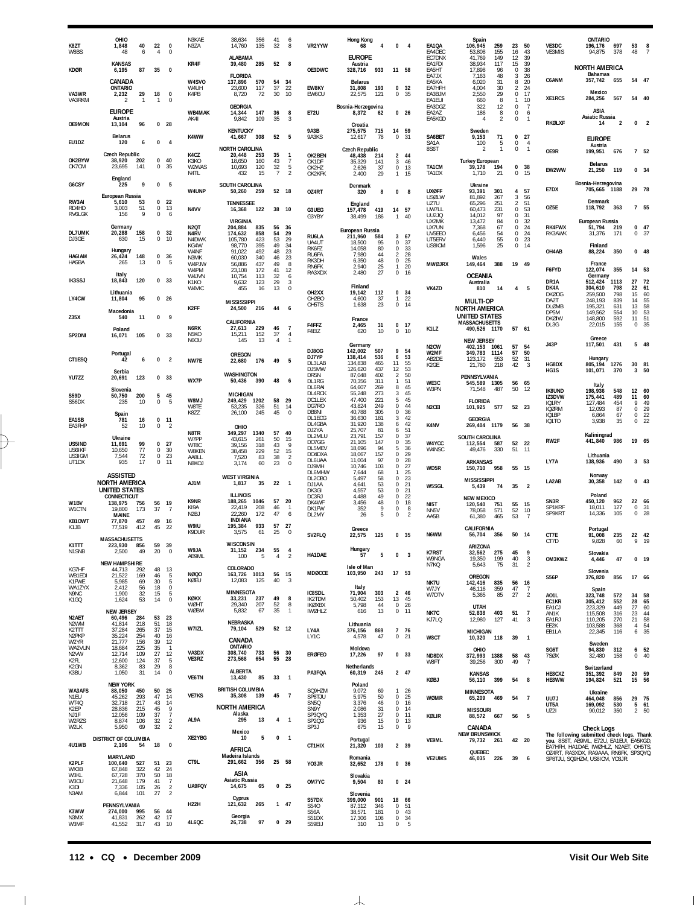OHIO

| | | | | |
|---|---|---|---|---|
| K8ZT | 1,848 | 40 | 22 | 0 |
| W8BS | 48 | 6 | 4 | 0 |

KANSAS

| | | | | |
|---|---|---|---|---|
| KDØR | 6,195 | 87 | 35 | 0 |

CANADA
ONTARIO

| | | | | |
|---|---|---|---|---|
| VA3WR | 2,232 | 29 | 18 | 0 |
| VA3RKM | 2 | 1 | 1 | 0 |

EUROPE
Austria

| | | | | |
|---|---|---|---|---|
| OE9MON | 13,104 | 96 | 0 | 28 |

Belarus

| | | | | |
|---|---|---|---|---|
| EU1DZ | 120 | 6 | 0 | 4 |

Czech Republic

| | | | | |
|---|---|---|---|---|
| OK2BYW | 38,920 | 202 | 0 | 40 |
| OK7CM | 23,695 | 141 | 0 | 35 |

England

| | | | | |
|---|---|---|---|---|
| G6CSY | 225 | 9 | 0 | 5 |

European Russia

| | | | | |
|---|---|---|---|---|
| RW3AI | 5,610 | 53 | 0 | 22 |
| RD4HD | 3,003 | 51 | 0 | 13 |
| RV6LGK | 156 | 9 | 0 | 6 |

Germany

| | | | | |
|---|---|---|---|---|
| DL7UMK | 20,288 | 158 | 0 | 32 |
| DJ3GE | 630 | 15 | 0 | 10 |

Hungary

| | | | | |
|---|---|---|---|---|
| HA6IAM | 26,424 | 148 | 0 | 36 |
| HA5BA | 265 | 13 | 0 | 5 |

Italy

| | | | | |
|---|---|---|---|---|
| IK3SSJ | 18,843 | 120 | 0 | 33 |

Lithuania

| | | | | |
|---|---|---|---|---|
| LY4CW | 11,804 | 95 | 0 | 26 |

Macedonia

| | | | | |
|---|---|---|---|---|
| Z35X | 540 | 11 | 0 | 9 |

Poland

| | | | | |
|---|---|---|---|---|
| SP2DNI | 16,071 | 105 | 0 | 33 |

Portugal

| | | | | |
|---|---|---|---|---|
| CT1ESQ | 42 | 6 | 0 | 2 |

Serbia

| | | | | |
|---|---|---|---|---|
| YU7ZZ | 20,691 | 123 | 0 | 33 |

Slovenia

| | | | | |
|---|---|---|---|---|
| S59D | 50,750 | 200 | 5 | 45 |
| S56DX | 235 | 10 | 0 | 5 |

Spain

| | | | | |
|---|---|---|---|---|
| EA1SB | 781 | 16 | 0 | 11 |
| EA3FHP | 52 | 10 | 0 | 2 |

Ukraine

| | | | | |
|---|---|---|---|---|
| US5IND | 11,691 | 99 | 0 | 27 |
| US6IKF | 10,650 | 77 | 0 | 30 |
| US3IGM | 7,544 | 72 | 0 | 23 |
| UT1DX | 935 | 17 | 0 | 11 |

ASSISTED
NORTH AMERICA
UNITED STATES
CONNECTICUT

| | | | | |
|---|---|---|---|---|
| W1BV | 138,975 | 756 | 56 | 19 |
| W1CTN | 19,800 | 173 | 37 | 7 |

MAINE

| | | | | |
|---|---|---|---|---|
| KB1OWT | 77,870 | 457 | 49 | 16 |
| K1JB | 77,519 | 412 | 45 | 22 |

MASSACHUSETTS

| | | | | |
|---|---|---|---|---|
| K1TTT | 223,930 | 856 | 59 | 39 |
| N1SNB | 2,500 | 49 | 20 | 0 |

NEW HAMPSHIRE

| | | | | |
|---|---|---|---|---|
| KG7HF | 44,713 | 292 | 48 | 13 |
| WB1EDI | 21,522 | 169 | 46 | 5 |
| K1FWE | 5,985 | 69 | 30 | 5 |
| WA1ZYX | 2,412 | 56 | 18 | 0 |
| N9NC | 1,900 | 32 | 15 | 5 |
| K1GQ | 1,624 | 53 | 14 | 0 |

NEW JERSEY

| | | | | |
|---|---|---|---|---|
| N2AET | 60,496 | 284 | 53 | 23 |
| N2WM | 41,814 | 218 | 51 | 18 |
| K2TTT | 37,284 | 265 | 37 | 15 |
| N2PKP | 35,224 | 254 | 40 | 16 |
| W2YR | 21,777 | 156 | 39 | 12 |
| WA2VUN | 18,684 | 225 | 35 | 1 |
| N2VW | 12,714 | 109 | 27 | 12 |
| K2FL | 12,600 | 124 | 37 | 5 |
| K2GN | 8,362 | 83 | 29 | 8 |
| K3BU | 1,050 | 31 | 14 | 0 |

NEW YORK

| | | | | |
|---|---|---|---|---|
| WA3AFS | 88,050 | 450 | 50 | 25 |
| N1EU | 45,262 | 293 | 47 | 14 |
| WT4Q | 32,718 | 217 | 43 | 14 |
| K2EP | 28,836 | 215 | 45 | 9 |
| NJ1F | 12,056 | 109 | 37 | 7 |
| W2RZS | 8,874 | 106 | 32 | 2 |
| W2LK | 5,950 | 69 | 32 | 2 |

DISTRICT OF COLUMBIA

| | | | | |
|---|---|---|---|---|
| 4U1WB | 2,106 | 54 | 18 | 0 |

MARYLAND

| | | | | |
|---|---|---|---|---|
| K2PLF | 100,640 | 527 | 51 | 23 |
| WX3B | 67,848 | 322 | 42 | 24 |
| W3KL | 67,728 | 370 | 50 | 18 |
| W3OU | 21,648 | 179 | 41 | 7 |
| K3DI | 7,336 | 105 | 26 | 2 |
| N3AM | 6,844 | 101 | 27 | 2 |

PENNSYLVANIA

| | | | | |
|---|---|---|---|---|
| K3WW | 274,000 | 995 | 56 | 44 |
| N3MX | 41,831 | 262 | 42 | 17 |
| W3MF | 41,552 | 317 | 43 | 10 |
| N3KAE | 38,634 | 356 | 41 | 6 |
| N3ZA | 14,760 | 135 | 32 | 8 |

ALABAMA

| | | | | |
|---|---|---|---|---|
| KR4F | 39,480 | 285 | 52 | 8 |

FLORIDA

| | | | | |
|---|---|---|---|---|
| W4SVO | 137,896 | 570 | 54 | 34 |
| W4UH | 23,600 | 117 | 37 | 22 |
| K4PB | 8,720 | 72 | 30 | 10 |

GEORGIA

| | | | | |
|---|---|---|---|---|
| WB4MAK | 14,344 | 147 | 36 | 8 |
| AK4I | 9,842 | 109 | 35 | 3 |

KENTUCKY

| | | | | |
|---|---|---|---|---|
| K4WW | 41,667 | 308 | 52 | 5 |

NORTH CAROLINA

| | | | | |
|---|---|---|---|---|
| K4CZ | 20,448 | 253 | 35 | 1 |
| K3KO | 18,650 | 160 | 43 | 7 |
| W2WAS | 10,693 | 120 | 32 | 5 |
| N4TL | 432 | 15 | 7 | 2 |

SOUTH CAROLINA

| | | | | |
|---|---|---|---|---|
| W4UNP | 50,260 | 259 | 52 | 18 |

TENNESSEE

| | | | | |
|---|---|---|---|---|
| N4VV | 16,368 | 122 | 38 | 10 |

VIRGINIA

| | | | | |
|---|---|---|---|---|
| N2QT | 204,884 | 835 | 56 | 36 |
| N4RV | 174,632 | 858 | 54 | 29 |
| N4DWK | 105,780 | 423 | 53 | 29 |
| KG4W | 98,770 | 395 | 49 | 34 |
| W4NF | 91,022 | 492 | 48 | 23 |
| N3MK | 60,030 | 340 | 46 | 23 |
| W4PJW | 56,886 | 437 | 49 | 8 |
| W4PM | 23,108 | 172 | 41 | 12 |
| WA3VN | 10,754 | 113 | 32 | 6 |
| K1KO | 9,632 | 123 | 29 | 3 |
| W4VIC | 455 | 16 | 13 | 0 |

MISSISSIPPI

| | | | | |
|---|---|---|---|---|
| K2FF | 24,500 | 216 | 44 | 6 |

CALIFORNIA

| | | | | |
|---|---|---|---|---|
| N6RK | 27,613 | 229 | 46 | 7 |
| N5KO | 15,211 | 152 | 37 | 4 |
| N6OU | 145 | 13 | 4 | 1 |

OREGON

| | | | | |
|---|---|---|---|---|
| NW7E | 22,680 | 176 | 49 | 5 |

WASHINGTON

| | | | | |
|---|---|---|---|---|
| WX7P | 50,436 | 390 | 48 | 6 |

MICHIGAN

| | | | | |
|---|---|---|---|---|
| W8MJ | 249,429 | 1202 | 58 | 29 |
| W8TE | 53,235 | 326 | 51 | 14 |
| K8ZZ | 26,100 | 245 | 45 | 0 |

OHIO

| | | | | |
|---|---|---|---|---|
| N8TR | 349,297 | 1340 | 57 | 40 |
| W7PP | 43,615 | 261 | 50 | 15 |
| WT8C | 39,156 | 318 | 43 | 9 |
| W8KEN | 38,458 | 229 | 52 | 15 |
| AA8LL | 7,520 | 83 | 38 | 2 |
| N8KOJ | 3,174 | 60 | 23 | 0 |

WEST VIRGINIA

| | | | | |
|---|---|---|---|---|
| AJ1M | 1,817 | 35 | 22 | 1 |

ILLINOIS

| | | | | |
|---|---|---|---|---|
| K9NR | 188,265 | 1046 | 57 | 20 |
| KI9A | 22,419 | 208 | 46 | 1 |
| N2BJ | 22,260 | 172 | 47 | 6 |

INDIANA

| | | | | |
|---|---|---|---|---|
| W9IU | 195,384 | 933 | 57 | 27 |
| K9DUR | 3,575 | 61 | 25 | 0 |

WISCONSIN

| | | | | |
|---|---|---|---|---|
| W9JA | 31,152 | 234 | 55 | 4 |
| AB9ML | 100 | 5 | 4 | 2 |

COLORADO

| | | | | |
|---|---|---|---|---|
| NØQO | 163,726 | 1013 | 56 | 15 |
| KØEU | 12,083 | 125 | 40 | 3 |

MINNESOTA

| | | | | |
|---|---|---|---|---|
| KØKX | 33,231 | 237 | 49 | 8 |
| WØHT | 29,340 | 207 | 52 | 8 |
| WØBM | 5,832 | 67 | 35 | 1 |

NEBRASKA

| | | | | |
|---|---|---|---|---|
| W7IZL | 79,104 | 529 | 52 | 12 |

CANADA
ONTARIO

| | | | | |
|---|---|---|---|---|
| VA3DX | 308,740 | 733 | 56 | 30 |
| VE3RZ | 273,568 | 654 | 55 | 28 |

ALBERTA

| | | | | |
|---|---|---|---|---|
| VE6TN | 13,430 | 85 | 33 | 1 |

BRITISH COLUMBIA

| | | | | |
|---|---|---|---|---|
| VE7KS | 35,308 | 139 | 45 | 7 |

NORTH AMERICA
Alaska

| | | | | |
|---|---|---|---|---|
| AL9A | 295 | 13 | 4 | 1 |

Mexico

| | | | | |
|---|---|---|---|---|
| XE2YBG | 10 | 5 | 0 | 1 |

AFRICA
Madeira Islands

| | | | | |
|---|---|---|---|---|
| CT9L | 291,662 | 356 | 25 | 58 |

ASIA
Asiatic Russia

| | | | | |
|---|---|---|---|---|
| UA9FQY | 14,675 | 65 | 0 | 25 |

Cyprus

| | | | | |
|---|---|---|---|---|
| H22H | 121,632 | 265 | 1 | 47 |

Georgia

| | | | | |
|---|---|---|---|---|
| 4L6QC | 26,738 | 97 | 0 | 29 |

Hong Kong

| | | | | |
|---|---|---|---|---|
| VR2YYW | 68 | 4 | 0 | 4 |

EUROPE
Austria

| | | | | |
|---|---|---|---|---|
| OE3DWC | 328,716 | 933 | 11 | 58 |

Belarus

| | | | | |
|---|---|---|---|---|
| EW8KY | 31,808 | 193 | 0 | 32 |
| EW6CU | 22,575 | 121 | 0 | 35 |

Bosnia-Herzegovina

| | | | | |
|---|---|---|---|---|
| E72U | 8,372 | 62 | 0 | 26 |

Croatia

| | | | | |
|---|---|---|---|---|
| 9A3B | 275,575 | 715 | 14 | 59 |
| 9A3KS | 12,617 | 78 | 0 | 31 |

Czech Republic

| | | | | |
|---|---|---|---|---|
| OK2BEN | 48,438 | 214 | 2 | 44 |
| OK1DF | 35,329 | 141 | 3 | 46 |
| OK2HZ | 2,626 | 37 | 0 | 13 |
| OK2KFK | 2,400 | 29 | 1 | 15 |

Denmark

| | | | | |
|---|---|---|---|---|
| OZ4RT | 320 | 8 | 0 | 8 |

England

| | | | | |
|---|---|---|---|---|
| G3UEG | 157,478 | 419 | 14 | 57 |
| G3YBY | 38,499 | 186 | 1 | 40 |

European Russia

| | | | | |
|---|---|---|---|---|
| RU6LA | 211,960 | 584 | 3 | 67 |
| UA4UT | 18,500 | 95 | 0 | 37 |
| RK6FZ | 14,058 | 80 | 0 | 33 |
| RU6FA | 7,980 | 44 | 2 | 28 |
| RK3DH | 6,350 | 48 | 0 | 25 |
| RN6FK | 2,940 | 25 | 1 | 20 |
| RA3XDX | 2,480 | 27 | 0 | 16 |

Finland

| | | | | |
|---|---|---|---|---|
| OH2XX | 19,142 | 112 | 0 | 34 |
| OH2BO | 4,600 | 37 | 1 | 22 |
| OH5TS | 1,638 | 23 | 0 | 14 |

France

| | | | | |
|---|---|---|---|---|
| F4FFZ | 2,465 | 31 | 0 | 17 |
| F4EIZ | 620 | 10 | 0 | 10 |

Germany

| | | | | |
|---|---|---|---|---|
| DJ8OG | 142,002 | 507 | 9 | 54 |
| DJ7YP | 138,414 | 536 | 6 | 53 |
| DL3LAB | 134,838 | 465 | 11 | 55 |
| DJ5MW | 126,620 | 437 | 12 | 53 |
| DR5N | 87,048 | 402 | 2 | 50 |
| DL1RG | 70,356 | 311 | 1 | 51 |
| DL6RAI | 64,607 | 269 | 8 | 45 |
| DL4RCK | 55,248 | 273 | 3 | 45 |
| DC1LEX | 47,400 | 221 | 5 | 45 |
| DG7RO | 43,824 | 249 | 0 | 44 |
| DB8NI | 40,788 | 305 | 0 | 36 |
| DL1EOG | 36,630 | 181 | 3 | 42 |
| DL4GBA | 31,920 | 138 | 6 | 42 |
| DJ2YA | 25,707 | 81 | 6 | 51 |
| DL2MLU | 23,791 | 157 | 0 | 37 |
| DO7GG | 21,105 | 147 | 0 | 35 |
| DL5MEV | 18,696 | 94 | 5 | 36 |
| DO4DXA | 18,067 | 157 | 0 | 29 |
| DL6UAA | 11,004 | 97 | 0 | 28 |
| DJ9MH | 10,746 | 103 | 0 | 27 |
| DL6MHW | 7,644 | 68 | 1 | 25 |
| DL2OBO | 5,497 | 58 | 0 | 23 |
| DJ1AA | 4,641 | 53 | 0 | 21 |
| DK3GI | 4,557 | 53 | 0 | 21 |
| DC3RJ | 4,488 | 49 | 0 | 22 |
| DK4WF | 3,456 | 48 | 0 | 18 |
| DK1FW | 352 | 9 | 0 | 8 |
| DL2MY | 26 | 5 | 0 | 2 |

Greece

| | | | | |
|---|---|---|---|---|
| SV2FLQ | 22,575 | 125 | 0 | 35 |

Hungary

| | | | | |
|---|---|---|---|---|
| HA1DAE | 57 | 5 | 0 | 3 |

Isle of Man

| | | | | |
|---|---|---|---|---|
| MDØCCE | 103,950 | 243 | 17 | 53 |

Italy

| | | | | |
|---|---|---|---|---|
| IC8SDL | 71,904 | 303 | 2 | 46 |
| IK2TDM | 50,402 | 153 | 13 | 45 |
| IKØXBX | 5,798 | 44 | 0 | 26 |
| IWØHLZ | 616 | 13 | 0 | 11 |

Lithuania

| | | | | |
|---|---|---|---|---|
| LY4A | 376,156 | 869 | 7 | 76 |
| LY1C | 4,578 | 47 | 0 | 21 |

Moldova

| | | | | |
|---|---|---|---|---|
| ERØFEO | 17,226 | 97 | 0 | 33 |

Netherlands

| | | | | |
|---|---|---|---|---|
| PA3FQA | 60,319 | 245 | 2 | 47 |

Poland

| | | | | |
|---|---|---|---|---|
| SQ9HZM | 9,072 | 69 | 1 | 26 |
| SP8TJU | 5,975 | 50 | 0 | 25 |
| SN5Q | 3,376 | 46 | 0 | 16 |
| SN9Y | 2,086 | 31 | 0 | 14 |
| SP3QYQ | 1,353 | 27 | 0 | 11 |
| SP2QG | 936 | 15 | 0 | 13 |
| SP3J | 675 | 15 | 0 | 9 |

Portugal

| | | | | |
|---|---|---|---|---|
| CT1HIX | 21,320 | 103 | 2 | 39 |

Romania

| | | | | |
|---|---|---|---|---|
| YO3JR | 32,652 | 178 | 0 | 36 |

Slovakia

| | | | | |
|---|---|---|---|---|
| OM7YC | 9,504 | 80 | 0 | 24 |

Slovenia

| | | | | |
|---|---|---|---|---|
| S57DX | 399,000 | 901 | 18 | 66 |
| S54O | 87,312 | 346 | 0 | 51 |
| S56A | 38,571 | 181 | 0 | 43 |
| S51DX | 17,306 | 108 | 0 | 34 |
| S59EIJ | 310 | 13 | 0 | 5 |

Spain

| | | | | |
|---|---|---|---|---|
| EA1QA | 106,945 | 259 | 23 | 50 |
| EA4DEC | 53,808 | 155 | 16 | 43 |
| EC7DNX | 41,769 | 149 | 12 | 39 |
| EA1FDI | 38,934 | 117 | 15 | 39 |
| EA5HT | 17,898 | 96 | 0 | 38 |
| EA7JX | 7,163 | 48 | 3 | 26 |
| EA5KA | 6,020 | 31 | 8 | 20 |
| EA7HFH | 4,004 | 30 | 2 | 24 |
| EA3BJM | 2,550 | 29 | 0 | 17 |
| EA1EUI | 660 | 8 | 1 | 10 |
| EA3DGZ | 322 | 12 | 0 | 7 |
| EA2AZ | 186 | 8 | 0 | 6 |
| EA5KGD | 4 | 2 | 0 | 1 |

Sweden

| | | | | |
|---|---|---|---|---|
| SA6BET | 9,153 | 71 | 0 | 27 |
| SA1A | 100 | 5 | 0 | 4 |
| 8S6T | 2 | 1 | 0 | 1 |

Turkey European

| | | | | |
|---|---|---|---|---|
| TA1CM | 39,178 | 194 | 0 | 38 |
| TA1DX | 1,710 | 21 | 0 | 15 |

Ukraine

| | | | | |
|---|---|---|---|---|
| UXØFF | 93,391 | 301 | 4 | 57 |
| USØLW | 81,892 | 267 | 3 | 56 |
| UZ7U | 65,296 | 251 | 2 | 51 |
| UW7LL | 60,473 | 231 | 0 | 53 |
| UU2JQ | 14,012 | 97 | 0 | 31 |
| UX2MK | 13,472 | 84 | 0 | 32 |
| UX7UN | 7,368 | 67 | 0 | 24 |
| UV5EEO | 6,456 | 54 | 0 | 24 |
| UT5ERV | 6,440 | 55 | 0 | 23 |
| US8ICM | 1,596 | 25 | 0 | 14 |

Wales

| | | | | |
|---|---|---|---|---|
| MWØJRX | 149,464 | 388 | 19 | 49 |

OCEANIA
Australia

| | | | | |
|---|---|---|---|---|
| VK4ZD | 810 | 14 | 4 | 5 |

MULTI-OP
NORTH AMERICA
UNITED STATES
MASSACHUSETTS

| | | | | |
|---|---|---|---|---|
| K1LZ | 490,526 | 1170 | 57 | 61 |

NEW JERSEY

| | | | | |
|---|---|---|---|---|
| N2CW | 402,153 | 1061 | 57 | 54 |
| W2MF | 349,783 | 1114 | 57 | 50 |
| AB2DE | 123,172 | 553 | 52 | 31 |
| K2GE | 21,780 | 218 | 42 | 3 |

PENNSYLVANIA

| | | | | |
|---|---|---|---|---|
| WE3C | 545,589 | 1305 | 56 | 65 |
| W3PN | 71,548 | 487 | 50 | 12 |

FLORIDA

| | | | | |
|---|---|---|---|---|
| N2CEI | 101,925 | 577 | 52 | 23 |

GEORGIA

| | | | | |
|---|---|---|---|---|
| K4NV | 269,404 | 1179 | 56 | 38 |

SOUTH CAROLINA

| | | | | |
|---|---|---|---|---|
| W4YCC | 112,554 | 587 | 52 | 22 |
| W4NSC | 49,476 | 330 | 51 | 11 |

ARKANSAS

| | | | | |
|---|---|---|---|---|
| WD5R | 150,710 | 958 | 55 | 15 |

MISSISSIPPI

| | | | | |
|---|---|---|---|---|
| W5SGL | 5,439 | 74 | 35 | 2 |

NEW MEXICO

| | | | | |
|---|---|---|---|---|
| NI5T | 120,540 | 751 | 55 | 15 |
| NN5V | 78,058 | 571 | 52 | 10 |
| AA5B | 61,380 | 465 | 53 | 7 |

CALIFORNIA

| | | | | |
|---|---|---|---|---|
| N6WM | 56,704 | 356 | 50 | 14 |

ARIZONA

| | | | | |
|---|---|---|---|---|
| K7RST | 32,562 | 275 | 45 | 9 |
| W8NGA | 19,350 | 199 | 40 | 3 |
| N7KQ | 5,643 | 75 | 31 | 2 |

OREGON

| | | | | |
|---|---|---|---|---|
| NK7U | 142,416 | 835 | 56 | 16 |
| W7JY | 46,116 | 359 | 47 | 7 |
| W7DTV | 5,365 | 85 | 27 | 2 |

UTAH

| | | | | |
|---|---|---|---|---|
| NK7C | 52,838 | 403 | 51 | 7 |
| KJ7LQ | 12,980 | 127 | 41 | 3 |

MICHIGAN

| | | | | |
|---|---|---|---|---|
| W8CT | 10,320 | 118 | 39 | 1 |

OHIO

| | | | | |
|---|---|---|---|---|
| ND8DX | 372,993 | 1388 | 58 | 43 |
| W8FT | 39,256 | 300 | 49 | 7 |

KANSAS

| | | | | |
|---|---|---|---|---|
| KØBJ | 56,110 | 399 | 54 | 8 |

MINNESOTA

| | | | | |
|---|---|---|---|---|
| WØMR | 65,209 | 469 | 54 | 7 |

MISSOURI

| | | | | |
|---|---|---|---|---|
| KØLIR | 88,572 | 667 | 56 | 5 |

CANADA
NEW BRUNSWICK

| | | | | |
|---|---|---|---|---|
| VE9ML | 79,732 | 261 | 42 | 20 |

QUEBEC

| | | | | |
|---|---|---|---|---|
| VE2UMS | 46,035 | 226 | 39 | 6 |

ONTARIO

| | | | | |
|---|---|---|---|---|
| VE3DC | 196,176 | 697 | 53 | 8 |
| VE3MIS | 94,875 | 378 | 48 | 7 |

NORTH AMERICA
Bahamas

| | | | | |
|---|---|---|---|---|
| C6ANM | 357,742 | 655 | 54 | 47 |

Mexico

| | | | | |
|---|---|---|---|---|
| XE1RCS | 284,256 | 567 | 54 | 40 |

ASIA
Asiatic Russia

| | | | | |
|---|---|---|---|---|
| RKØLXF | 14 | 2 | 0 | 2 |

EUROPE
Austria

| | | | | |
|---|---|---|---|---|
| OE9R | 199,951 | 676 | 7 | 52 |

Belarus

| | | | | |
|---|---|---|---|---|
| EW2WW | 21,250 | 119 | 0 | 34 |

Bosnia-Herzegovina

| | | | | |
|---|---|---|---|---|
| E7DX | 705,665 | 1188 | 29 | 78 |

Denmark

| | | | | |
|---|---|---|---|---|
| OZ5E | 118,792 | 363 | 7 | 55 |

European Russia

| | | | | |
|---|---|---|---|---|
| RK4FWX | 51,794 | 219 | 0 | 47 |
| RK3AWK | 31,376 | 171 | 0 | 37 |

Finland

| | | | | |
|---|---|---|---|---|
| OH4AB | 88,224 | 350 | 0 | 48 |

France

| | | | | |
|---|---|---|---|---|
| F6FYD | 122,074 | 355 | 14 | 53 |

Germany

| | | | | |
|---|---|---|---|---|
| DR1A | 512,424 | 1113 | 27 | 72 |
| DK4A | 304,610 | 798 | 22 | 61 |
| DKØOG | 259,500 | 798 | 15 | 60 |
| DA2T | 248,193 | 839 | 14 | 55 |
| DLØMB | 195,321 | 631 | 13 | 58 |
| DP5M | 149,562 | 554 | 10 | 53 |
| DKØIW | 148,800 | 592 | 11 | 51 |
| DL3G | 22,015 | 155 | 0 | 35 |

Greece

| | | | | |
|---|---|---|---|---|
| J43P | 117,501 | 431 | 5 | 48 |

Hungary

| | | | | |
|---|---|---|---|---|
| HG8DX | 805,194 | 1276 | 30 | 81 |
| HG1S | 101,071 | 370 | 3 | 50 |

Italy

| | | | | |
|---|---|---|---|---|
| IK8UND | 198,936 | 548 | 12 | 60 |
| IZ3DVW | 175,441 | 489 | 11 | 60 |
| IQ1RY | 127,484 | 454 | 9 | 49 |
| IQØRM | 12,093 | 87 | 0 | 29 |
| IQ1BP | 6,864 | 67 | 0 | 22 |
| IQ1TO | 3,938 | 35 | 0 | 22 |

Kaliningrad

| | | | | |
|---|---|---|---|---|
| RW2F | 441,840 | 986 | 19 | 65 |

Lithuania

| | | | | |
|---|---|---|---|---|
| LY7A | 138,936 | 490 | 3 | 53 |

Norway

| | | | | |
|---|---|---|---|---|
| LA2AB | 30,358 | 142 | 0 | 43 |

Poland

| | | | | |
|---|---|---|---|---|
| SN3R | 450,120 | 962 | 22 | 66 |
| SP1KRF | 18,011 | 127 | 0 | 31 |
| SP9KRT | 14,336 | 105 | 0 | 28 |

Portugal

| | | | | |
|---|---|---|---|---|
| CT7E | 91,008 | 235 | 22 | 42 |
| CT7D | 9,828 | 60 | 9 | 19 |

Slovakia

| | | | | |
|---|---|---|---|---|
| OM3KWZ | 4,446 | 47 | 0 | 19 |

Slovenia

| | | | | |
|---|---|---|---|---|
| S56P | 376,820 | 856 | 17 | 66 |

Spain

| | | | | |
|---|---|---|---|---|
| AO1L | 323,748 | 572 | 34 | 58 |
| EC1KR | 305,412 | 552 | 28 | 65 |
| EA1CJ | 223,329 | 449 | 27 | 60 |
| AN1K | 115,508 | 316 | 23 | 44 |
| EA1RJ | 110,205 | 270 | 21 | 58 |
| EE2K | 103,588 | 368 | 4 | 54 |
| EB1LA | 22,345 | 116 | 6 | 35 |

Sweden

| | | | | |
|---|---|---|---|---|
| SG6T | 94,830 | 312 | 6 | 52 |
| 7SØX | 32,480 | 158 | 0 | 40 |

Switzerland

| | | | | |
|---|---|---|---|---|
| HE8CXZ | 351,392 | 849 | 20 | 59 |
| HE8WW | 194,824 | 521 | 15 | 56 |

Ukraine

| | | | | |
|---|---|---|---|---|
| UU7J | 464,048 | 856 | 29 | 75 |
| UT5A | 169,092 | 530 | 5 | 61 |
| UZ2I | 90,012 | 350 | 2 | 50 |

**Check Logs**

**The following submitted check logs. Thank you.** 8S6T, AB9ML, E72U, EA1EUI, EA5KGD, EA7HFH, HA1DAE, IWØHLZ, N2AET, OH5TS, OZ4RT, RA3XDX, RA9AAA, RN6FK, SP3QYQ, SP8TJU, SQ9HZM, US8ICM, YO3JR.